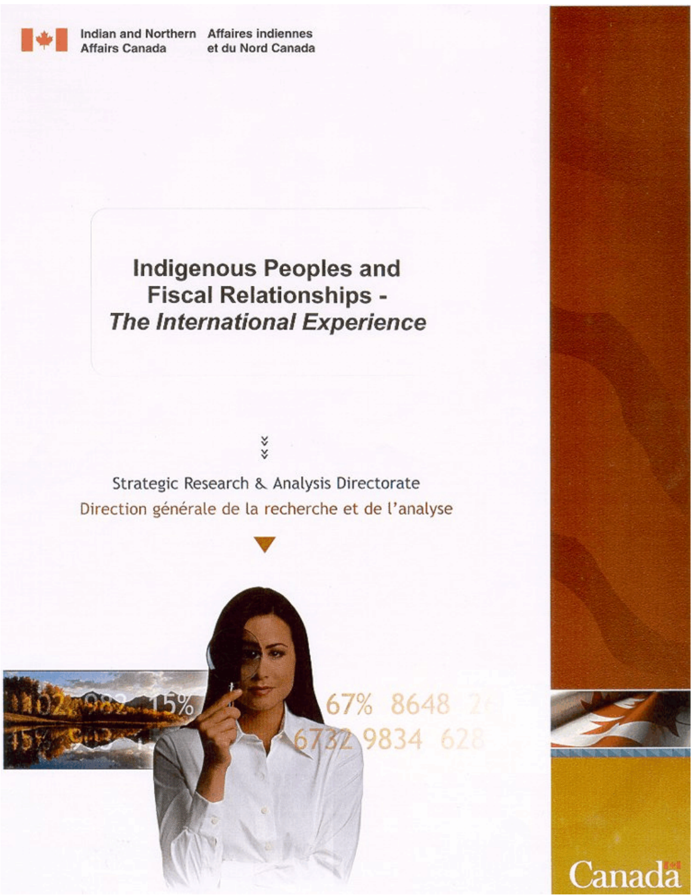Indian and Northern Affairs Canada | Affaires indiennes et du Nord Canada

# Indigenous Peoples and Fiscal Relationships - *The International Experience*

Strategic Research & Analysis Directorate

Direction générale de la recherche et de l'analyse

Canada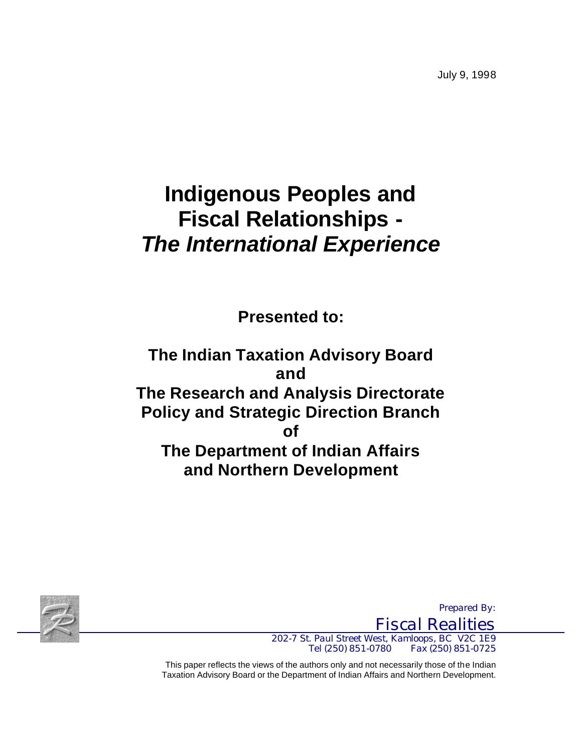July 9, 1998

# Indigenous Peoples and Fiscal Relationships - *The International Experience*

**Presented to:**

**The Indian Taxation Advisory Board**
**and**
**The Research and Analysis Directorate**
**Policy and Strategic Direction Branch**
**of**
**The Department of Indian Affairs**
**and Northern Development**

*Prepared By:*

Fiscal Realities

202-7 St. Paul Street West, Kamloops, BC V2C 1E9
Tel (250) 851-0780 Fax (250) 851-0725

This paper reflects the views of the authors only and not necessarily those of the Indian Taxation Advisory Board or the Department of Indian Affairs and Northern Development.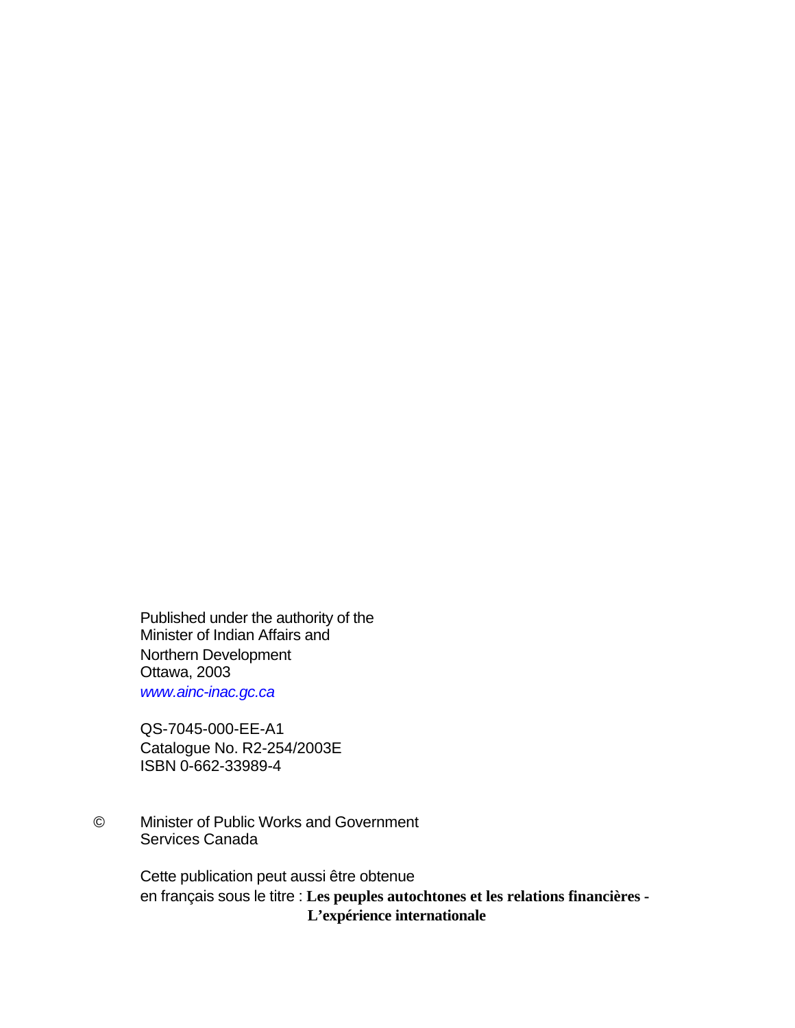Published under the authority of the
Minister of Indian Affairs and
Northern Development
Ottawa, 2003
www.ainc-inac.gc.ca

QS-7045-000-EE-A1
Catalogue No. R2-254/2003E
ISBN 0-662-33989-4

© Minister of Public Works and Government
Services Canada

Cette publication peut aussi être obtenue
en français sous le titre : **Les peuples autochtones et les relations financières - L'expérience internationale**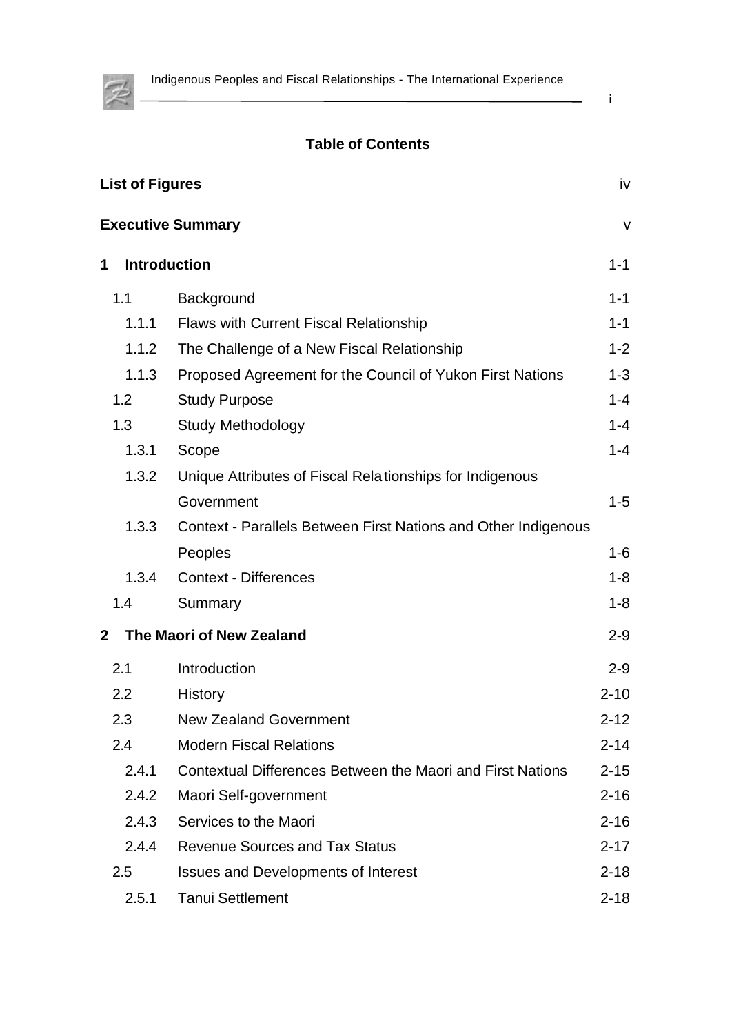# Table of Contents

| | | |
|---|---|---|
| **List of Figures** | | iv |
| **Executive Summary** | | v |
| **1** | **Introduction** | 1-1 |
| 1.1 | Background | 1-1 |
| 1.1.1 | Flaws with Current Fiscal Relationship | 1-1 |
| 1.1.2 | The Challenge of a New Fiscal Relationship | 1-2 |
| 1.1.3 | Proposed Agreement for the Council of Yukon First Nations | 1-3 |
| 1.2 | Study Purpose | 1-4 |
| 1.3 | Study Methodology | 1-4 |
| 1.3.1 | Scope | 1-4 |
| 1.3.2 | Unique Attributes of Fiscal Relationships for Indigenous Government | 1-5 |
| 1.3.3 | Context - Parallels Between First Nations and Other Indigenous Peoples | 1-6 |
| 1.3.4 | Context - Differences | 1-8 |
| 1.4 | Summary | 1-8 |
| **2** | **The Maori of New Zealand** | 2-9 |
| 2.1 | Introduction | 2-9 |
| 2.2 | History | 2-10 |
| 2.3 | New Zealand Government | 2-12 |
| 2.4 | Modern Fiscal Relations | 2-14 |
| 2.4.1 | Contextual Differences Between the Maori and First Nations | 2-15 |
| 2.4.2 | Maori Self-government | 2-16 |
| 2.4.3 | Services to the Maori | 2-16 |
| 2.4.4 | Revenue Sources and Tax Status | 2-17 |
| 2.5 | Issues and Developments of Interest | 2-18 |
| 2.5.1 | Tanui Settlement | 2-18 |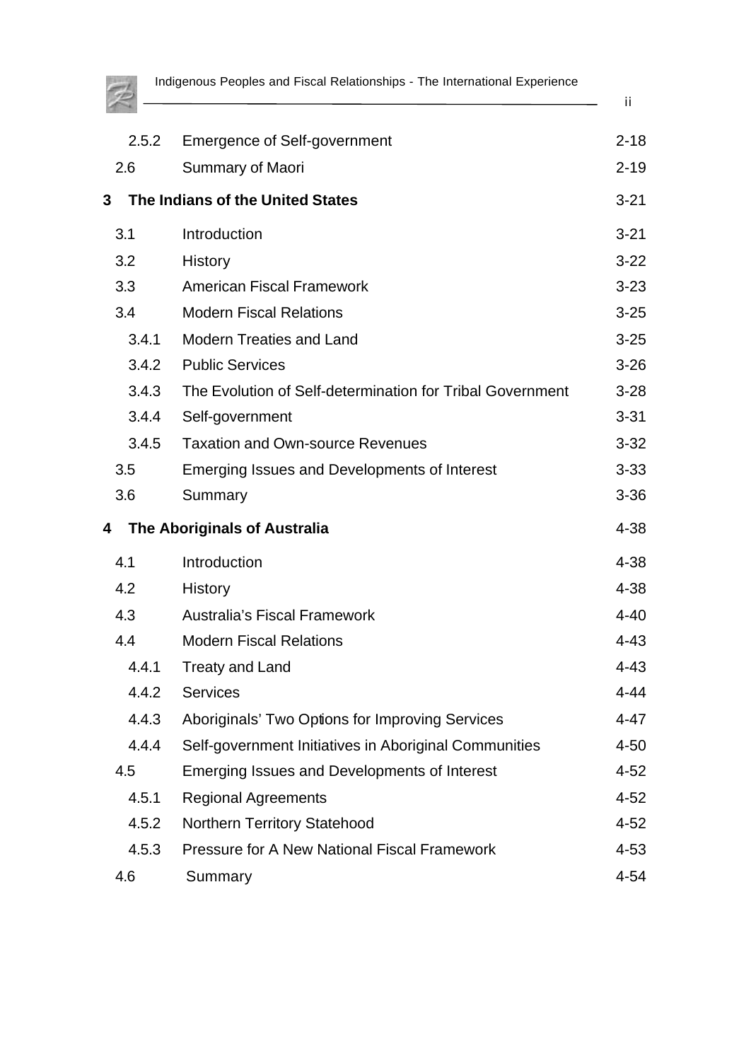| | | |
|---|---|---|
| 2.5.2 | Emergence of Self-government | 2-18 |
| 2.6 | Summary of Maori | 2-19 |
| **3** | **The Indians of the United States** | 3-21 |
| 3.1 | Introduction | 3-21 |
| 3.2 | History | 3-22 |
| 3.3 | American Fiscal Framework | 3-23 |
| 3.4 | Modern Fiscal Relations | 3-25 |
| 3.4.1 | Modern Treaties and Land | 3-25 |
| 3.4.2 | Public Services | 3-26 |
| 3.4.3 | The Evolution of Self-determination for Tribal Government | 3-28 |
| 3.4.4 | Self-government | 3-31 |
| 3.4.5 | Taxation and Own-source Revenues | 3-32 |
| 3.5 | Emerging Issues and Developments of Interest | 3-33 |
| 3.6 | Summary | 3-36 |
| **4** | **The Aboriginals of Australia** | 4-38 |
| 4.1 | Introduction | 4-38 |
| 4.2 | History | 4-38 |
| 4.3 | Australia's Fiscal Framework | 4-40 |
| 4.4 | Modern Fiscal Relations | 4-43 |
| 4.4.1 | Treaty and Land | 4-43 |
| 4.4.2 | Services | 4-44 |
| 4.4.3 | Aboriginals' Two Options for Improving Services | 4-47 |
| 4.4.4 | Self-government Initiatives in Aboriginal Communities | 4-50 |
| 4.5 | Emerging Issues and Developments of Interest | 4-52 |
| 4.5.1 | Regional Agreements | 4-52 |
| 4.5.2 | Northern Territory Statehood | 4-52 |
| 4.5.3 | Pressure for A New National Fiscal Framework | 4-53 |
| 4.6 | Summary | 4-54 |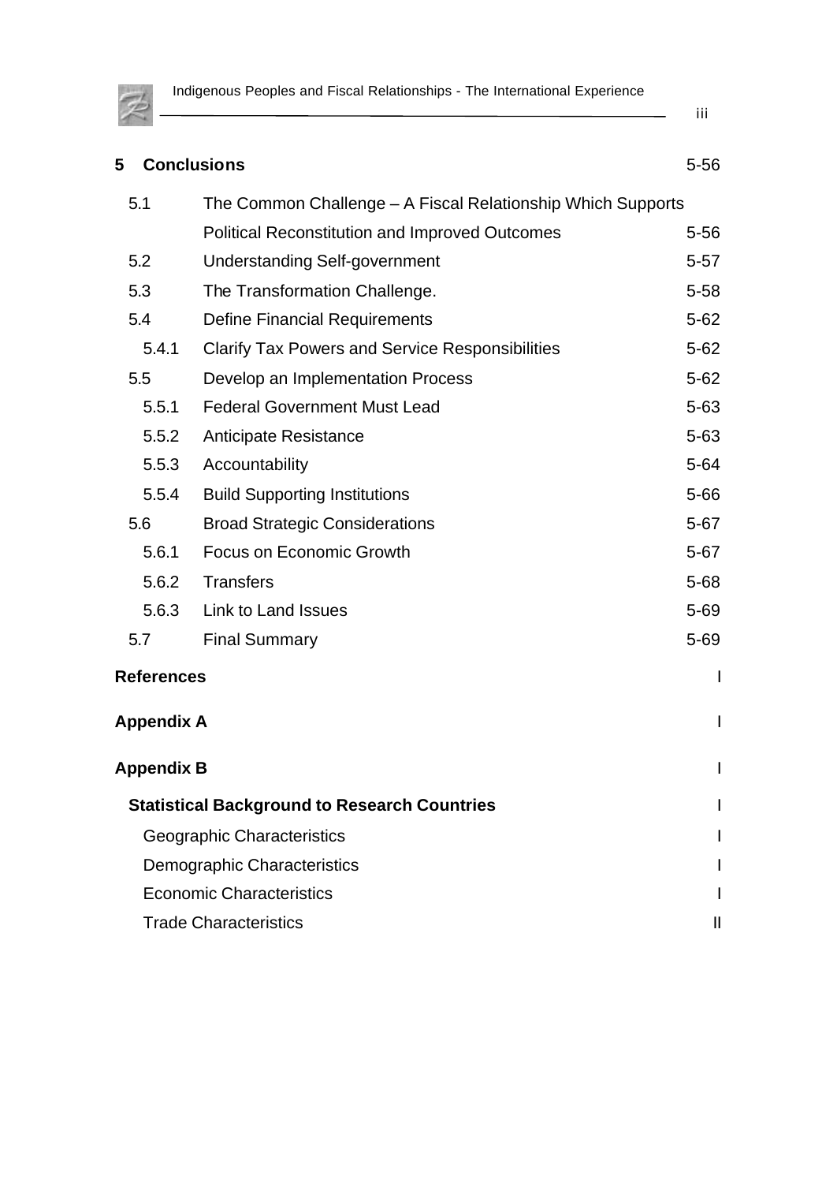| | | |
|---|---|---|
| **5** | **Conclusions** | 5-56 |
| 5.1 | The Common Challenge – A Fiscal Relationship Which Supports Political Reconstitution and Improved Outcomes | 5-56 |
| 5.2 | Understanding Self-government | 5-57 |
| 5.3 | The Transformation Challenge. | 5-58 |
| 5.4 | Define Financial Requirements | 5-62 |
| 5.4.1 | Clarify Tax Powers and Service Responsibilities | 5-62 |
| 5.5 | Develop an Implementation Process | 5-62 |
| 5.5.1 | Federal Government Must Lead | 5-63 |
| 5.5.2 | Anticipate Resistance | 5-63 |
| 5.5.3 | Accountability | 5-64 |
| 5.5.4 | Build Supporting Institutions | 5-66 |
| 5.6 | Broad Strategic Considerations | 5-67 |
| 5.6.1 | Focus on Economic Growth | 5-67 |
| 5.6.2 | Transfers | 5-68 |
| 5.6.3 | Link to Land Issues | 5-69 |
| 5.7 | Final Summary | 5-69 |
| **References** | | I |
| **Appendix A** | | I |
| **Appendix B** | | I |
| **Statistical Background to Research Countries** | | I |
| Geographic Characteristics | | I |
| Demographic Characteristics | | I |
| Economic Characteristics | | I |
| Trade Characteristics | | II |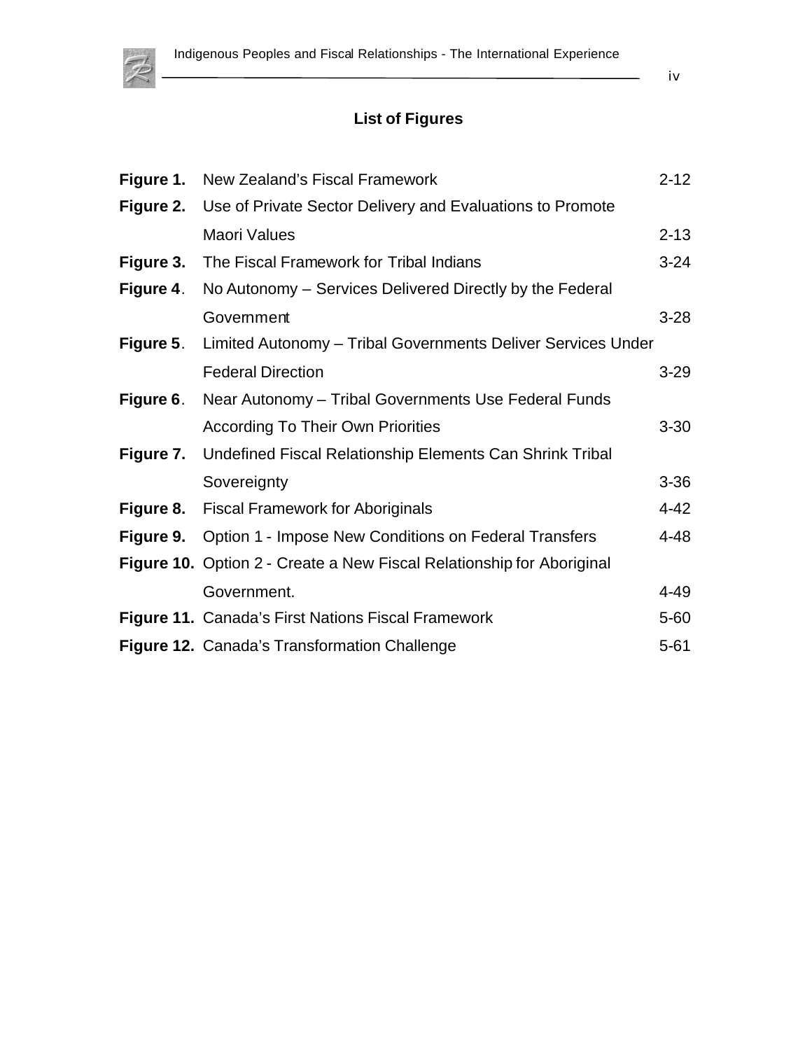## List of Figures

| | | |
|---|---|---|
| **Figure 1.** | New Zealand's Fiscal Framework | 2-12 |
| **Figure 2.** | Use of Private Sector Delivery and Evaluations to Promote Maori Values | 2-13 |
| **Figure 3.** | The Fiscal Framework for Tribal Indians | 3-24 |
| **Figure 4**. | No Autonomy – Services Delivered Directly by the Federal Government | 3-28 |
| **Figure 5**. | Limited Autonomy – Tribal Governments Deliver Services Under Federal Direction | 3-29 |
| **Figure 6**. | Near Autonomy – Tribal Governments Use Federal Funds According To Their Own Priorities | 3-30 |
| **Figure 7.** | Undefined Fiscal Relationship Elements Can Shrink Tribal Sovereignty | 3-36 |
| **Figure 8.** | Fiscal Framework for Aboriginals | 4-42 |
| **Figure 9.** | Option 1 - Impose New Conditions on Federal Transfers | 4-48 |
| **Figure 10.** | Option 2 - Create a New Fiscal Relationship for Aboriginal Government. | 4-49 |
| **Figure 11.** | Canada's First Nations Fiscal Framework | 5-60 |
| **Figure 12.** | Canada's Transformation Challenge | 5-61 |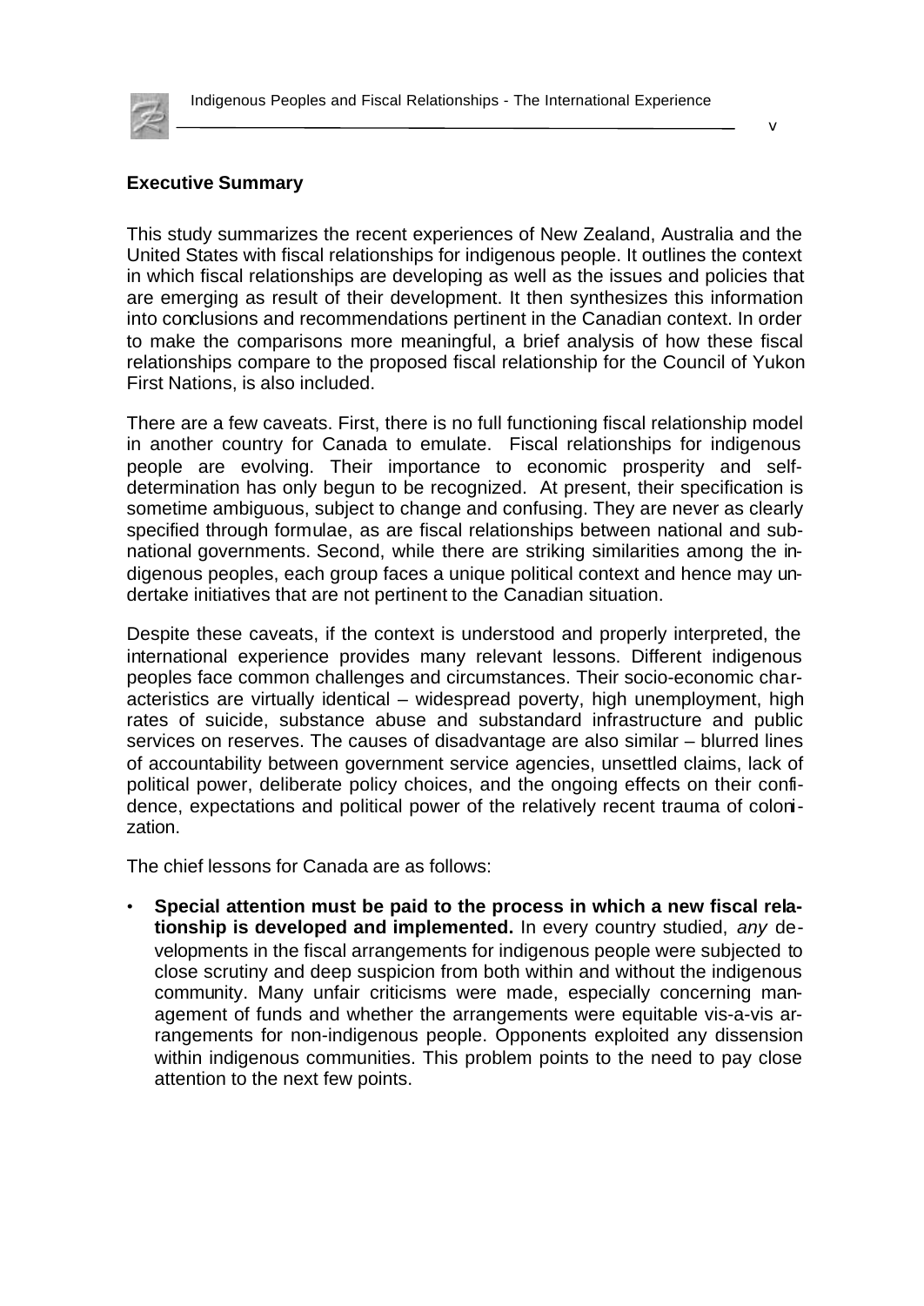**Executive Summary**

This study summarizes the recent experiences of New Zealand, Australia and the United States with fiscal relationships for indigenous people. It outlines the context in which fiscal relationships are developing as well as the issues and policies that are emerging as result of their development. It then synthesizes this information into conclusions and recommendations pertinent in the Canadian context. In order to make the comparisons more meaningful, a brief analysis of how these fiscal relationships compare to the proposed fiscal relationship for the Council of Yukon First Nations, is also included.

There are a few caveats. First, there is no full functioning fiscal relationship model in another country for Canada to emulate. Fiscal relationships for indigenous people are evolving. Their importance to economic prosperity and self-determination has only begun to be recognized. At present, their specification is sometime ambiguous, subject to change and confusing. They are never as clearly specified through formulae, as are fiscal relationships between national and sub-national governments. Second, while there are striking similarities among the indigenous peoples, each group faces a unique political context and hence may undertake initiatives that are not pertinent to the Canadian situation.

Despite these caveats, if the context is understood and properly interpreted, the international experience provides many relevant lessons. Different indigenous peoples face common challenges and circumstances. Their socio-economic characteristics are virtually identical – widespread poverty, high unemployment, high rates of suicide, substance abuse and substandard infrastructure and public services on reserves. The causes of disadvantage are also similar – blurred lines of accountability between government service agencies, unsettled claims, lack of political power, deliberate policy choices, and the ongoing effects on their confidence, expectations and political power of the relatively recent trauma of colonization.

The chief lessons for Canada are as follows:

- **Special attention must be paid to the process in which a new fiscal relationship is developed and implemented.** In every country studied, *any* developments in the fiscal arrangements for indigenous people were subjected to close scrutiny and deep suspicion from both within and without the indigenous community. Many unfair criticisms were made, especially concerning management of funds and whether the arrangements were equitable vis-a-vis arrangements for non-indigenous people. Opponents exploited any dissension within indigenous communities. This problem points to the need to pay close attention to the next few points.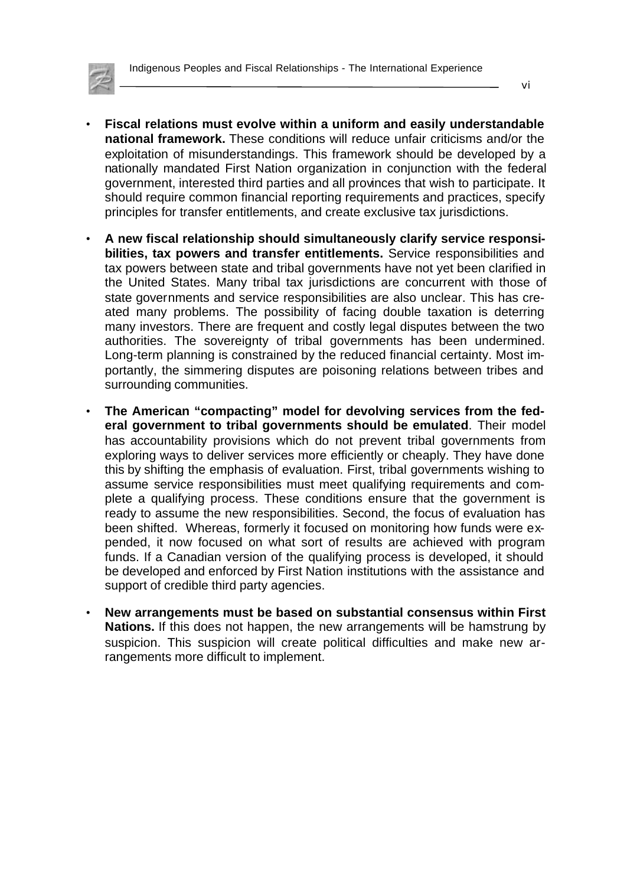- **Fiscal relations must evolve within a uniform and easily understandable national framework.** These conditions will reduce unfair criticisms and/or the exploitation of misunderstandings. This framework should be developed by a nationally mandated First Nation organization in conjunction with the federal government, interested third parties and all provinces that wish to participate. It should require common financial reporting requirements and practices, specify principles for transfer entitlements, and create exclusive tax jurisdictions.

- **A new fiscal relationship should simultaneously clarify service responsibilities, tax powers and transfer entitlements.** Service responsibilities and tax powers between state and tribal governments have not yet been clarified in the United States. Many tribal tax jurisdictions are concurrent with those of state governments and service responsibilities are also unclear. This has created many problems. The possibility of facing double taxation is deterring many investors. There are frequent and costly legal disputes between the two authorities. The sovereignty of tribal governments has been undermined. Long-term planning is constrained by the reduced financial certainty. Most importantly, the simmering disputes are poisoning relations between tribes and surrounding communities.

- **The American "compacting" model for devolving services from the federal government to tribal governments should be emulated**. Their model has accountability provisions which do not prevent tribal governments from exploring ways to deliver services more efficiently or cheaply. They have done this by shifting the emphasis of evaluation. First, tribal governments wishing to assume service responsibilities must meet qualifying requirements and complete a qualifying process. These conditions ensure that the government is ready to assume the new responsibilities. Second, the focus of evaluation has been shifted. Whereas, formerly it focused on monitoring how funds were expended, it now focused on what sort of results are achieved with program funds. If a Canadian version of the qualifying process is developed, it should be developed and enforced by First Nation institutions with the assistance and support of credible third party agencies.

- **New arrangements must be based on substantial consensus within First Nations.** If this does not happen, the new arrangements will be hamstrung by suspicion. This suspicion will create political difficulties and make new arrangements more difficult to implement.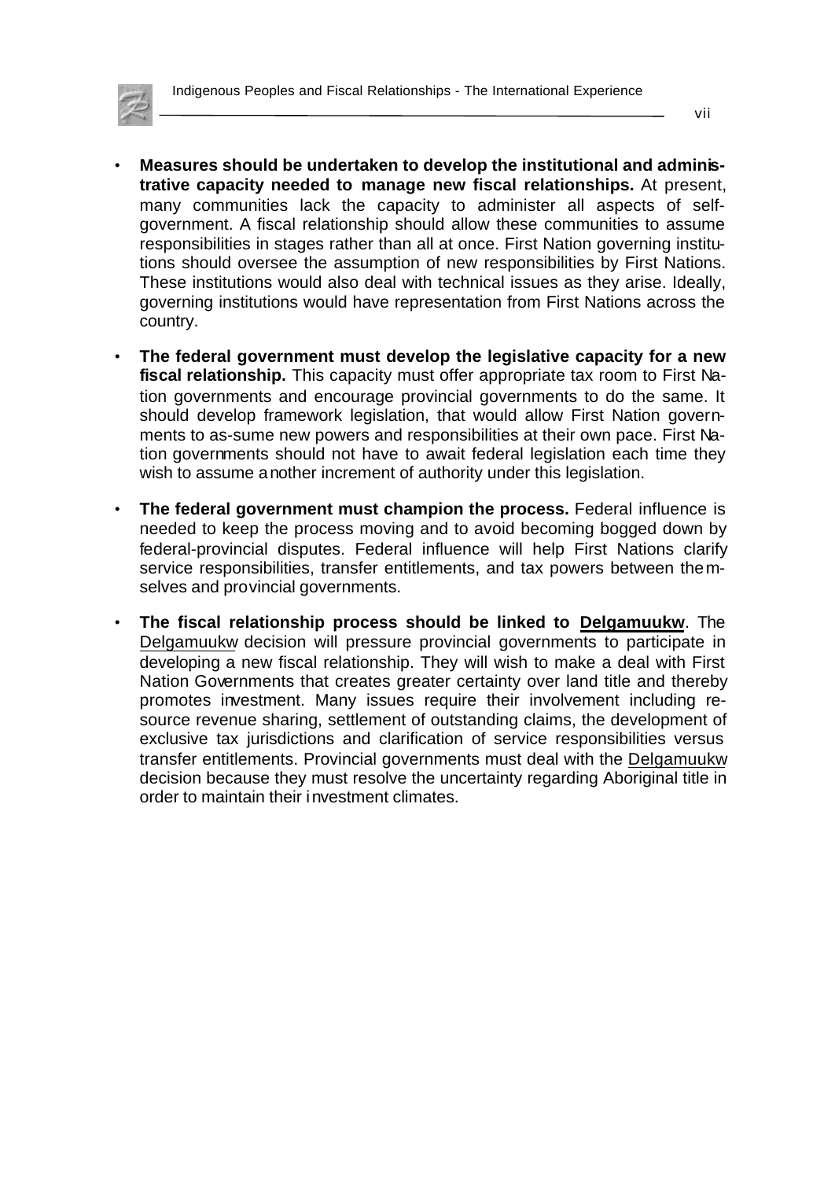- **Measures should be undertaken to develop the institutional and administrative capacity needed to manage new fiscal relationships.** At present, many communities lack the capacity to administer all aspects of self-government. A fiscal relationship should allow these communities to assume responsibilities in stages rather than all at once. First Nation governing institutions should oversee the assumption of new responsibilities by First Nations. These institutions would also deal with technical issues as they arise. Ideally, governing institutions would have representation from First Nations across the country.

- **The federal government must develop the legislative capacity for a new fiscal relationship.** This capacity must offer appropriate tax room to First Nation governments and encourage provincial governments to do the same. It should develop framework legislation, that would allow First Nation governments to as-sume new powers and responsibilities at their own pace. First Nation governments should not have to await federal legislation each time they wish to assume another increment of authority under this legislation.

- **The federal government must champion the process.** Federal influence is needed to keep the process moving and to avoid becoming bogged down by federal-provincial disputes. Federal influence will help First Nations clarify service responsibilities, transfer entitlements, and tax powers between themselves and provincial governments.

- **The fiscal relationship process should be linked to Delgamuukw**. The Delgamuukw decision will pressure provincial governments to participate in developing a new fiscal relationship. They will wish to make a deal with First Nation Governments that creates greater certainty over land title and thereby promotes investment. Many issues require their involvement including resource revenue sharing, settlement of outstanding claims, the development of exclusive tax jurisdictions and clarification of service responsibilities versus transfer entitlements. Provincial governments must deal with the Delgamuukw decision because they must resolve the uncertainty regarding Aboriginal title in order to maintain their investment climates.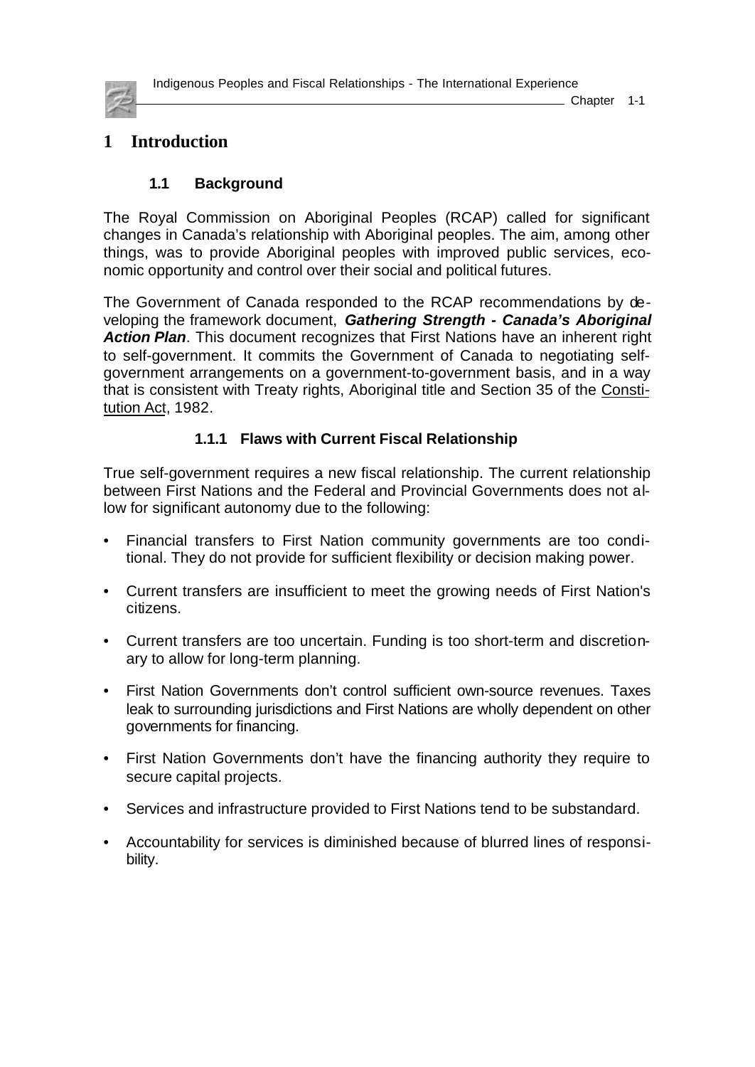# 1 Introduction

## 1.1 Background

The Royal Commission on Aboriginal Peoples (RCAP) called for significant changes in Canada's relationship with Aboriginal peoples. The aim, among other things, was to provide Aboriginal peoples with improved public services, economic opportunity and control over their social and political futures.

The Government of Canada responded to the RCAP recommendations by developing the framework document, ***Gathering Strength - Canada's Aboriginal Action Plan***. This document recognizes that First Nations have an inherent right to self-government. It commits the Government of Canada to negotiating self-government arrangements on a government-to-government basis, and in a way that is consistent with Treaty rights, Aboriginal title and Section 35 of the Constitution Act, 1982.

### 1.1.1 Flaws with Current Fiscal Relationship

True self-government requires a new fiscal relationship. The current relationship between First Nations and the Federal and Provincial Governments does not allow for significant autonomy due to the following:

- Financial transfers to First Nation community governments are too conditional. They do not provide for sufficient flexibility or decision making power.
- Current transfers are insufficient to meet the growing needs of First Nation's citizens.
- Current transfers are too uncertain. Funding is too short-term and discretionary to allow for long-term planning.
- First Nation Governments don't control sufficient own-source revenues. Taxes leak to surrounding jurisdictions and First Nations are wholly dependent on other governments for financing.
- First Nation Governments don't have the financing authority they require to secure capital projects.
- Services and infrastructure provided to First Nations tend to be substandard.
- Accountability for services is diminished because of blurred lines of responsibility.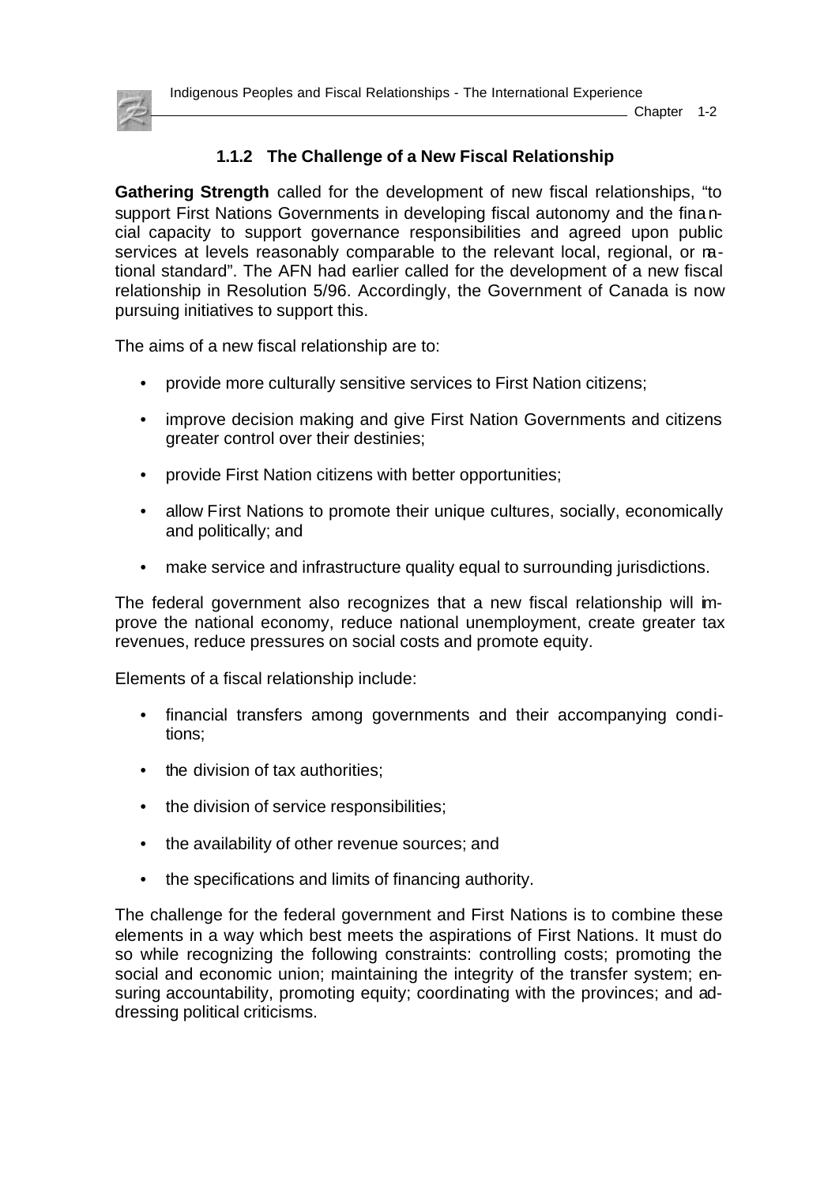### 1.1.2 The Challenge of a New Fiscal Relationship

**Gathering Strength** called for the development of new fiscal relationships, "to support First Nations Governments in developing fiscal autonomy and the financial capacity to support governance responsibilities and agreed upon public services at levels reasonably comparable to the relevant local, regional, or national standard". The AFN had earlier called for the development of a new fiscal relationship in Resolution 5/96. Accordingly, the Government of Canada is now pursuing initiatives to support this.

The aims of a new fiscal relationship are to:

- provide more culturally sensitive services to First Nation citizens;
- improve decision making and give First Nation Governments and citizens greater control over their destinies;
- provide First Nation citizens with better opportunities;
- allow First Nations to promote their unique cultures, socially, economically and politically; and
- make service and infrastructure quality equal to surrounding jurisdictions.

The federal government also recognizes that a new fiscal relationship will improve the national economy, reduce national unemployment, create greater tax revenues, reduce pressures on social costs and promote equity.

Elements of a fiscal relationship include:

- financial transfers among governments and their accompanying conditions;
- the division of tax authorities;
- the division of service responsibilities;
- the availability of other revenue sources; and
- the specifications and limits of financing authority.

The challenge for the federal government and First Nations is to combine these elements in a way which best meets the aspirations of First Nations. It must do so while recognizing the following constraints: controlling costs; promoting the social and economic union; maintaining the integrity of the transfer system; ensuring accountability, promoting equity; coordinating with the provinces; and addressing political criticisms.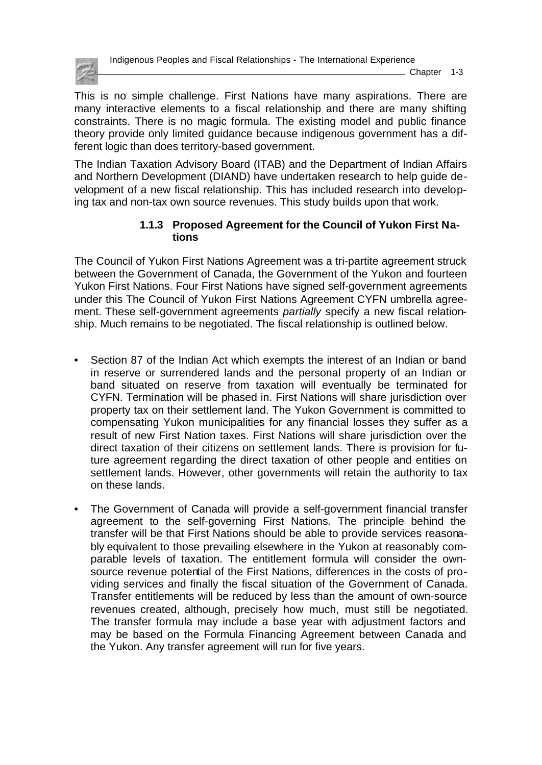This is no simple challenge. First Nations have many aspirations. There are many interactive elements to a fiscal relationship and there are many shifting constraints. There is no magic formula. The existing model and public finance theory provide only limited guidance because indigenous government has a different logic than does territory-based government.

The Indian Taxation Advisory Board (ITAB) and the Department of Indian Affairs and Northern Development (DIAND) have undertaken research to help guide development of a new fiscal relationship. This has included research into developing tax and non-tax own source revenues. This study builds upon that work.

### 1.1.3 Proposed Agreement for the Council of Yukon First Nations

The Council of Yukon First Nations Agreement was a tri-partite agreement struck between the Government of Canada, the Government of the Yukon and fourteen Yukon First Nations. Four First Nations have signed self-government agreements under this The Council of Yukon First Nations Agreement CYFN umbrella agreement. These self-government agreements *partially* specify a new fiscal relationship. Much remains to be negotiated. The fiscal relationship is outlined below.

- Section 87 of the Indian Act which exempts the interest of an Indian or band in reserve or surrendered lands and the personal property of an Indian or band situated on reserve from taxation will eventually be terminated for CYFN. Termination will be phased in. First Nations will share jurisdiction over property tax on their settlement land. The Yukon Government is committed to compensating Yukon municipalities for any financial losses they suffer as a result of new First Nation taxes. First Nations will share jurisdiction over the direct taxation of their citizens on settlement lands. There is provision for future agreement regarding the direct taxation of other people and entities on settlement lands. However, other governments will retain the authority to tax on these lands.

- The Government of Canada will provide a self-government financial transfer agreement to the self-governing First Nations. The principle behind the transfer will be that First Nations should be able to provide services reasonably equivalent to those prevailing elsewhere in the Yukon at reasonably comparable levels of taxation. The entitlement formula will consider the own-source revenue potential of the First Nations, differences in the costs of providing services and finally the fiscal situation of the Government of Canada. Transfer entitlements will be reduced by less than the amount of own-source revenues created, although, precisely how much, must still be negotiated. The transfer formula may include a base year with adjustment factors and may be based on the Formula Financing Agreement between Canada and the Yukon. Any transfer agreement will run for five years.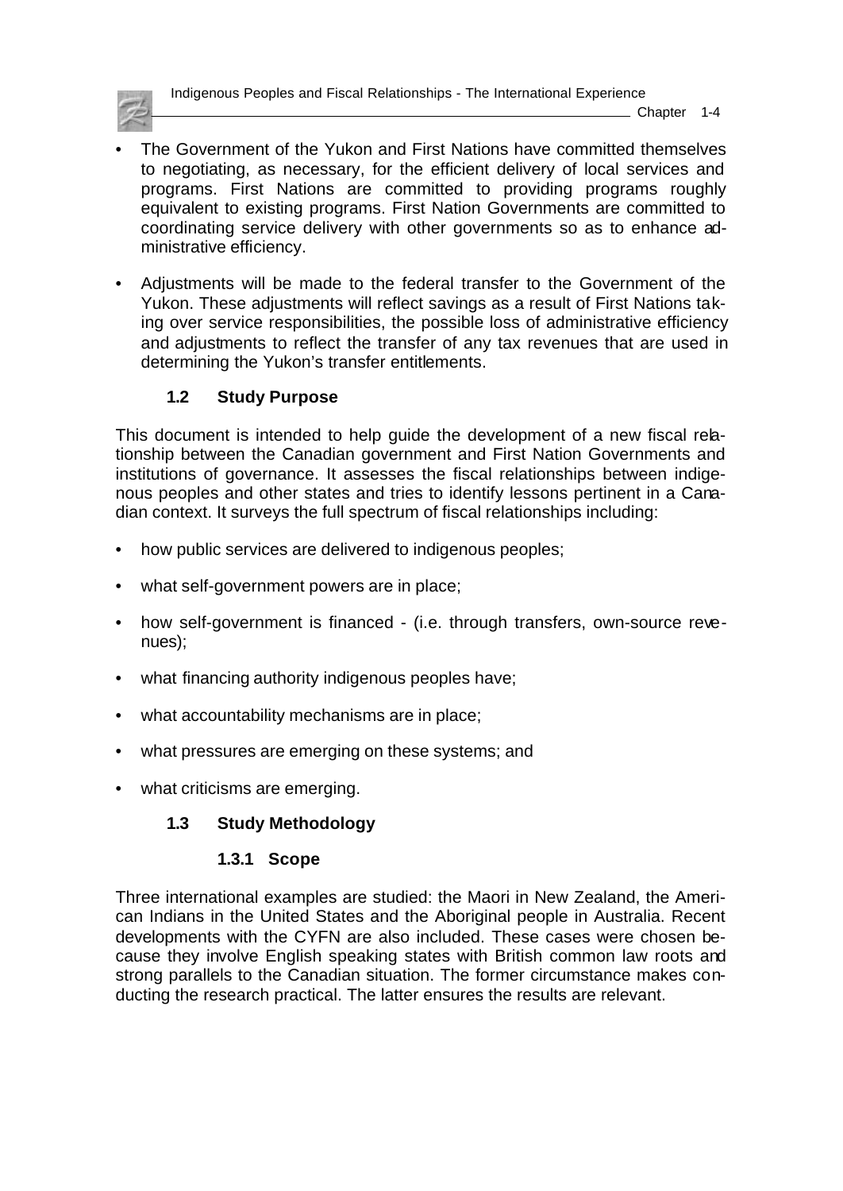- The Government of the Yukon and First Nations have committed themselves to negotiating, as necessary, for the efficient delivery of local services and programs. First Nations are committed to providing programs roughly equivalent to existing programs. First Nation Governments are committed to coordinating service delivery with other governments so as to enhance administrative efficiency.
- Adjustments will be made to the federal transfer to the Government of the Yukon. These adjustments will reflect savings as a result of First Nations taking over service responsibilities, the possible loss of administrative efficiency and adjustments to reflect the transfer of any tax revenues that are used in determining the Yukon's transfer entitlements.

## 1.2 Study Purpose

This document is intended to help guide the development of a new fiscal relationship between the Canadian government and First Nation Governments and institutions of governance. It assesses the fiscal relationships between indigenous peoples and other states and tries to identify lessons pertinent in a Canadian context. It surveys the full spectrum of fiscal relationships including:

- how public services are delivered to indigenous peoples;
- what self-government powers are in place;
- how self-government is financed - (i.e. through transfers, own-source revenues);
- what financing authority indigenous peoples have;
- what accountability mechanisms are in place;
- what pressures are emerging on these systems; and
- what criticisms are emerging.

## 1.3 Study Methodology

### 1.3.1 Scope

Three international examples are studied: the Maori in New Zealand, the American Indians in the United States and the Aboriginal people in Australia. Recent developments with the CYFN are also included. These cases were chosen because they involve English speaking states with British common law roots and strong parallels to the Canadian situation. The former circumstance makes conducting the research practical. The latter ensures the results are relevant.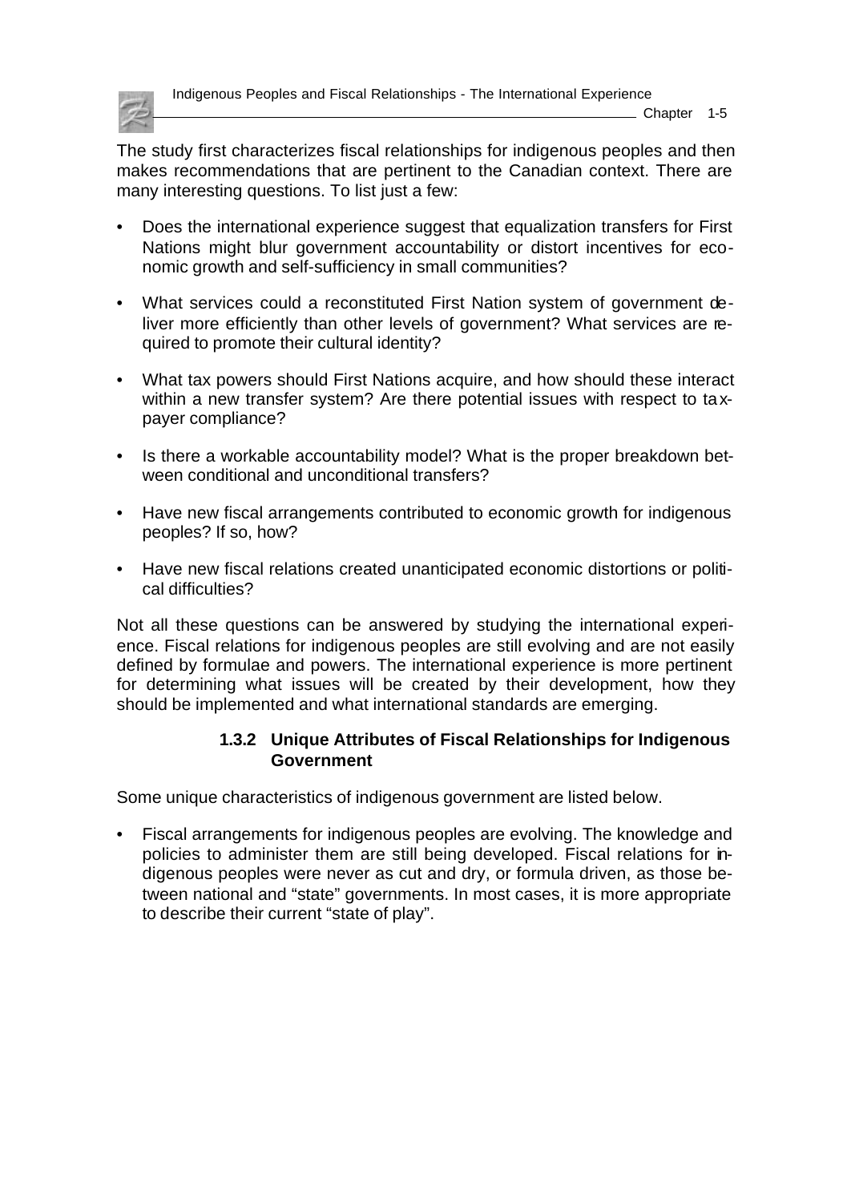The study first characterizes fiscal relationships for indigenous peoples and then makes recommendations that are pertinent to the Canadian context. There are many interesting questions. To list just a few:

- Does the international experience suggest that equalization transfers for First Nations might blur government accountability or distort incentives for economic growth and self-sufficiency in small communities?
- What services could a reconstituted First Nation system of government deliver more efficiently than other levels of government? What services are required to promote their cultural identity?
- What tax powers should First Nations acquire, and how should these interact within a new transfer system? Are there potential issues with respect to taxpayer compliance?
- Is there a workable accountability model? What is the proper breakdown between conditional and unconditional transfers?
- Have new fiscal arrangements contributed to economic growth for indigenous peoples? If so, how?
- Have new fiscal relations created unanticipated economic distortions or political difficulties?

Not all these questions can be answered by studying the international experience. Fiscal relations for indigenous peoples are still evolving and are not easily defined by formulae and powers. The international experience is more pertinent for determining what issues will be created by their development, how they should be implemented and what international standards are emerging.

### 1.3.2 Unique Attributes of Fiscal Relationships for Indigenous Government

Some unique characteristics of indigenous government are listed below.

- Fiscal arrangements for indigenous peoples are evolving. The knowledge and policies to administer them are still being developed. Fiscal relations for indigenous peoples were never as cut and dry, or formula driven, as those between national and "state" governments. In most cases, it is more appropriate to describe their current "state of play".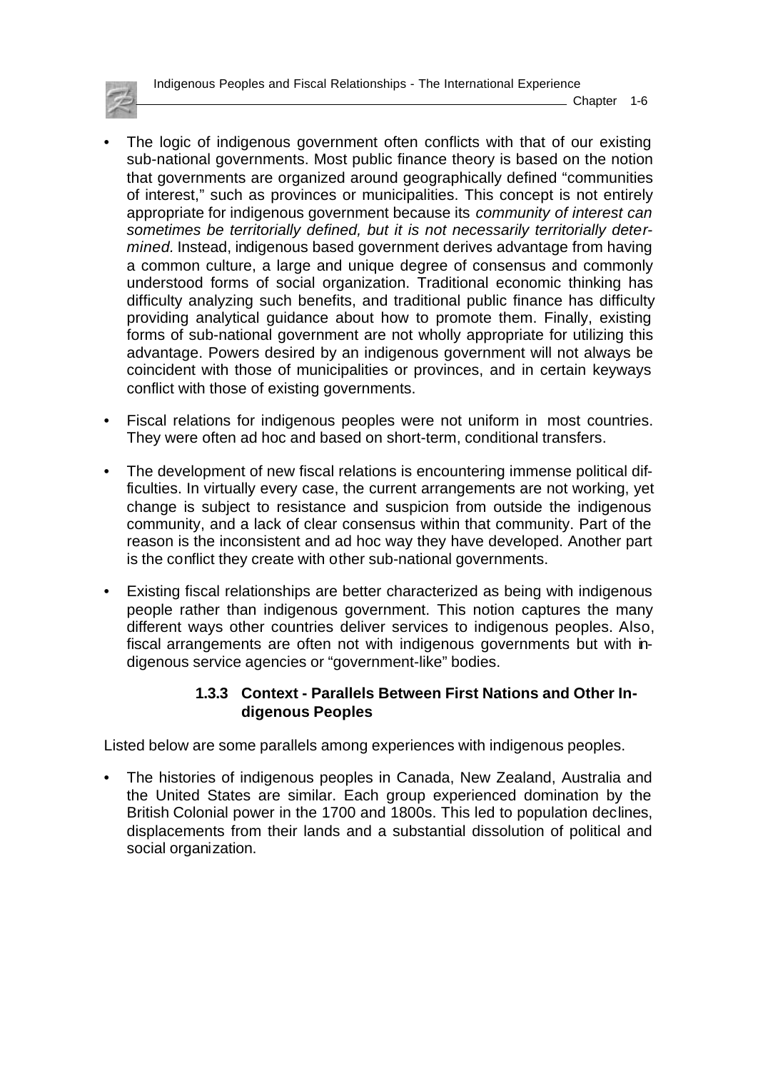- The logic of indigenous government often conflicts with that of our existing sub-national governments. Most public finance theory is based on the notion that governments are organized around geographically defined "communities of interest," such as provinces or municipalities. This concept is not entirely appropriate for indigenous government because its *community of interest can sometimes be territorially defined, but it is not necessarily territorially determined.* Instead, indigenous based government derives advantage from having a common culture, a large and unique degree of consensus and commonly understood forms of social organization. Traditional economic thinking has difficulty analyzing such benefits, and traditional public finance has difficulty providing analytical guidance about how to promote them. Finally, existing forms of sub-national government are not wholly appropriate for utilizing this advantage. Powers desired by an indigenous government will not always be coincident with those of municipalities or provinces, and in certain keyways conflict with those of existing governments.

- Fiscal relations for indigenous peoples were not uniform in most countries. They were often ad hoc and based on short-term, conditional transfers.

- The development of new fiscal relations is encountering immense political difficulties. In virtually every case, the current arrangements are not working, yet change is subject to resistance and suspicion from outside the indigenous community, and a lack of clear consensus within that community. Part of the reason is the inconsistent and ad hoc way they have developed. Another part is the conflict they create with other sub-national governments.

- Existing fiscal relationships are better characterized as being with indigenous people rather than indigenous government. This notion captures the many different ways other countries deliver services to indigenous peoples. Also, fiscal arrangements are often not with indigenous governments but with indigenous service agencies or "government-like" bodies.

### 1.3.3 Context - Parallels Between First Nations and Other Indigenous Peoples

Listed below are some parallels among experiences with indigenous peoples.

- The histories of indigenous peoples in Canada, New Zealand, Australia and the United States are similar. Each group experienced domination by the British Colonial power in the 1700 and 1800s. This led to population declines, displacements from their lands and a substantial dissolution of political and social organization.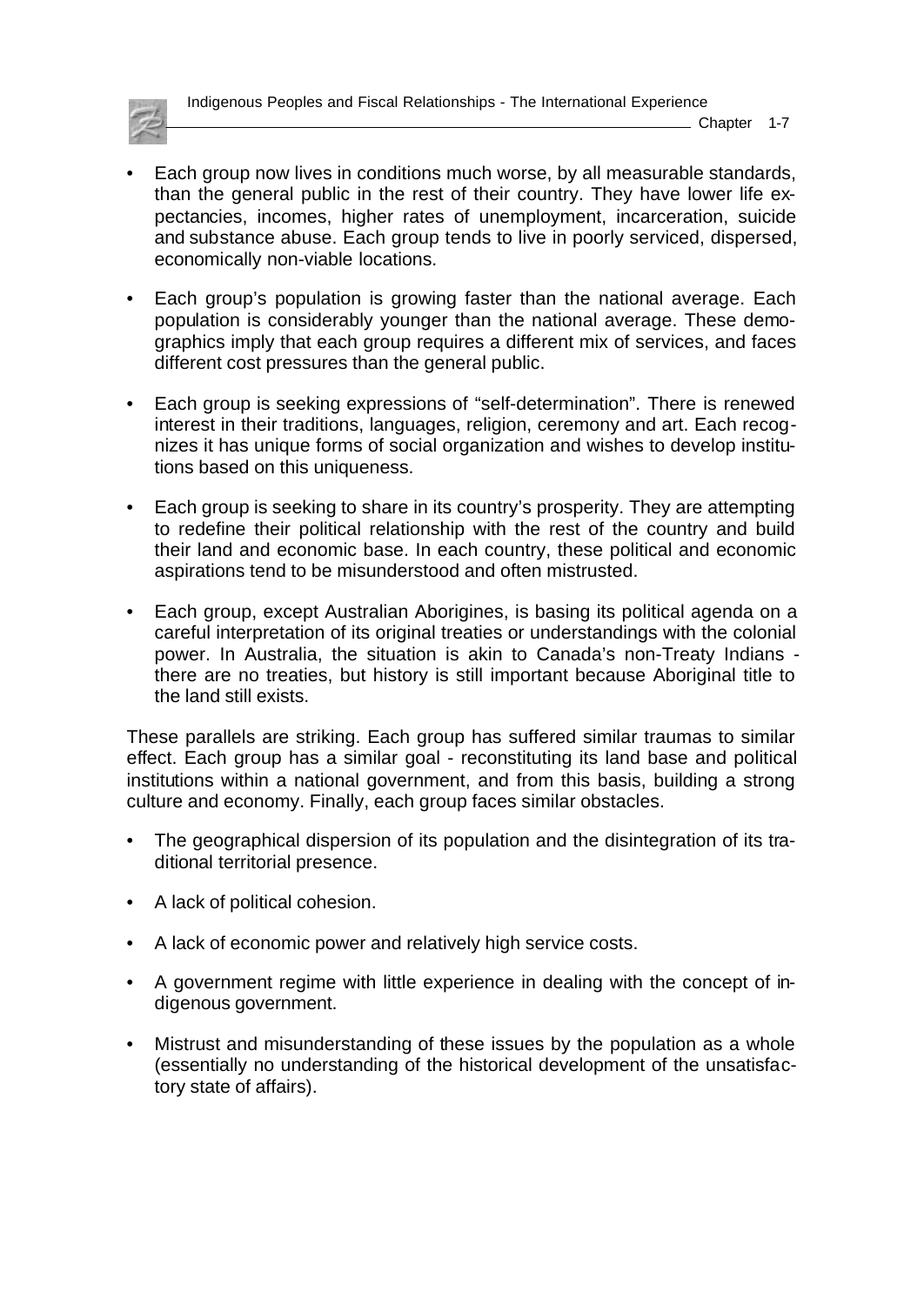- Each group now lives in conditions much worse, by all measurable standards, than the general public in the rest of their country. They have lower life expectancies, incomes, higher rates of unemployment, incarceration, suicide and substance abuse. Each group tends to live in poorly serviced, dispersed, economically non-viable locations.

- Each group's population is growing faster than the national average. Each population is considerably younger than the national average. These demographics imply that each group requires a different mix of services, and faces different cost pressures than the general public.

- Each group is seeking expressions of "self-determination". There is renewed interest in their traditions, languages, religion, ceremony and art. Each recognizes it has unique forms of social organization and wishes to develop institutions based on this uniqueness.

- Each group is seeking to share in its country's prosperity. They are attempting to redefine their political relationship with the rest of the country and build their land and economic base. In each country, these political and economic aspirations tend to be misunderstood and often mistrusted.

- Each group, except Australian Aborigines, is basing its political agenda on a careful interpretation of its original treaties or understandings with the colonial power. In Australia, the situation is akin to Canada's non-Treaty Indians - there are no treaties, but history is still important because Aboriginal title to the land still exists.

These parallels are striking. Each group has suffered similar traumas to similar effect. Each group has a similar goal - reconstituting its land base and political institutions within a national government, and from this basis, building a strong culture and economy. Finally, each group faces similar obstacles.

- The geographical dispersion of its population and the disintegration of its traditional territorial presence.

- A lack of political cohesion.

- A lack of economic power and relatively high service costs.

- A government regime with little experience in dealing with the concept of indigenous government.

- Mistrust and misunderstanding of these issues by the population as a whole (essentially no understanding of the historical development of the unsatisfactory state of affairs).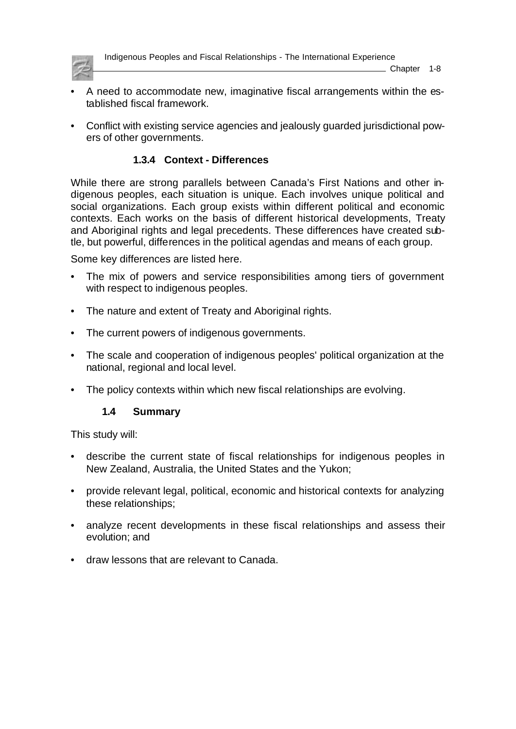- A need to accommodate new, imaginative fiscal arrangements within the established fiscal framework.
- Conflict with existing service agencies and jealously guarded jurisdictional powers of other governments.

### 1.3.4 Context - Differences

While there are strong parallels between Canada's First Nations and other indigenous peoples, each situation is unique. Each involves unique political and social organizations. Each group exists within different political and economic contexts. Each works on the basis of different historical developments, Treaty and Aboriginal rights and legal precedents. These differences have created subtle, but powerful, differences in the political agendas and means of each group.

Some key differences are listed here.

- The mix of powers and service responsibilities among tiers of government with respect to indigenous peoples.
- The nature and extent of Treaty and Aboriginal rights.
- The current powers of indigenous governments.
- The scale and cooperation of indigenous peoples' political organization at the national, regional and local level.
- The policy contexts within which new fiscal relationships are evolving.

## 1.4 Summary

This study will:

- describe the current state of fiscal relationships for indigenous peoples in New Zealand, Australia, the United States and the Yukon;
- provide relevant legal, political, economic and historical contexts for analyzing these relationships;
- analyze recent developments in these fiscal relationships and assess their evolution; and
- draw lessons that are relevant to Canada.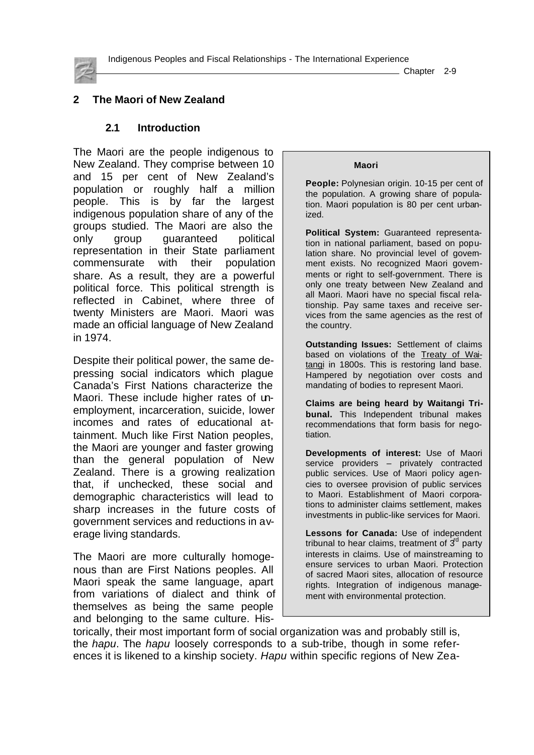## 2 The Maori of New Zealand

### 2.1 Introduction

The Maori are the people indigenous to New Zealand. They comprise between 10 and 15 per cent of New Zealand's population or roughly half a million people. This is by far the largest indigenous population share of any of the groups studied. The Maori are also the only group guaranteed political representation in their State parliament commensurate with their population share. As a result, they are a powerful political force. This political strength is reflected in Cabinet, where three of twenty Ministers are Maori. Maori was made an official language of New Zealand in 1974.

Despite their political power, the same depressing social indicators which plague Canada's First Nations characterize the Maori. These include higher rates of unemployment, incarceration, suicide, lower incomes and rates of educational attainment. Much like First Nation peoples, the Maori are younger and faster growing than the general population of New Zealand. There is a growing realization that, if unchecked, these social and demographic characteristics will lead to sharp increases in the future costs of government services and reductions in average living standards.

The Maori are more culturally homogenous than are First Nations peoples. All Maori speak the same language, apart from variations of dialect and think of themselves as being the same people and belonging to the same culture. Historically, their most important form of social organization was and probably still is, the *hapu*. The *hapu* loosely corresponds to a sub-tribe, though in some references it is likened to a kinship society. *Hapu* within specific regions of New Zea-

> **Maori**
>
> **People:** Polynesian origin. 10-15 per cent of the population. A growing share of population. Maori population is 80 per cent urbanized.
>
> **Political System:** Guaranteed representation in national parliament, based on population share. No provincial level of government exists. No recognized Maori governments or right to self-government. There is only one treaty between New Zealand and all Maori. Maori have no special fiscal relationship. Pay same taxes and receive services from the same agencies as the rest of the country.
>
> **Outstanding Issues:** Settlement of claims based on violations of the Treaty of Waitangi in 1800s. This is restoring land base. Hampered by negotiation over costs and mandating of bodies to represent Maori.
>
> **Claims are being heard by Waitangi Tribunal.** This Independent tribunal makes recommendations that form basis for negotiation.
>
> **Developments of interest:** Use of Maori service providers – privately contracted public services. Use of Maori policy agencies to oversee provision of public services to Maori. Establishment of Maori corporations to administer claims settlement, makes investments in public-like services for Maori.
>
> **Lessons for Canada:** Use of independent tribunal to hear claims, treatment of 3rd party interests in claims. Use of mainstreaming to ensure services to urban Maori. Protection of sacred Maori sites, allocation of resource rights. Integration of indigenous management with environmental protection.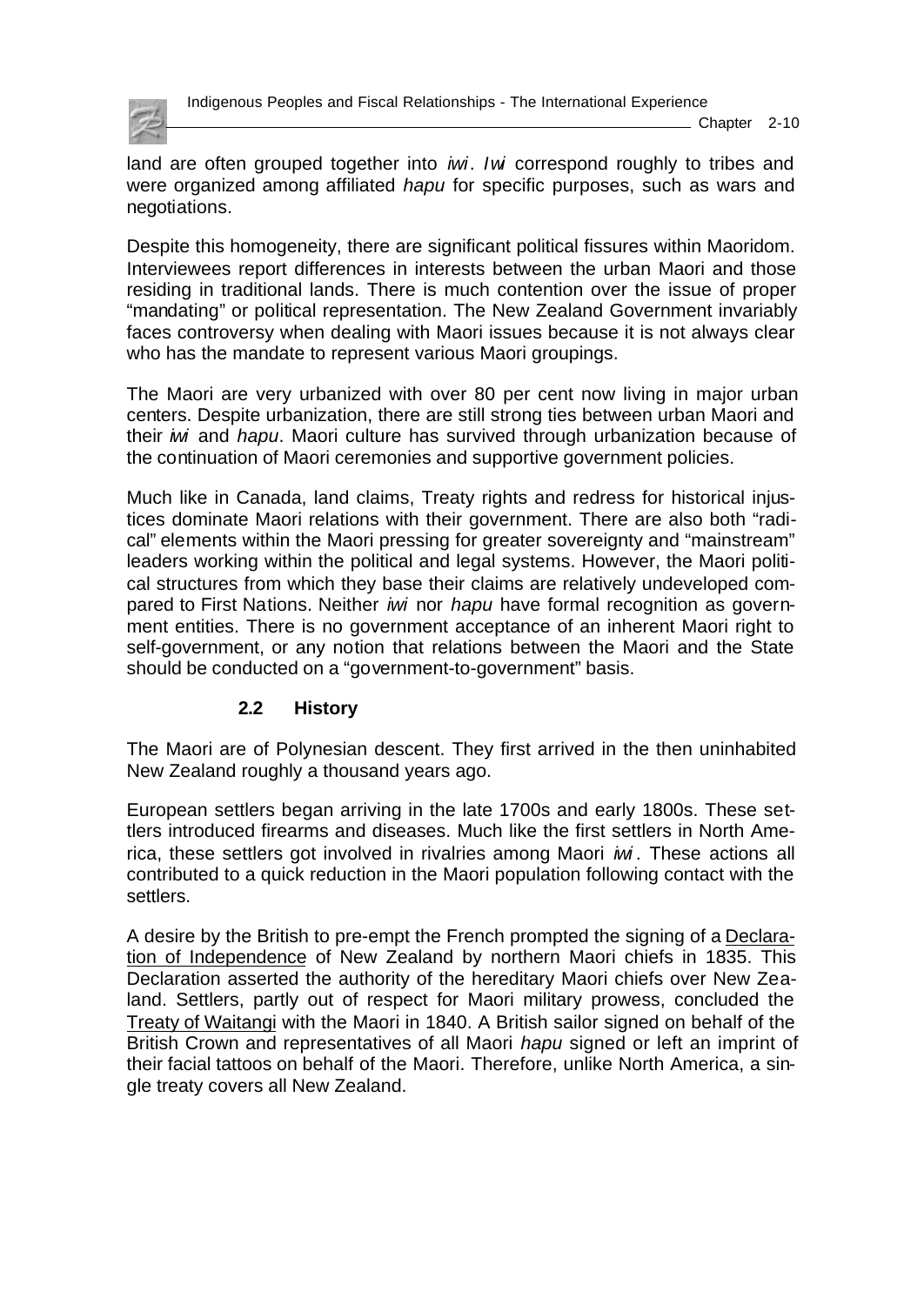land are often grouped together into *iwi*. *Iwi* correspond roughly to tribes and were organized among affiliated *hapu* for specific purposes, such as wars and negotiations.

Despite this homogeneity, there are significant political fissures within Maoridom. Interviewees report differences in interests between the urban Maori and those residing in traditional lands. There is much contention over the issue of proper "mandating" or political representation. The New Zealand Government invariably faces controversy when dealing with Maori issues because it is not always clear who has the mandate to represent various Maori groupings.

The Maori are very urbanized with over 80 per cent now living in major urban centers. Despite urbanization, there are still strong ties between urban Maori and their *iwi* and *hapu*. Maori culture has survived through urbanization because of the continuation of Maori ceremonies and supportive government policies.

Much like in Canada, land claims, Treaty rights and redress for historical injustices dominate Maori relations with their government. There are also both "radical" elements within the Maori pressing for greater sovereignty and "mainstream" leaders working within the political and legal systems. However, the Maori political structures from which they base their claims are relatively undeveloped compared to First Nations. Neither *iwi* nor *hapu* have formal recognition as government entities. There is no government acceptance of an inherent Maori right to self-government, or any notion that relations between the Maori and the State should be conducted on a "government-to-government" basis.

## 2.2 History

The Maori are of Polynesian descent. They first arrived in the then uninhabited New Zealand roughly a thousand years ago.

European settlers began arriving in the late 1700s and early 1800s. These settlers introduced firearms and diseases. Much like the first settlers in North America, these settlers got involved in rivalries among Maori *iwi*. These actions all contributed to a quick reduction in the Maori population following contact with the settlers.

A desire by the British to pre-empt the French prompted the signing of a Declaration of Independence of New Zealand by northern Maori chiefs in 1835. This Declaration asserted the authority of the hereditary Maori chiefs over New Zealand. Settlers, partly out of respect for Maori military prowess, concluded the Treaty of Waitangi with the Maori in 1840. A British sailor signed on behalf of the British Crown and representatives of all Maori *hapu* signed or left an imprint of their facial tattoos on behalf of the Maori. Therefore, unlike North America, a single treaty covers all New Zealand.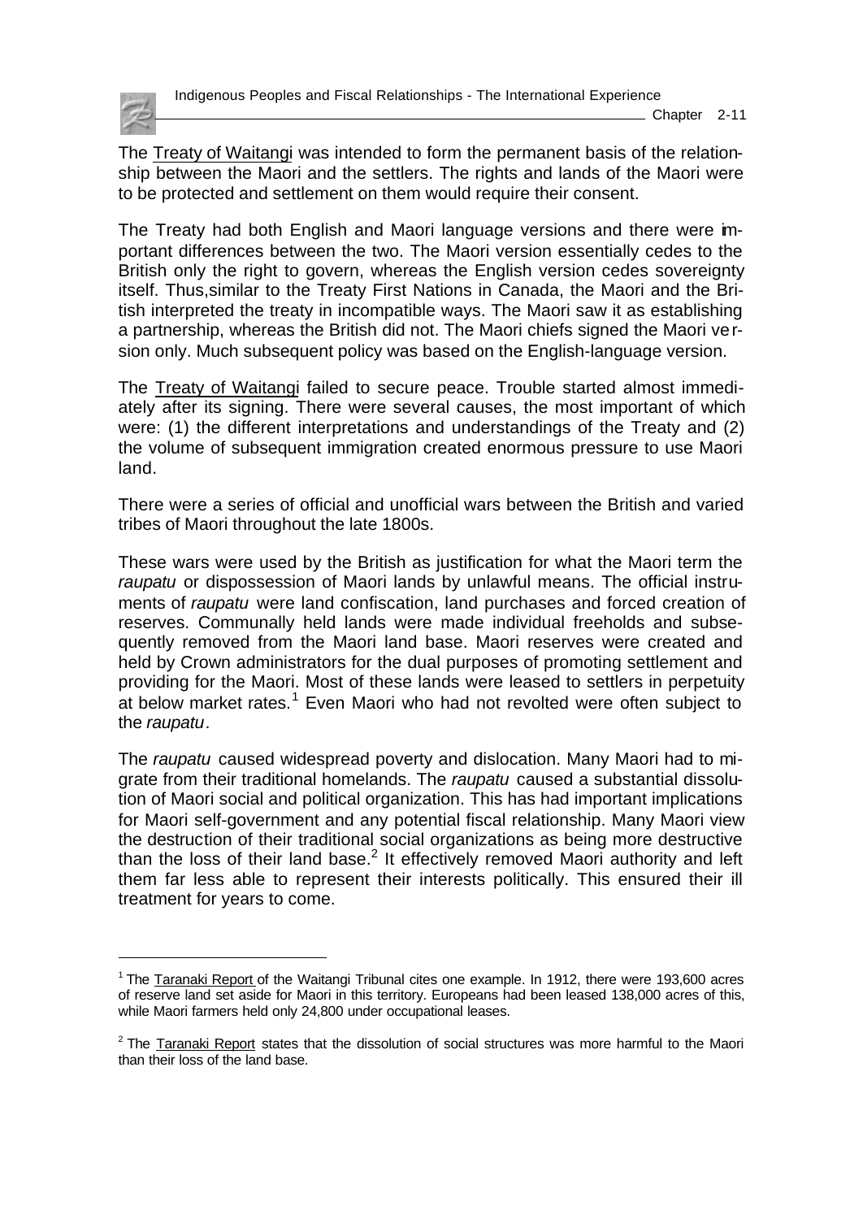The Treaty of Waitangi was intended to form the permanent basis of the relationship between the Maori and the settlers. The rights and lands of the Maori were to be protected and settlement on them would require their consent.

The Treaty had both English and Maori language versions and there were important differences between the two. The Maori version essentially cedes to the British only the right to govern, whereas the English version cedes sovereignty itself. Thus,similar to the Treaty First Nations in Canada, the Maori and the British interpreted the treaty in incompatible ways. The Maori saw it as establishing a partnership, whereas the British did not. The Maori chiefs signed the Maori version only. Much subsequent policy was based on the English-language version.

The Treaty of Waitangi failed to secure peace. Trouble started almost immediately after its signing. There were several causes, the most important of which were: (1) the different interpretations and understandings of the Treaty and (2) the volume of subsequent immigration created enormous pressure to use Maori land.

There were a series of official and unofficial wars between the British and varied tribes of Maori throughout the late 1800s.

These wars were used by the British as justification for what the Maori term the *raupatu* or dispossession of Maori lands by unlawful means. The official instruments of *raupatu* were land confiscation, land purchases and forced creation of reserves. Communally held lands were made individual freeholds and subsequently removed from the Maori land base. Maori reserves were created and held by Crown administrators for the dual purposes of promoting settlement and providing for the Maori. Most of these lands were leased to settlers in perpetuity at below market rates.[1] Even Maori who had not revolted were often subject to the *raupatu*.

The *raupatu* caused widespread poverty and dislocation. Many Maori had to migrate from their traditional homelands. The *raupatu* caused a substantial dissolution of Maori social and political organization. This has had important implications for Maori self-government and any potential fiscal relationship. Many Maori view the destruction of their traditional social organizations as being more destructive than the loss of their land base.[2] It effectively removed Maori authority and left them far less able to represent their interests politically. This ensured their ill treatment for years to come.

---

[1] The Taranaki Report of the Waitangi Tribunal cites one example. In 1912, there were 193,600 acres of reserve land set aside for Maori in this territory. Europeans had been leased 138,000 acres of this, while Maori farmers held only 24,800 under occupational leases.

[2] The Taranaki Report states that the dissolution of social structures was more harmful to the Maori than their loss of the land base.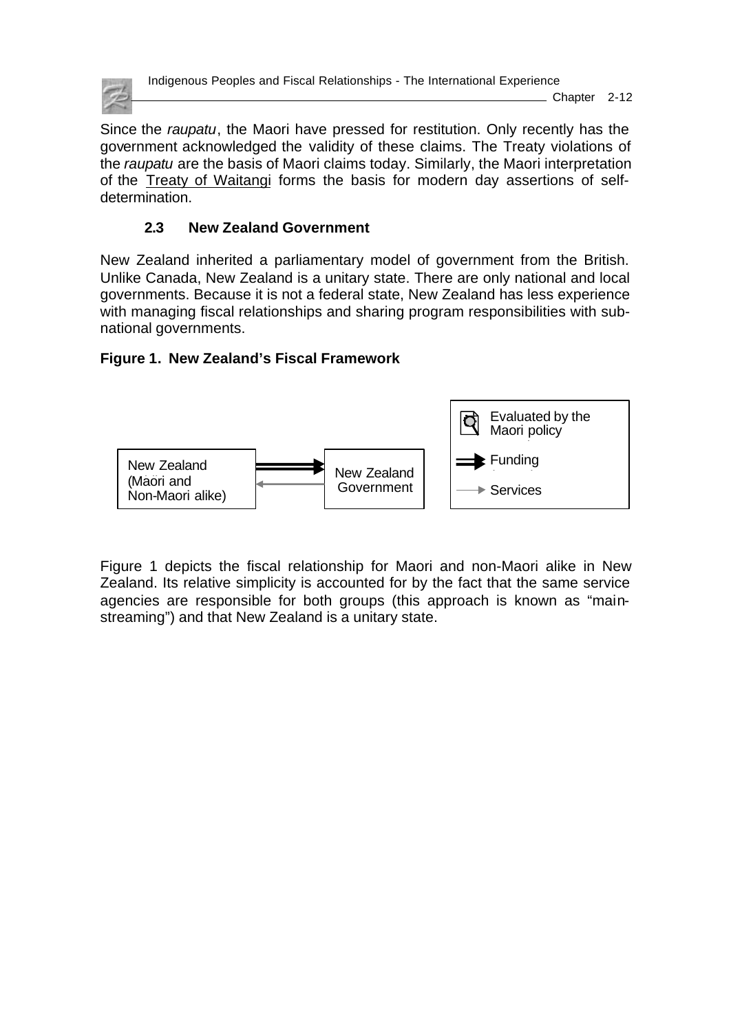Since the *raupatu*, the Maori have pressed for restitution. Only recently has the government acknowledged the validity of these claims. The Treaty violations of the *raupatu* are the basis of Maori claims today. Similarly, the Maori interpretation of the Treaty of Waitangi forms the basis for modern day assertions of self-determination.

### 2.3 New Zealand Government

New Zealand inherited a parliamentary model of government from the British. Unlike Canada, New Zealand is a unitary state. There are only national and local governments. Because it is not a federal state, New Zealand has less experience with managing fiscal relationships and sharing program responsibilities with sub-national governments.

**Figure 1. New Zealand's Fiscal Framework**

New Zealand (Maori and Non-Maori alike) → New Zealand Government

Evaluated by the Maori policy

Funding

Services

Figure 1 depicts the fiscal relationship for Maori and non-Maori alike in New Zealand. Its relative simplicity is accounted for by the fact that the same service agencies are responsible for both groups (this approach is known as "main-streaming") and that New Zealand is a unitary state.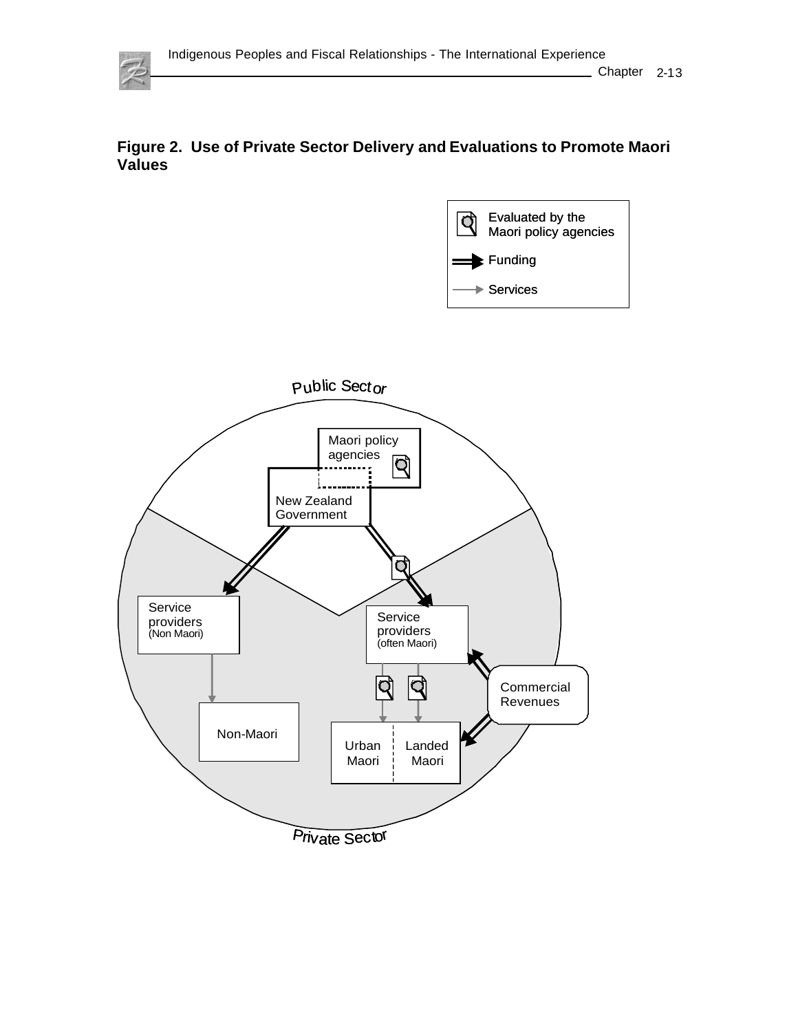**Figure 2. Use of Private Sector Delivery and Evaluations to Promote Maori Values**

Evaluated by the Maori policy agencies

Funding

Services

Public Sector

Maori policy agencies

New Zealand Government

Service providers (Non Maori)

Service providers (often Maori)

Commercial Revenues

Non-Maori

Urban Maori

Landed Maori

Private Sector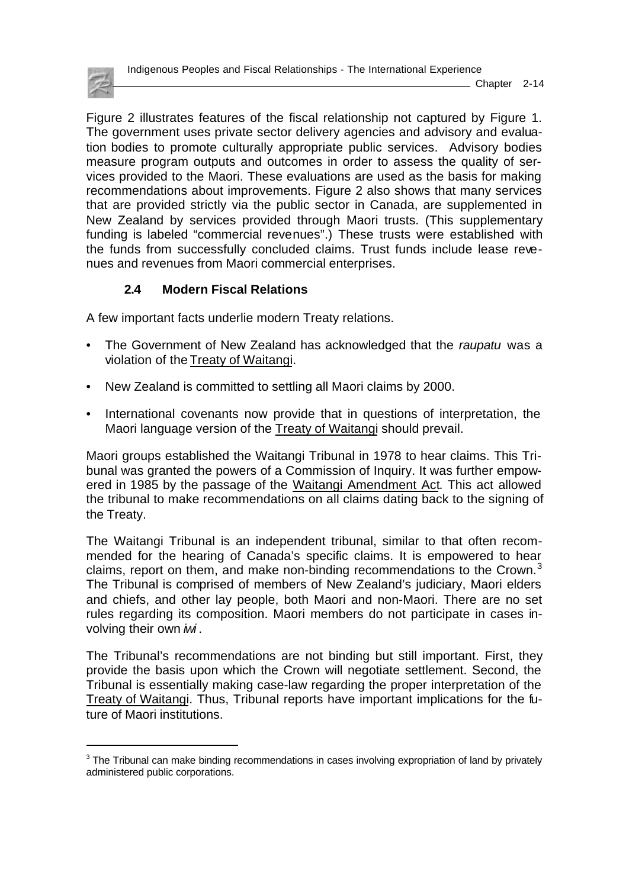Figure 2 illustrates features of the fiscal relationship not captured by Figure 1. The government uses private sector delivery agencies and advisory and evaluation bodies to promote culturally appropriate public services. Advisory bodies measure program outputs and outcomes in order to assess the quality of services provided to the Maori. These evaluations are used as the basis for making recommendations about improvements. Figure 2 also shows that many services that are provided strictly via the public sector in Canada, are supplemented in New Zealand by services provided through Maori trusts. (This supplementary funding is labeled "commercial revenues".) These trusts were established with the funds from successfully concluded claims. Trust funds include lease revenues and revenues from Maori commercial enterprises.

### 2.4 Modern Fiscal Relations

A few important facts underlie modern Treaty relations.

- The Government of New Zealand has acknowledged that the *raupatu* was a violation of the Treaty of Waitangi.
- New Zealand is committed to settling all Maori claims by 2000.
- International covenants now provide that in questions of interpretation, the Maori language version of the Treaty of Waitangi should prevail.

Maori groups established the Waitangi Tribunal in 1978 to hear claims. This Tribunal was granted the powers of a Commission of Inquiry. It was further empowered in 1985 by the passage of the Waitangi Amendment Act. This act allowed the tribunal to make recommendations on all claims dating back to the signing of the Treaty.

The Waitangi Tribunal is an independent tribunal, similar to that often recommended for the hearing of Canada's specific claims. It is empowered to hear claims, report on them, and make non-binding recommendations to the Crown.[3] The Tribunal is comprised of members of New Zealand's judiciary, Maori elders and chiefs, and other lay people, both Maori and non-Maori. There are no set rules regarding its composition. Maori members do not participate in cases involving their own *iwi*.

The Tribunal's recommendations are not binding but still important. First, they provide the basis upon which the Crown will negotiate settlement. Second, the Tribunal is essentially making case-law regarding the proper interpretation of the Treaty of Waitangi. Thus, Tribunal reports have important implications for the future of Maori institutions.

[3] The Tribunal can make binding recommendations in cases involving expropriation of land by privately administered public corporations.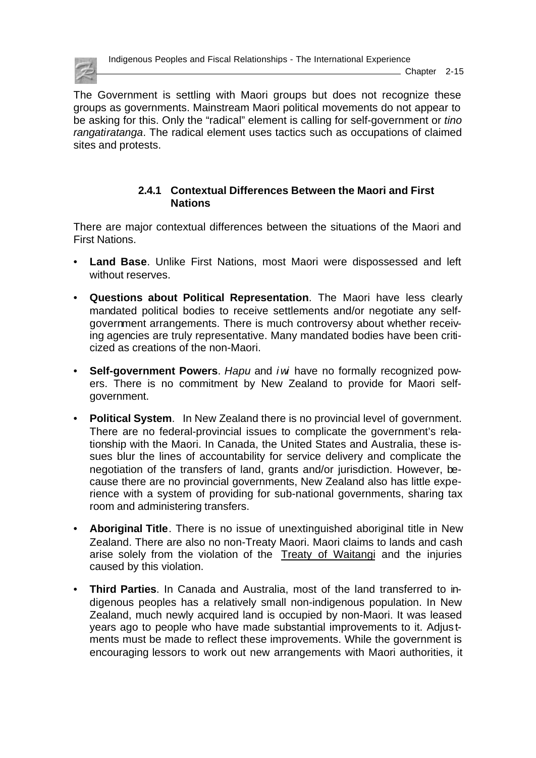The Government is settling with Maori groups but does not recognize these groups as governments. Mainstream Maori political movements do not appear to be asking for this. Only the "radical" element is calling for self-government or *tino rangatiratanga*. The radical element uses tactics such as occupations of claimed sites and protests.

### 2.4.1 Contextual Differences Between the Maori and First Nations

There are major contextual differences between the situations of the Maori and First Nations.

- **Land Base**. Unlike First Nations, most Maori were dispossessed and left without reserves.
- **Questions about Political Representation**. The Maori have less clearly mandated political bodies to receive settlements and/or negotiate any self-government arrangements. There is much controversy about whether receiving agencies are truly representative. Many mandated bodies have been criticized as creations of the non-Maori.
- **Self-government Powers**. *Hapu* and *iwi* have no formally recognized powers. There is no commitment by New Zealand to provide for Maori self-government.
- **Political System**. In New Zealand there is no provincial level of government. There are no federal-provincial issues to complicate the government's relationship with the Maori. In Canada, the United States and Australia, these issues blur the lines of accountability for service delivery and complicate the negotiation of the transfers of land, grants and/or jurisdiction. However, because there are no provincial governments, New Zealand also has little experience with a system of providing for sub-national governments, sharing tax room and administering transfers.
- **Aboriginal Title**. There is no issue of unextinguished aboriginal title in New Zealand. There are also no non-Treaty Maori. Maori claims to lands and cash arise solely from the violation of the Treaty of Waitangi and the injuries caused by this violation.
- **Third Parties**. In Canada and Australia, most of the land transferred to indigenous peoples has a relatively small non-indigenous population. In New Zealand, much newly acquired land is occupied by non-Maori. It was leased years ago to people who have made substantial improvements to it. Adjustments must be made to reflect these improvements. While the government is encouraging lessors to work out new arrangements with Maori authorities, it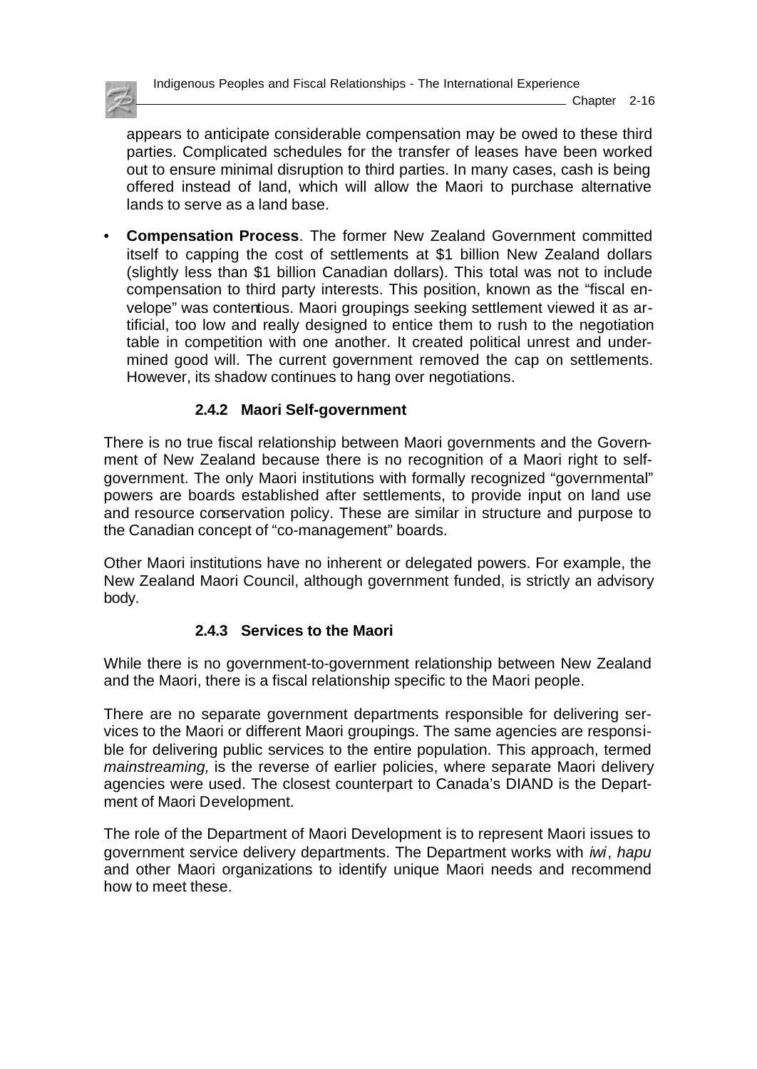appears to anticipate considerable compensation may be owed to these third parties. Complicated schedules for the transfer of leases have been worked out to ensure minimal disruption to third parties. In many cases, cash is being offered instead of land, which will allow the Maori to purchase alternative lands to serve as a land base.

- **Compensation Process**. The former New Zealand Government committed itself to capping the cost of settlements at $1 billion New Zealand dollars (slightly less than $1 billion Canadian dollars). This total was not to include compensation to third party interests. This position, known as the "fiscal envelope" was contentious. Maori groupings seeking settlement viewed it as artificial, too low and really designed to entice them to rush to the negotiation table in competition with one another. It created political unrest and undermined good will. The current government removed the cap on settlements. However, its shadow continues to hang over negotiations.

### 2.4.2 Maori Self-government

There is no true fiscal relationship between Maori governments and the Government of New Zealand because there is no recognition of a Maori right to self-government. The only Maori institutions with formally recognized "governmental" powers are boards established after settlements, to provide input on land use and resource conservation policy. These are similar in structure and purpose to the Canadian concept of "co-management" boards.

Other Maori institutions have no inherent or delegated powers. For example, the New Zealand Maori Council, although government funded, is strictly an advisory body.

### 2.4.3 Services to the Maori

While there is no government-to-government relationship between New Zealand and the Maori, there is a fiscal relationship specific to the Maori people.

There are no separate government departments responsible for delivering services to the Maori or different Maori groupings. The same agencies are responsible for delivering public services to the entire population. This approach, termed *mainstreaming,* is the reverse of earlier policies, where separate Maori delivery agencies were used. The closest counterpart to Canada's DIAND is the Department of Maori Development.

The role of the Department of Maori Development is to represent Maori issues to government service delivery departments. The Department works with *iwi*, *hapu* and other Maori organizations to identify unique Maori needs and recommend how to meet these.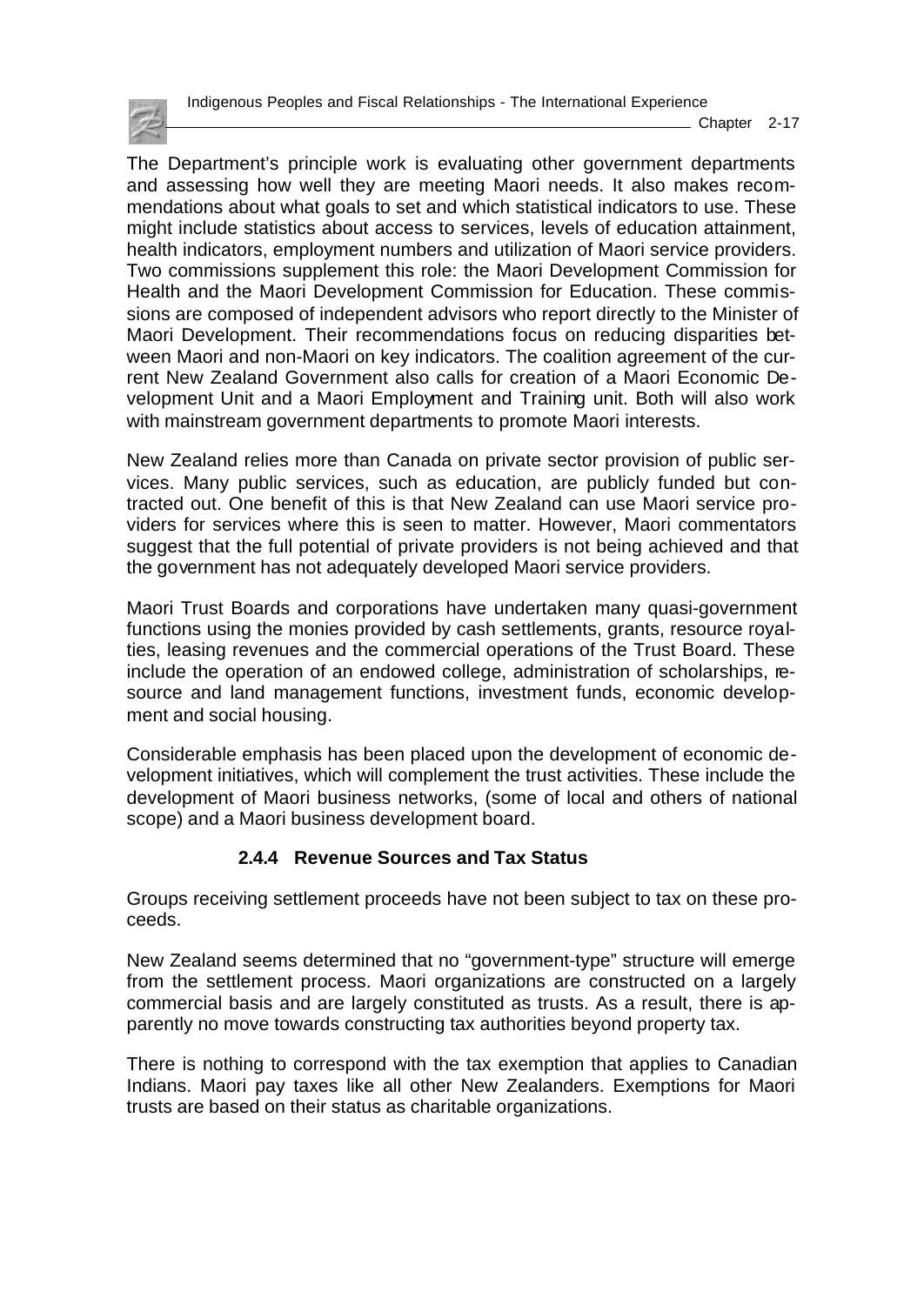The Department's principle work is evaluating other government departments and assessing how well they are meeting Maori needs. It also makes recommendations about what goals to set and which statistical indicators to use. These might include statistics about access to services, levels of education attainment, health indicators, employment numbers and utilization of Maori service providers. Two commissions supplement this role: the Maori Development Commission for Health and the Maori Development Commission for Education. These commissions are composed of independent advisors who report directly to the Minister of Maori Development. Their recommendations focus on reducing disparities between Maori and non-Maori on key indicators. The coalition agreement of the current New Zealand Government also calls for creation of a Maori Economic Development Unit and a Maori Employment and Training unit. Both will also work with mainstream government departments to promote Maori interests.

New Zealand relies more than Canada on private sector provision of public services. Many public services, such as education, are publicly funded but contracted out. One benefit of this is that New Zealand can use Maori service providers for services where this is seen to matter. However, Maori commentators suggest that the full potential of private providers is not being achieved and that the government has not adequately developed Maori service providers.

Maori Trust Boards and corporations have undertaken many quasi-government functions using the monies provided by cash settlements, grants, resource royalties, leasing revenues and the commercial operations of the Trust Board. These include the operation of an endowed college, administration of scholarships, resource and land management functions, investment funds, economic development and social housing.

Considerable emphasis has been placed upon the development of economic development initiatives, which will complement the trust activities. These include the development of Maori business networks, (some of local and others of national scope) and a Maori business development board.

### 2.4.4 Revenue Sources and Tax Status

Groups receiving settlement proceeds have not been subject to tax on these proceeds.

New Zealand seems determined that no "government-type" structure will emerge from the settlement process. Maori organizations are constructed on a largely commercial basis and are largely constituted as trusts. As a result, there is apparently no move towards constructing tax authorities beyond property tax.

There is nothing to correspond with the tax exemption that applies to Canadian Indians. Maori pay taxes like all other New Zealanders. Exemptions for Maori trusts are based on their status as charitable organizations.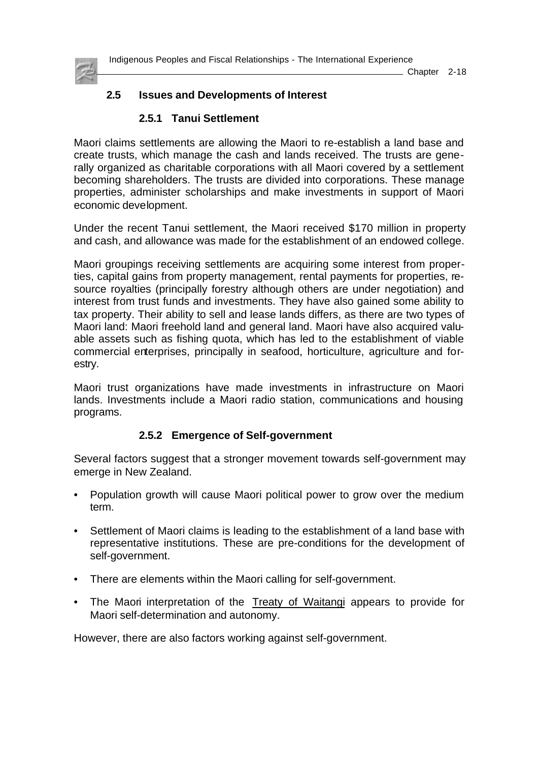## 2.5 Issues and Developments of Interest

### 2.5.1 Tanui Settlement

Maori claims settlements are allowing the Maori to re-establish a land base and create trusts, which manage the cash and lands received. The trusts are generally organized as charitable corporations with all Maori covered by a settlement becoming shareholders. The trusts are divided into corporations. These manage properties, administer scholarships and make investments in support of Maori economic development.

Under the recent Tanui settlement, the Maori received $170 million in property and cash, and allowance was made for the establishment of an endowed college.

Maori groupings receiving settlements are acquiring some interest from properties, capital gains from property management, rental payments for properties, resource royalties (principally forestry although others are under negotiation) and interest from trust funds and investments. They have also gained some ability to tax property. Their ability to sell and lease lands differs, as there are two types of Maori land: Maori freehold land and general land. Maori have also acquired valuable assets such as fishing quota, which has led to the establishment of viable commercial enterprises, principally in seafood, horticulture, agriculture and forestry.

Maori trust organizations have made investments in infrastructure on Maori lands. Investments include a Maori radio station, communications and housing programs.

### 2.5.2 Emergence of Self-government

Several factors suggest that a stronger movement towards self-government may emerge in New Zealand.

- Population growth will cause Maori political power to grow over the medium term.
- Settlement of Maori claims is leading to the establishment of a land base with representative institutions. These are pre-conditions for the development of self-government.
- There are elements within the Maori calling for self-government.
- The Maori interpretation of the Treaty of Waitangi appears to provide for Maori self-determination and autonomy.

However, there are also factors working against self-government.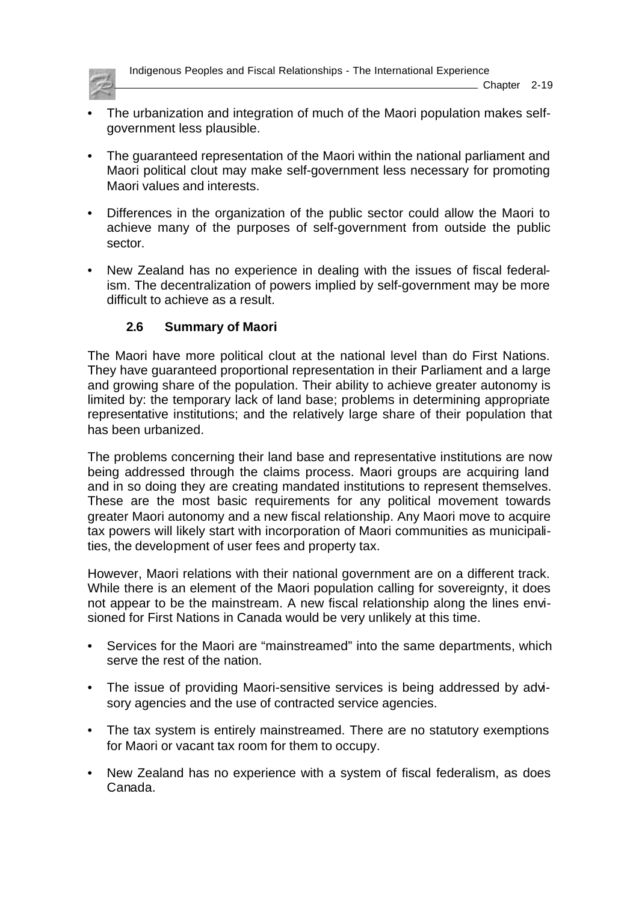- The urbanization and integration of much of the Maori population makes self-government less plausible.

- The guaranteed representation of the Maori within the national parliament and Maori political clout may make self-government less necessary for promoting Maori values and interests.

- Differences in the organization of the public sector could allow the Maori to achieve many of the purposes of self-government from outside the public sector.

- New Zealand has no experience in dealing with the issues of fiscal federalism. The decentralization of powers implied by self-government may be more difficult to achieve as a result.

### 2.6 Summary of Maori

The Maori have more political clout at the national level than do First Nations. They have guaranteed proportional representation in their Parliament and a large and growing share of the population. Their ability to achieve greater autonomy is limited by: the temporary lack of land base; problems in determining appropriate representative institutions; and the relatively large share of their population that has been urbanized.

The problems concerning their land base and representative institutions are now being addressed through the claims process. Maori groups are acquiring land and in so doing they are creating mandated institutions to represent themselves. These are the most basic requirements for any political movement towards greater Maori autonomy and a new fiscal relationship. Any Maori move to acquire tax powers will likely start with incorporation of Maori communities as municipalities, the development of user fees and property tax.

However, Maori relations with their national government are on a different track. While there is an element of the Maori population calling for sovereignty, it does not appear to be the mainstream. A new fiscal relationship along the lines envisioned for First Nations in Canada would be very unlikely at this time.

- Services for the Maori are "mainstreamed" into the same departments, which serve the rest of the nation.

- The issue of providing Maori-sensitive services is being addressed by advisory agencies and the use of contracted service agencies.

- The tax system is entirely mainstreamed. There are no statutory exemptions for Maori or vacant tax room for them to occupy.

- New Zealand has no experience with a system of fiscal federalism, as does Canada.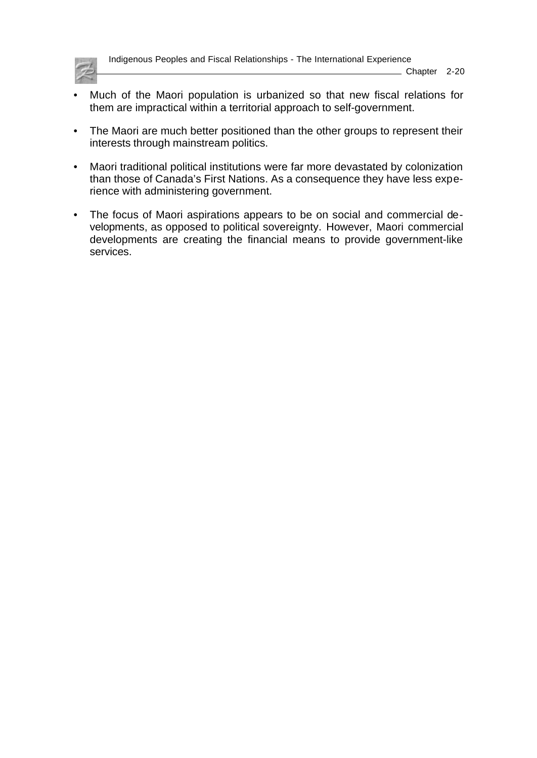- Much of the Maori population is urbanized so that new fiscal relations for them are impractical within a territorial approach to self-government.

- The Maori are much better positioned than the other groups to represent their interests through mainstream politics.

- Maori traditional political institutions were far more devastated by colonization than those of Canada's First Nations. As a consequence they have less experience with administering government.

- The focus of Maori aspirations appears to be on social and commercial developments, as opposed to political sovereignty. However, Maori commercial developments are creating the financial means to provide government-like services.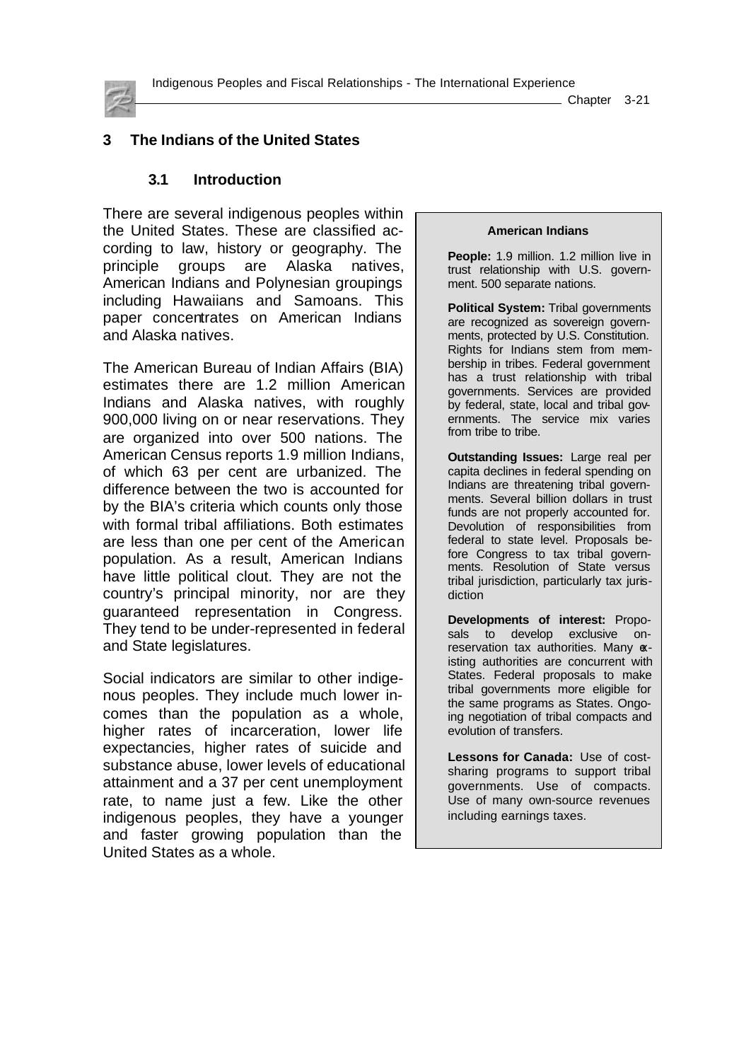# 3 The Indians of the United States

## 3.1 Introduction

There are several indigenous peoples within the United States. These are classified according to law, history or geography. The principle groups are Alaska natives, American Indians and Polynesian groupings including Hawaiians and Samoans. This paper concentrates on American Indians and Alaska natives.

The American Bureau of Indian Affairs (BIA) estimates there are 1.2 million American Indians and Alaska natives, with roughly 900,000 living on or near reservations. They are organized into over 500 nations. The American Census reports 1.9 million Indians, of which 63 per cent are urbanized. The difference between the two is accounted for by the BIA's criteria which counts only those with formal tribal affiliations. Both estimates are less than one per cent of the American population. As a result, American Indians have little political clout. They are not the country's principal minority, nor are they guaranteed representation in Congress. They tend to be under-represented in federal and State legislatures.

Social indicators are similar to other indigenous peoples. They include much lower incomes than the population as a whole, higher rates of incarceration, lower life expectancies, higher rates of suicide and substance abuse, lower levels of educational attainment and a 37 per cent unemployment rate, to name just a few. Like the other indigenous peoples, they have a younger and faster growing population than the United States as a whole.

**American Indians**

**People:** 1.9 million. 1.2 million live in trust relationship with U.S. government. 500 separate nations.

**Political System:** Tribal governments are recognized as sovereign governments, protected by U.S. Constitution. Rights for Indians stem from membership in tribes. Federal government has a trust relationship with tribal governments. Services are provided by federal, state, local and tribal governments. The service mix varies from tribe to tribe.

**Outstanding Issues:** Large real per capita declines in federal spending on Indians are threatening tribal governments. Several billion dollars in trust funds are not properly accounted for. Devolution of responsibilities from federal to state level. Proposals before Congress to tax tribal governments. Resolution of State versus tribal jurisdiction, particularly tax jurisdiction

**Developments of interest:** Proposals to develop exclusive on-reservation tax authorities. Many existing authorities are concurrent with States. Federal proposals to make tribal governments more eligible for the same programs as States. Ongoing negotiation of tribal compacts and evolution of transfers.

**Lessons for Canada:** Use of cost-sharing programs to support tribal governments. Use of compacts. Use of many own-source revenues including earnings taxes.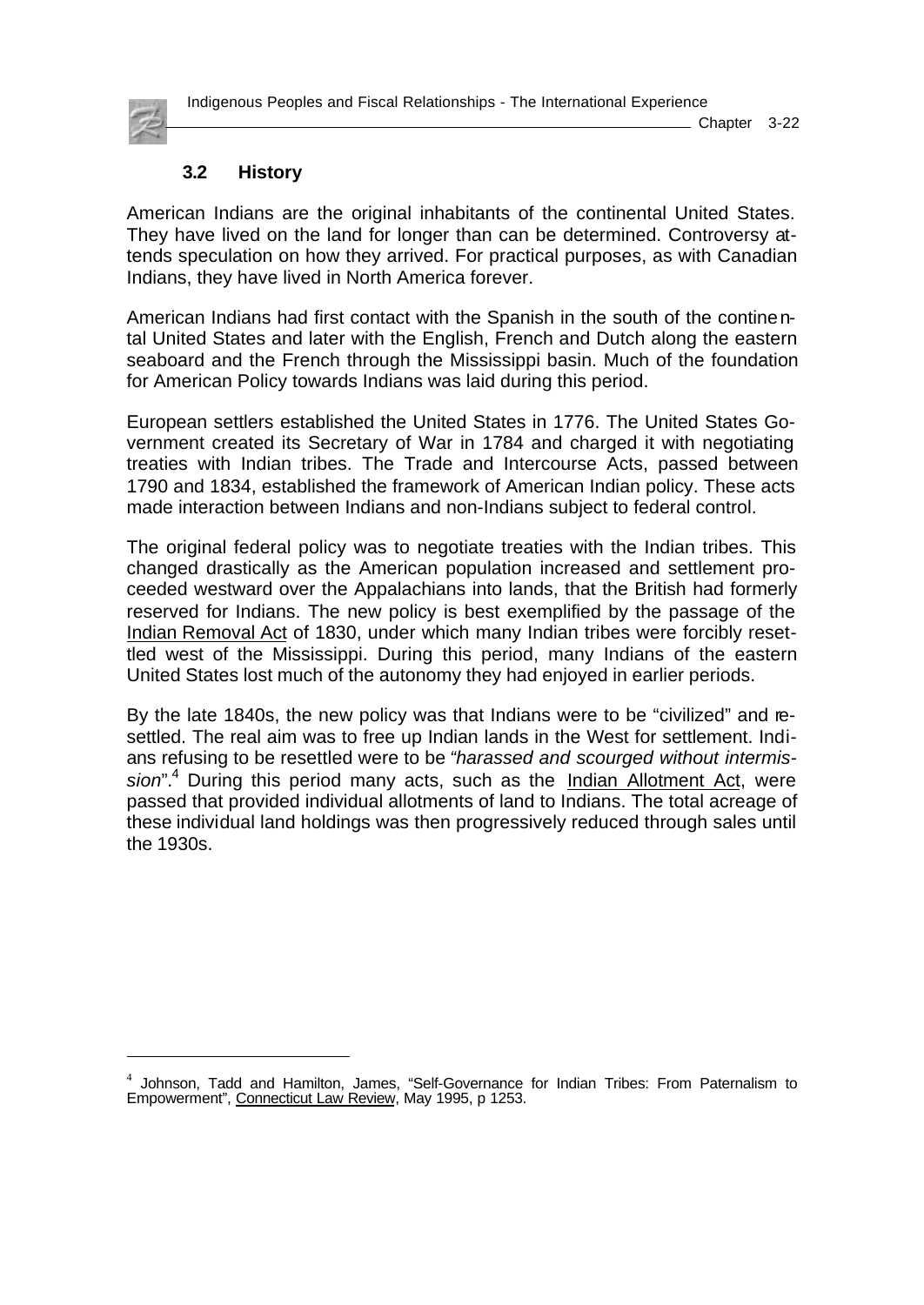### 3.2 History

American Indians are the original inhabitants of the continental United States. They have lived on the land for longer than can be determined. Controversy attends speculation on how they arrived. For practical purposes, as with Canadian Indians, they have lived in North America forever.

American Indians had first contact with the Spanish in the south of the continental United States and later with the English, French and Dutch along the eastern seaboard and the French through the Mississippi basin. Much of the foundation for American Policy towards Indians was laid during this period.

European settlers established the United States in 1776. The United States Government created its Secretary of War in 1784 and charged it with negotiating treaties with Indian tribes. The Trade and Intercourse Acts, passed between 1790 and 1834, established the framework of American Indian policy. These acts made interaction between Indians and non-Indians subject to federal control.

The original federal policy was to negotiate treaties with the Indian tribes. This changed drastically as the American population increased and settlement proceeded westward over the Appalachians into lands, that the British had formerly reserved for Indians. The new policy is best exemplified by the passage of the Indian Removal Act of 1830, under which many Indian tribes were forcibly resettled west of the Mississippi. During this period, many Indians of the eastern United States lost much of the autonomy they had enjoyed in earlier periods.

By the late 1840s, the new policy was that Indians were to be "civilized" and resettled. The real aim was to free up Indian lands in the West for settlement. Indians refusing to be resettled were to be *"harassed and scourged without intermission*".[4] During this period many acts, such as the Indian Allotment Act, were passed that provided individual allotments of land to Indians. The total acreage of these individual land holdings was then progressively reduced through sales until the 1930s.

---

[4] Johnson, Tadd and Hamilton, James, "Self-Governance for Indian Tribes: From Paternalism to Empowerment", Connecticut Law Review, May 1995, p 1253.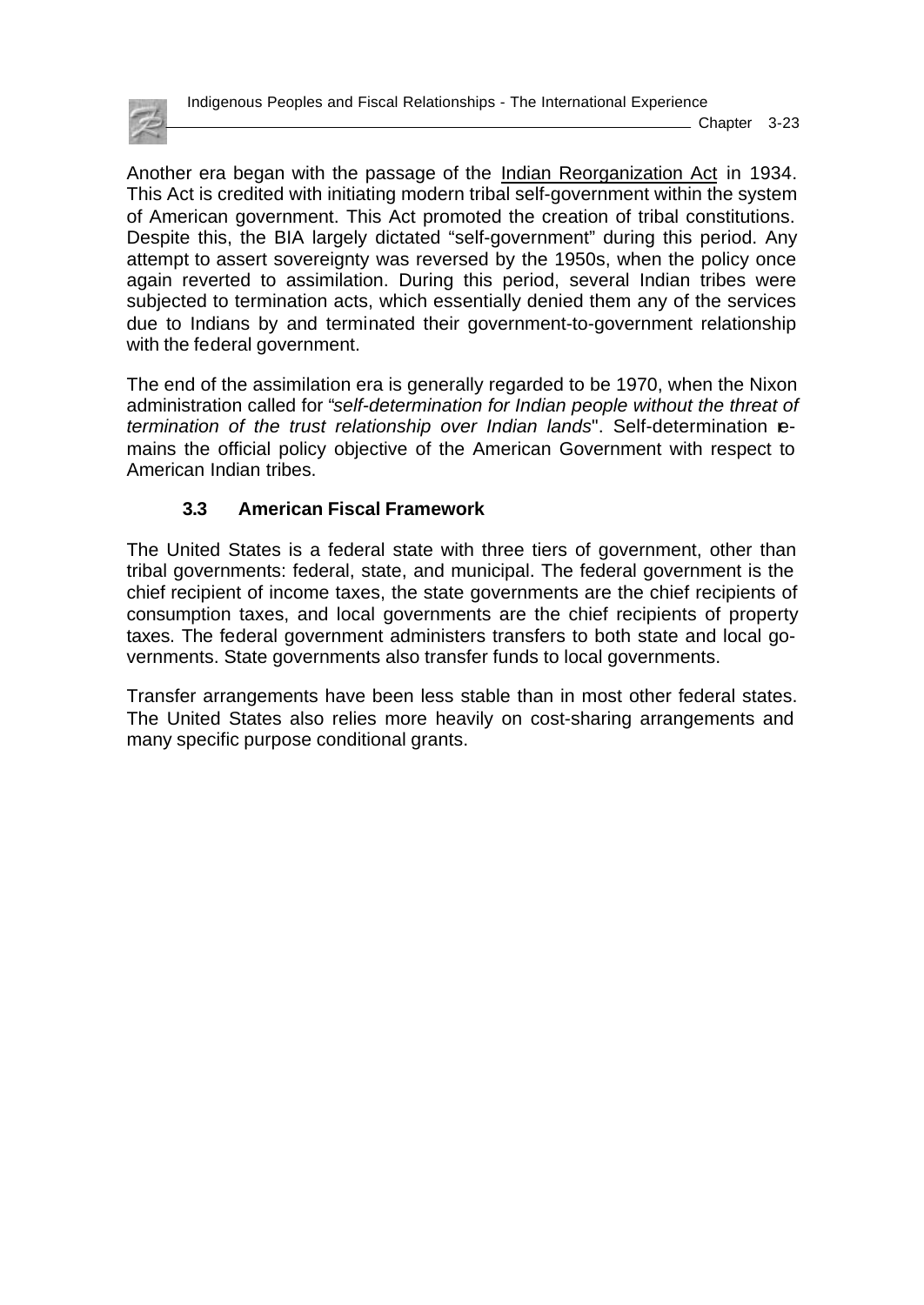Another era began with the passage of the Indian Reorganization Act in 1934. This Act is credited with initiating modern tribal self-government within the system of American government. This Act promoted the creation of tribal constitutions. Despite this, the BIA largely dictated "self-government" during this period. Any attempt to assert sovereignty was reversed by the 1950s, when the policy once again reverted to assimilation. During this period, several Indian tribes were subjected to termination acts, which essentially denied them any of the services due to Indians by and terminated their government-to-government relationship with the federal government.

The end of the assimilation era is generally regarded to be 1970, when the Nixon administration called for "*self-determination for Indian people without the threat of termination of the trust relationship over Indian lands*". Self-determination remains the official policy objective of the American Government with respect to American Indian tribes.

### 3.3 American Fiscal Framework

The United States is a federal state with three tiers of government, other than tribal governments: federal, state, and municipal. The federal government is the chief recipient of income taxes, the state governments are the chief recipients of consumption taxes, and local governments are the chief recipients of property taxes. The federal government administers transfers to both state and local governments. State governments also transfer funds to local governments.

Transfer arrangements have been less stable than in most other federal states. The United States also relies more heavily on cost-sharing arrangements and many specific purpose conditional grants.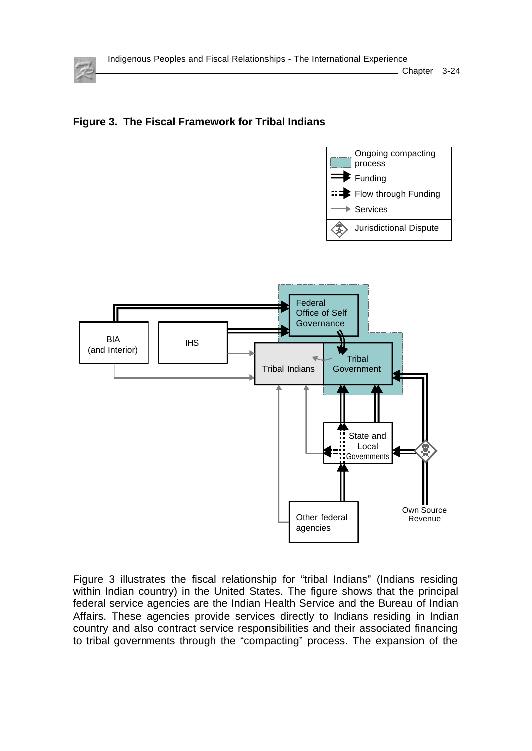**Figure 3. The Fiscal Framework for Tribal Indians**

Figure 3 illustrates the fiscal relationship for "tribal Indians" (Indians residing within Indian country) in the United States. The figure shows that the principal federal service agencies are the Indian Health Service and the Bureau of Indian Affairs. These agencies provide services directly to Indians residing in Indian country and also contract service responsibilities and their associated financing to tribal governments through the "compacting" process. The expansion of the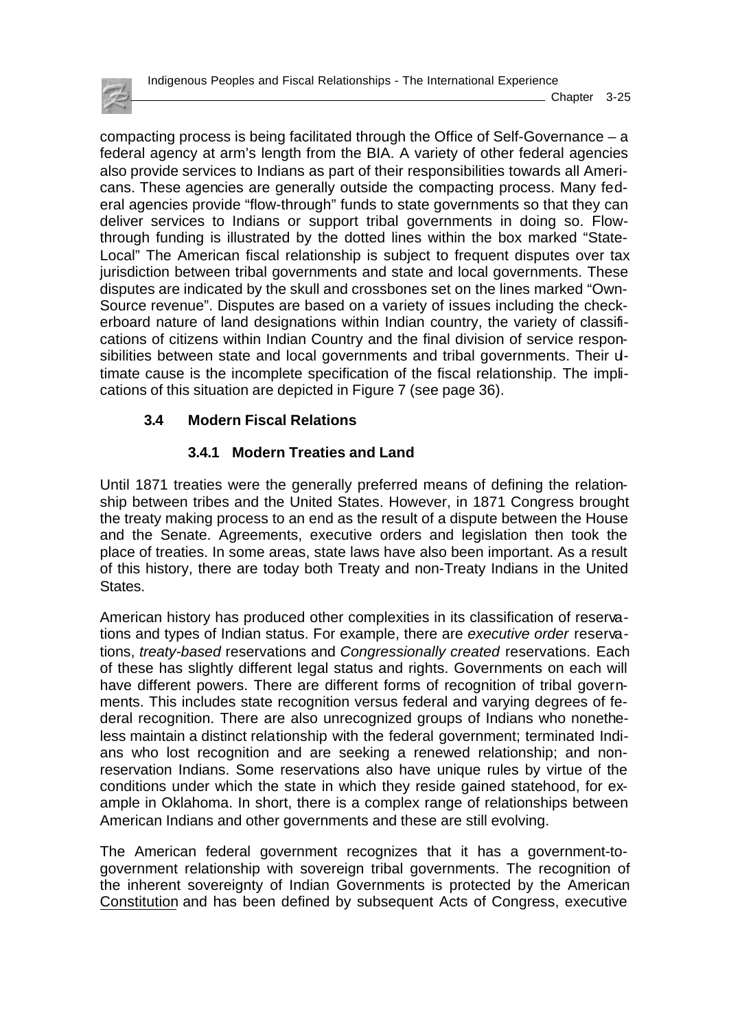compacting process is being facilitated through the Office of Self-Governance – a federal agency at arm's length from the BIA. A variety of other federal agencies also provide services to Indians as part of their responsibilities towards all Americans. These agencies are generally outside the compacting process. Many federal agencies provide "flow-through" funds to state governments so that they can deliver services to Indians or support tribal governments in doing so. Flow-through funding is illustrated by the dotted lines within the box marked "State-Local" The American fiscal relationship is subject to frequent disputes over tax jurisdiction between tribal governments and state and local governments. These disputes are indicated by the skull and crossbones set on the lines marked "Own-Source revenue". Disputes are based on a variety of issues including the checkerboard nature of land designations within Indian country, the variety of classifications of citizens within Indian Country and the final division of service responsibilities between state and local governments and tribal governments. Their ultimate cause is the incomplete specification of the fiscal relationship. The implications of this situation are depicted in Figure 7 (see page 36).

## 3.4 Modern Fiscal Relations

### 3.4.1 Modern Treaties and Land

Until 1871 treaties were the generally preferred means of defining the relationship between tribes and the United States. However, in 1871 Congress brought the treaty making process to an end as the result of a dispute between the House and the Senate. Agreements, executive orders and legislation then took the place of treaties. In some areas, state laws have also been important. As a result of this history, there are today both Treaty and non-Treaty Indians in the United States.

American history has produced other complexities in its classification of reservations and types of Indian status. For example, there are *executive order* reservations, *treaty-based* reservations and *Congressionally created* reservations. Each of these has slightly different legal status and rights. Governments on each will have different powers. There are different forms of recognition of tribal governments. This includes state recognition versus federal and varying degrees of federal recognition. There are also unrecognized groups of Indians who nonetheless maintain a distinct relationship with the federal government; terminated Indians who lost recognition and are seeking a renewed relationship; and non-reservation Indians. Some reservations also have unique rules by virtue of the conditions under which the state in which they reside gained statehood, for example in Oklahoma. In short, there is a complex range of relationships between American Indians and other governments and these are still evolving.

The American federal government recognizes that it has a government-to-government relationship with sovereign tribal governments. The recognition of the inherent sovereignty of Indian Governments is protected by the American Constitution and has been defined by subsequent Acts of Congress, executive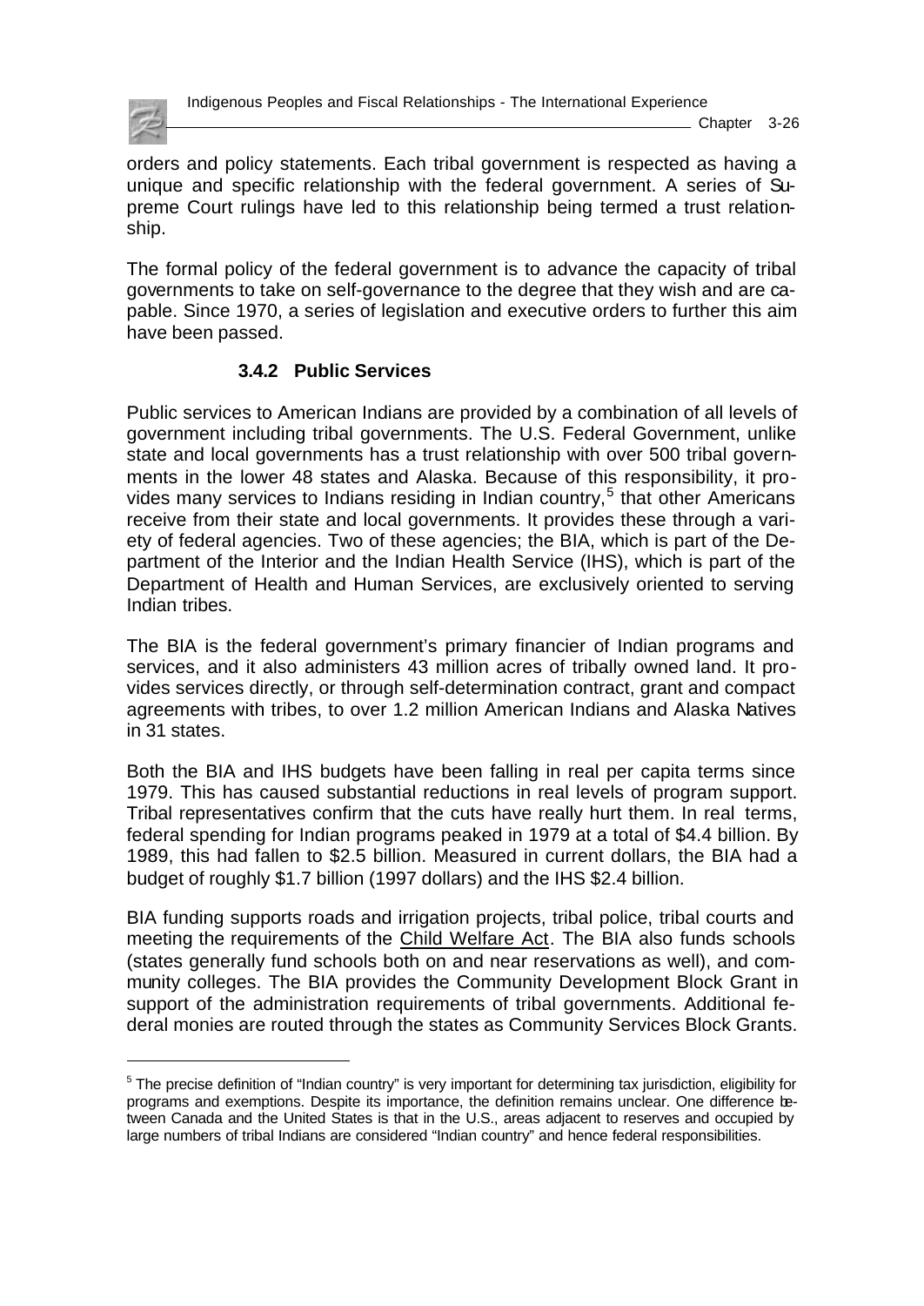orders and policy statements. Each tribal government is respected as having a unique and specific relationship with the federal government. A series of Supreme Court rulings have led to this relationship being termed a trust relationship.

The formal policy of the federal government is to advance the capacity of tribal governments to take on self-governance to the degree that they wish and are capable. Since 1970, a series of legislation and executive orders to further this aim have been passed.

### 3.4.2 Public Services

Public services to American Indians are provided by a combination of all levels of government including tribal governments. The U.S. Federal Government, unlike state and local governments has a trust relationship with over 500 tribal governments in the lower 48 states and Alaska. Because of this responsibility, it provides many services to Indians residing in Indian country,[5] that other Americans receive from their state and local governments. It provides these through a variety of federal agencies. Two of these agencies; the BIA, which is part of the Department of the Interior and the Indian Health Service (IHS), which is part of the Department of Health and Human Services, are exclusively oriented to serving Indian tribes.

The BIA is the federal government's primary financier of Indian programs and services, and it also administers 43 million acres of tribally owned land. It provides services directly, or through self-determination contract, grant and compact agreements with tribes, to over 1.2 million American Indians and Alaska Natives in 31 states.

Both the BIA and IHS budgets have been falling in real per capita terms since 1979. This has caused substantial reductions in real levels of program support. Tribal representatives confirm that the cuts have really hurt them. In real terms, federal spending for Indian programs peaked in 1979 at a total of $4.4 billion. By 1989, this had fallen to $2.5 billion. Measured in current dollars, the BIA had a budget of roughly $1.7 billion (1997 dollars) and the IHS $2.4 billion.

BIA funding supports roads and irrigation projects, tribal police, tribal courts and meeting the requirements of the Child Welfare Act. The BIA also funds schools (states generally fund schools both on and near reservations as well), and community colleges. The BIA provides the Community Development Block Grant in support of the administration requirements of tribal governments. Additional federal monies are routed through the states as Community Services Block Grants.

---

[5] The precise definition of "Indian country" is very important for determining tax jurisdiction, eligibility for programs and exemptions. Despite its importance, the definition remains unclear. One difference between Canada and the United States is that in the U.S., areas adjacent to reserves and occupied by large numbers of tribal Indians are considered "Indian country" and hence federal responsibilities.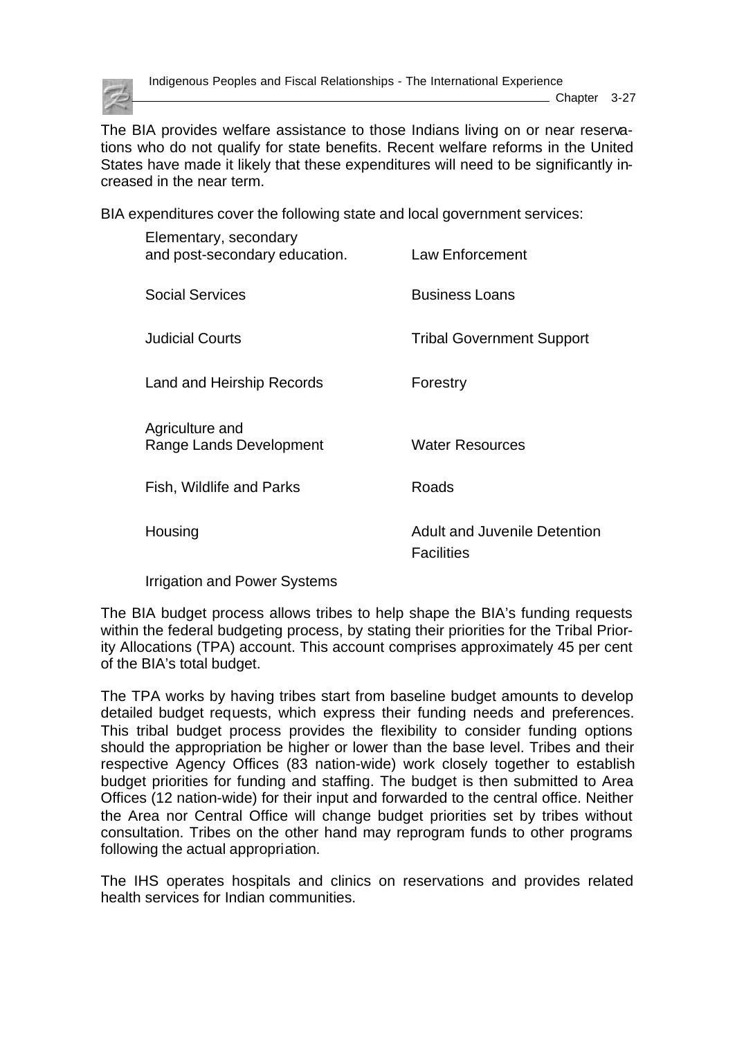The BIA provides welfare assistance to those Indians living on or near reservations who do not qualify for state benefits. Recent welfare reforms in the United States have made it likely that these expenditures will need to be significantly increased in the near term.

BIA expenditures cover the following state and local government services:

- Elementary, secondary and post-secondary education.
- Law Enforcement
- Social Services
- Business Loans
- Judicial Courts
- Tribal Government Support
- Land and Heirship Records
- Forestry
- Agriculture and Range Lands Development
- Water Resources
- Fish, Wildlife and Parks
- Roads
- Housing
- Adult and Juvenile Detention Facilities
- Irrigation and Power Systems

The BIA budget process allows tribes to help shape the BIA's funding requests within the federal budgeting process, by stating their priorities for the Tribal Priority Allocations (TPA) account. This account comprises approximately 45 per cent of the BIA's total budget.

The TPA works by having tribes start from baseline budget amounts to develop detailed budget requests, which express their funding needs and preferences. This tribal budget process provides the flexibility to consider funding options should the appropriation be higher or lower than the base level. Tribes and their respective Agency Offices (83 nation-wide) work closely together to establish budget priorities for funding and staffing. The budget is then submitted to Area Offices (12 nation-wide) for their input and forwarded to the central office. Neither the Area nor Central Office will change budget priorities set by tribes without consultation. Tribes on the other hand may reprogram funds to other programs following the actual appropriation.

The IHS operates hospitals and clinics on reservations and provides related health services for Indian communities.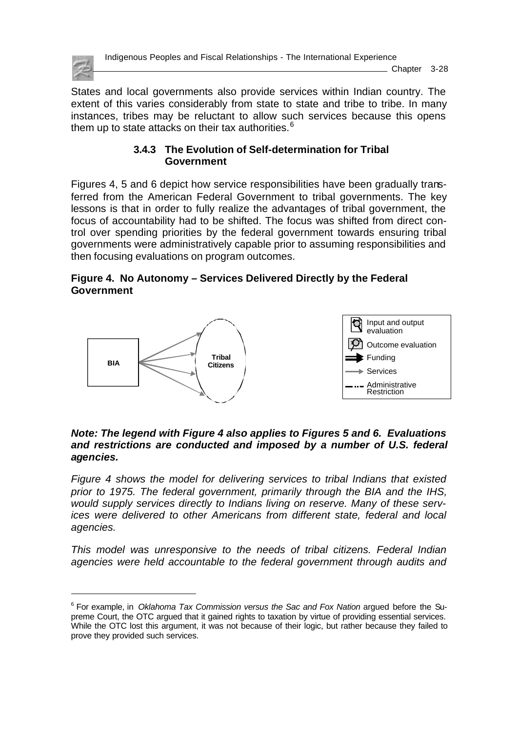States and local governments also provide services within Indian country. The extent of this varies considerably from state to state and tribe to tribe. In many instances, tribes may be reluctant to allow such services because this opens them up to state attacks on their tax authorities.[6]

### 3.4.3 The Evolution of Self-determination for Tribal Government

Figures 4, 5 and 6 depict how service responsibilities have been gradually transferred from the American Federal Government to tribal governments. The key lessons is that in order to fully realize the advantages of tribal government, the focus of accountability had to be shifted. The focus was shifted from direct control over spending priorities by the federal government towards ensuring tribal governments were administratively capable prior to assuming responsibilities and then focusing evaluations on program outcomes.

**Figure 4. No Autonomy – Services Delivered Directly by the Federal Government**

BIA → Tribal Citizens

Legend: Input and output evaluation; Outcome evaluation; Funding; Services; Administrative Restriction

***Note: The legend with Figure 4 also applies to Figures 5 and 6. Evaluations and restrictions are conducted and imposed by a number of U.S. federal agencies.***

*Figure 4 shows the model for delivering services to tribal Indians that existed prior to 1975. The federal government, primarily through the BIA and the IHS, would supply services directly to Indians living on reserve. Many of these services were delivered to other Americans from different state, federal and local agencies.*

*This model was unresponsive to the needs of tribal citizens. Federal Indian agencies were held accountable to the federal government through audits and*

---

[6] For example, in *Oklahoma Tax Commission versus the Sac and Fox Nation* argued before the Supreme Court, the OTC argued that it gained rights to taxation by virtue of providing essential services. While the OTC lost this argument, it was not because of their logic, but rather because they failed to prove they provided such services.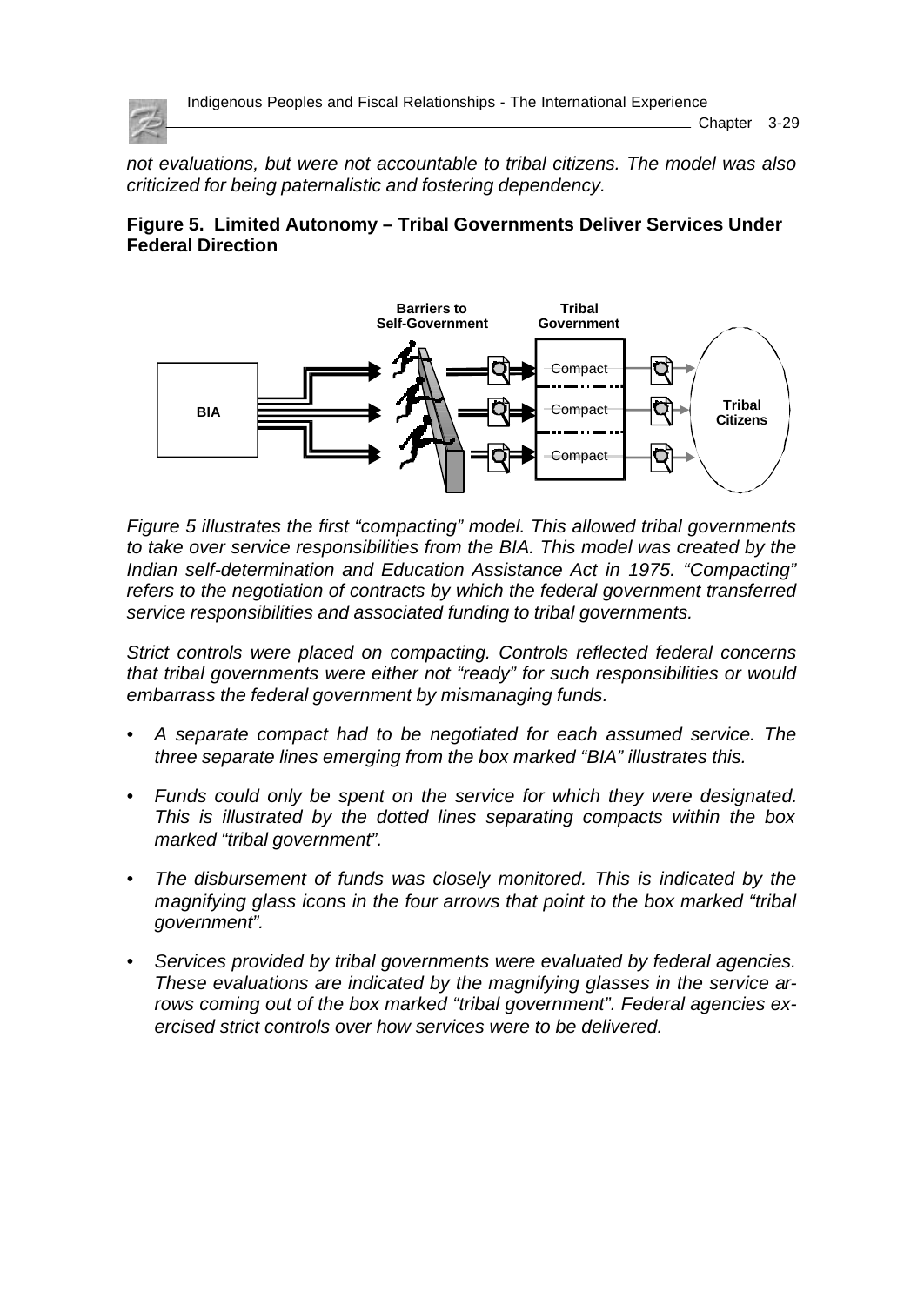*not evaluations, but were not accountable to tribal citizens. The model was also criticized for being paternalistic and fostering dependency.*

**Figure 5. Limited Autonomy – Tribal Governments Deliver Services Under Federal Direction**

*Figure 5 illustrates the first "compacting" model. This allowed tribal governments to take over service responsibilities from the BIA. This model was created by the Indian self-determination and Education Assistance Act in 1975. "Compacting" refers to the negotiation of contracts by which the federal government transferred service responsibilities and associated funding to tribal governments.*

*Strict controls were placed on compacting. Controls reflected federal concerns that tribal governments were either not "ready" for such responsibilities or would embarrass the federal government by mismanaging funds.*

- *A separate compact had to be negotiated for each assumed service. The three separate lines emerging from the box marked "BIA" illustrates this.*
- *Funds could only be spent on the service for which they were designated. This is illustrated by the dotted lines separating compacts within the box marked "tribal government".*
- *The disbursement of funds was closely monitored. This is indicated by the magnifying glass icons in the four arrows that point to the box marked "tribal government".*
- *Services provided by tribal governments were evaluated by federal agencies. These evaluations are indicated by the magnifying glasses in the service arrows coming out of the box marked "tribal government". Federal agencies exercised strict controls over how services were to be delivered.*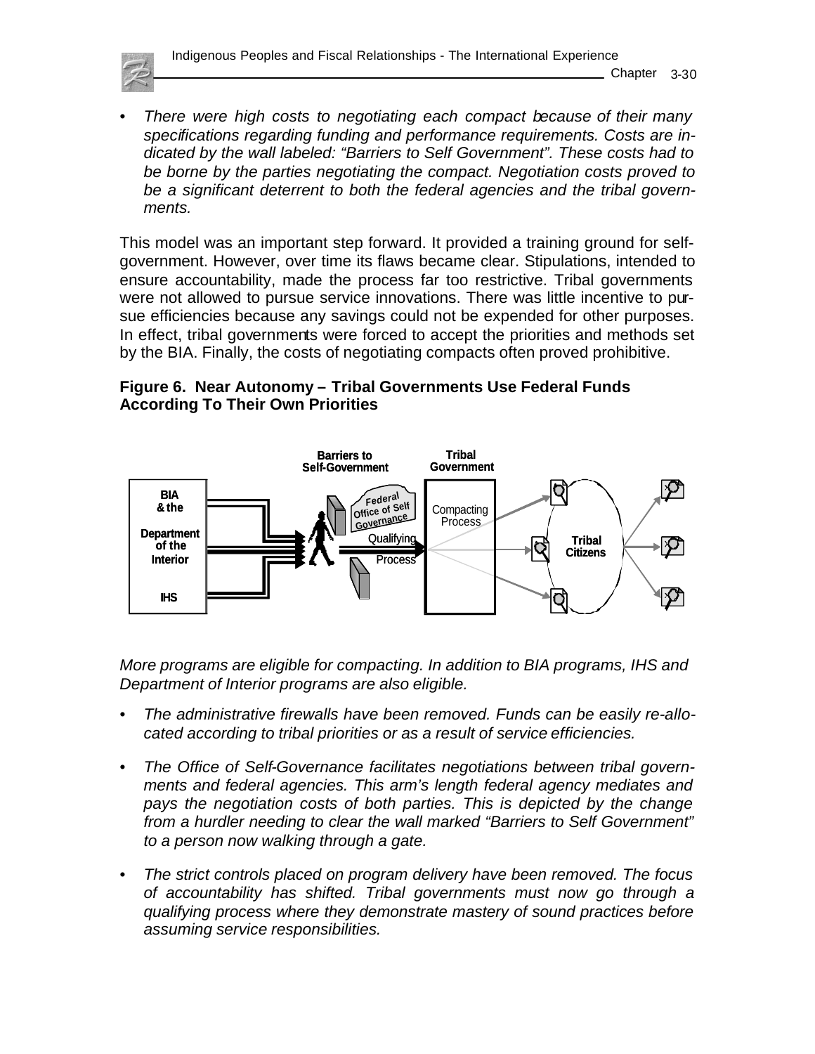- *There were high costs to negotiating each compact because of their many specifications regarding funding and performance requirements. Costs are indicated by the wall labeled: "Barriers to Self Government". These costs had to be borne by the parties negotiating the compact. Negotiation costs proved to be a significant deterrent to both the federal agencies and the tribal governments.*

This model was an important step forward. It provided a training ground for self-government. However, over time its flaws became clear. Stipulations, intended to ensure accountability, made the process far too restrictive. Tribal governments were not allowed to pursue service innovations. There was little incentive to pursue efficiencies because any savings could not be expended for other purposes. In effect, tribal governments were forced to accept the priorities and methods set by the BIA. Finally, the costs of negotiating compacts often proved prohibitive.

**Figure 6. Near Autonomy – Tribal Governments Use Federal Funds According To Their Own Priorities**

*More programs are eligible for compacting. In addition to BIA programs, IHS and Department of Interior programs are also eligible.*

- *The administrative firewalls have been removed. Funds can be easily re-allocated according to tribal priorities or as a result of service efficiencies.*
- *The Office of Self-Governance facilitates negotiations between tribal governments and federal agencies. This arm's length federal agency mediates and pays the negotiation costs of both parties. This is depicted by the change from a hurdler needing to clear the wall marked "Barriers to Self Government" to a person now walking through a gate.*
- *The strict controls placed on program delivery have been removed. The focus of accountability has shifted. Tribal governments must now go through a qualifying process where they demonstrate mastery of sound practices before assuming service responsibilities.*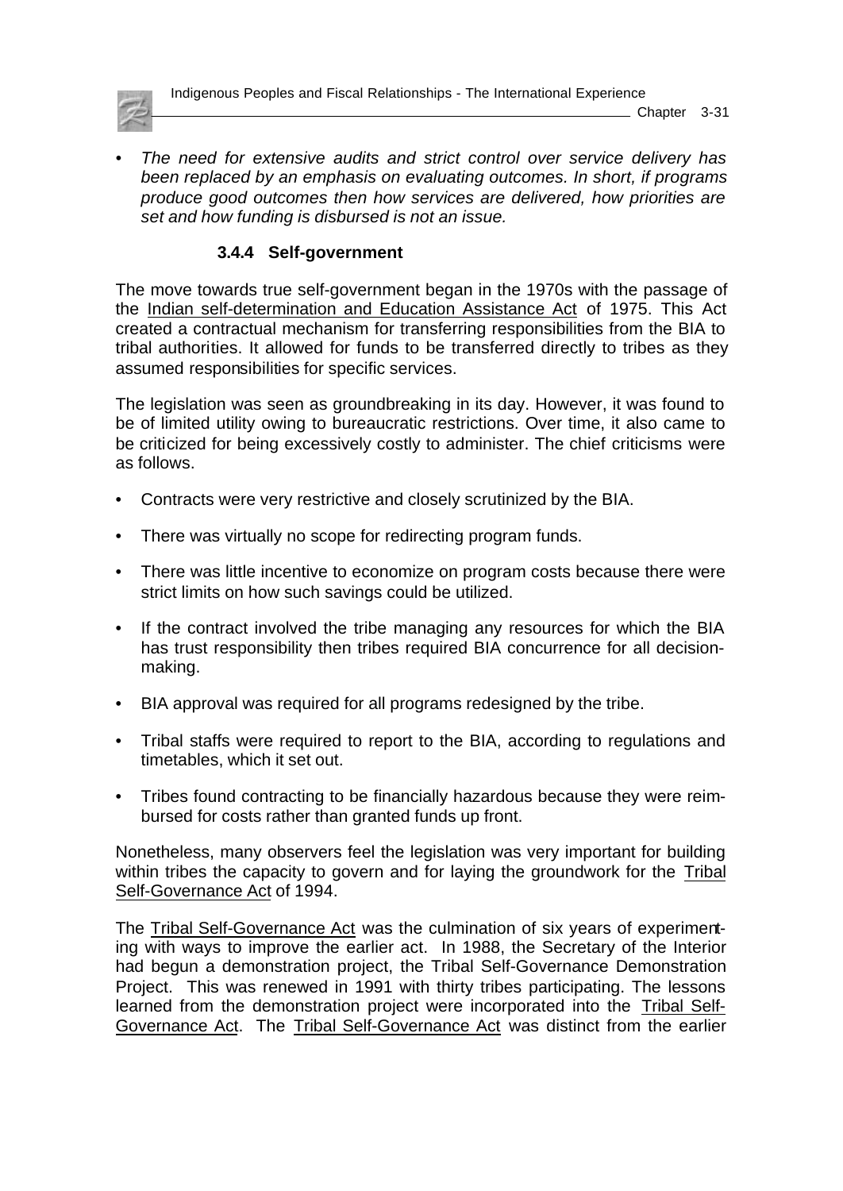- *The need for extensive audits and strict control over service delivery has been replaced by an emphasis on evaluating outcomes. In short, if programs produce good outcomes then how services are delivered, how priorities are set and how funding is disbursed is not an issue.*

### 3.4.4 Self-government

The move towards true self-government began in the 1970s with the passage of the Indian self-determination and Education Assistance Act of 1975. This Act created a contractual mechanism for transferring responsibilities from the BIA to tribal authorities. It allowed for funds to be transferred directly to tribes as they assumed responsibilities for specific services.

The legislation was seen as groundbreaking in its day. However, it was found to be of limited utility owing to bureaucratic restrictions. Over time, it also came to be criticized for being excessively costly to administer. The chief criticisms were as follows.

- Contracts were very restrictive and closely scrutinized by the BIA.
- There was virtually no scope for redirecting program funds.
- There was little incentive to economize on program costs because there were strict limits on how such savings could be utilized.
- If the contract involved the tribe managing any resources for which the BIA has trust responsibility then tribes required BIA concurrence for all decision-making.
- BIA approval was required for all programs redesigned by the tribe.
- Tribal staffs were required to report to the BIA, according to regulations and timetables, which it set out.
- Tribes found contracting to be financially hazardous because they were reimbursed for costs rather than granted funds up front.

Nonetheless, many observers feel the legislation was very important for building within tribes the capacity to govern and for laying the groundwork for the Tribal Self-Governance Act of 1994.

The Tribal Self-Governance Act was the culmination of six years of experimenting with ways to improve the earlier act. In 1988, the Secretary of the Interior had begun a demonstration project, the Tribal Self-Governance Demonstration Project. This was renewed in 1991 with thirty tribes participating. The lessons learned from the demonstration project were incorporated into the Tribal Self-Governance Act. The Tribal Self-Governance Act was distinct from the earlier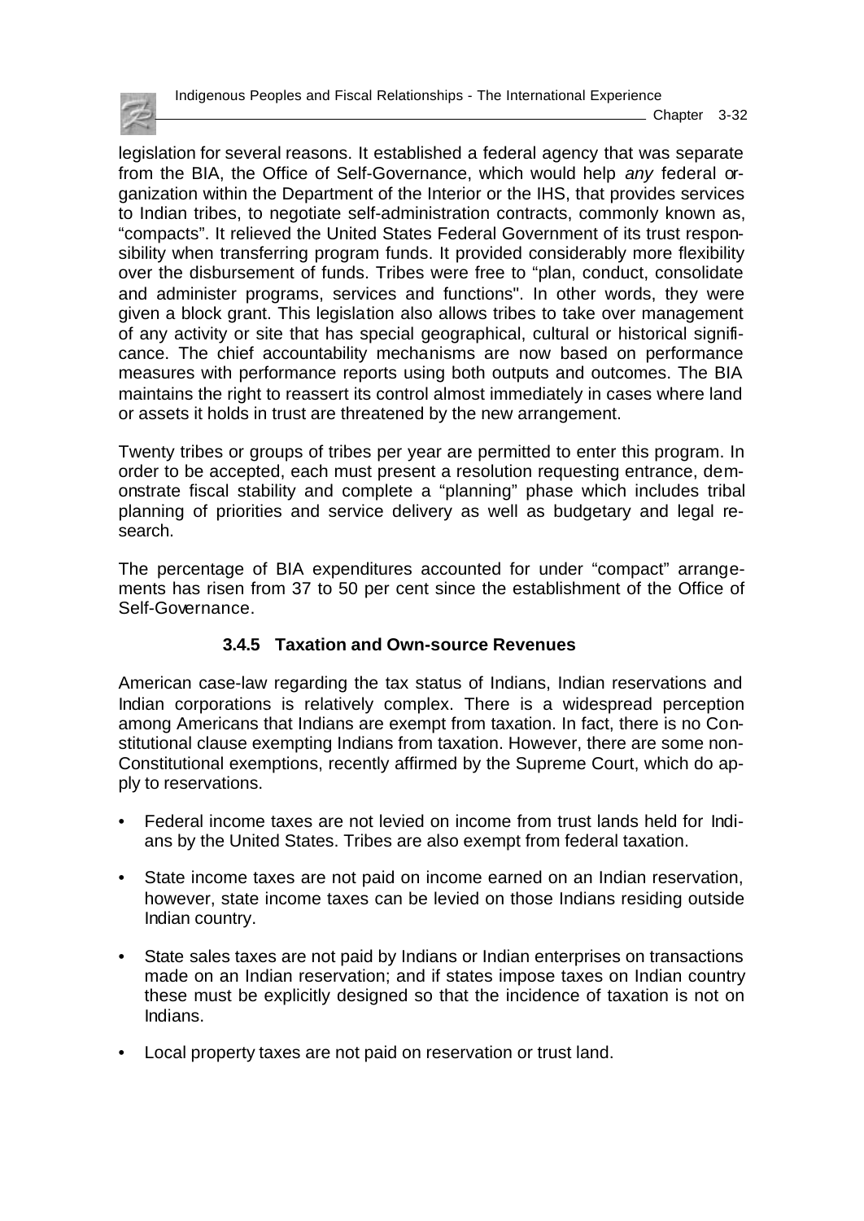legislation for several reasons. It established a federal agency that was separate from the BIA, the Office of Self-Governance, which would help *any* federal organization within the Department of the Interior or the IHS, that provides services to Indian tribes, to negotiate self-administration contracts, commonly known as, "compacts". It relieved the United States Federal Government of its trust responsibility when transferring program funds. It provided considerably more flexibility over the disbursement of funds. Tribes were free to "plan, conduct, consolidate and administer programs, services and functions". In other words, they were given a block grant. This legislation also allows tribes to take over management of any activity or site that has special geographical, cultural or historical significance. The chief accountability mechanisms are now based on performance measures with performance reports using both outputs and outcomes. The BIA maintains the right to reassert its control almost immediately in cases where land or assets it holds in trust are threatened by the new arrangement.

Twenty tribes or groups of tribes per year are permitted to enter this program. In order to be accepted, each must present a resolution requesting entrance, demonstrate fiscal stability and complete a "planning" phase which includes tribal planning of priorities and service delivery as well as budgetary and legal research.

The percentage of BIA expenditures accounted for under "compact" arrangements has risen from 37 to 50 per cent since the establishment of the Office of Self-Governance.

### 3.4.5 Taxation and Own-source Revenues

American case-law regarding the tax status of Indians, Indian reservations and Indian corporations is relatively complex. There is a widespread perception among Americans that Indians are exempt from taxation. In fact, there is no Constitutional clause exempting Indians from taxation. However, there are some non-Constitutional exemptions, recently affirmed by the Supreme Court, which do apply to reservations.

- Federal income taxes are not levied on income from trust lands held for Indians by the United States. Tribes are also exempt from federal taxation.
- State income taxes are not paid on income earned on an Indian reservation, however, state income taxes can be levied on those Indians residing outside Indian country.
- State sales taxes are not paid by Indians or Indian enterprises on transactions made on an Indian reservation; and if states impose taxes on Indian country these must be explicitly designed so that the incidence of taxation is not on Indians.
- Local property taxes are not paid on reservation or trust land.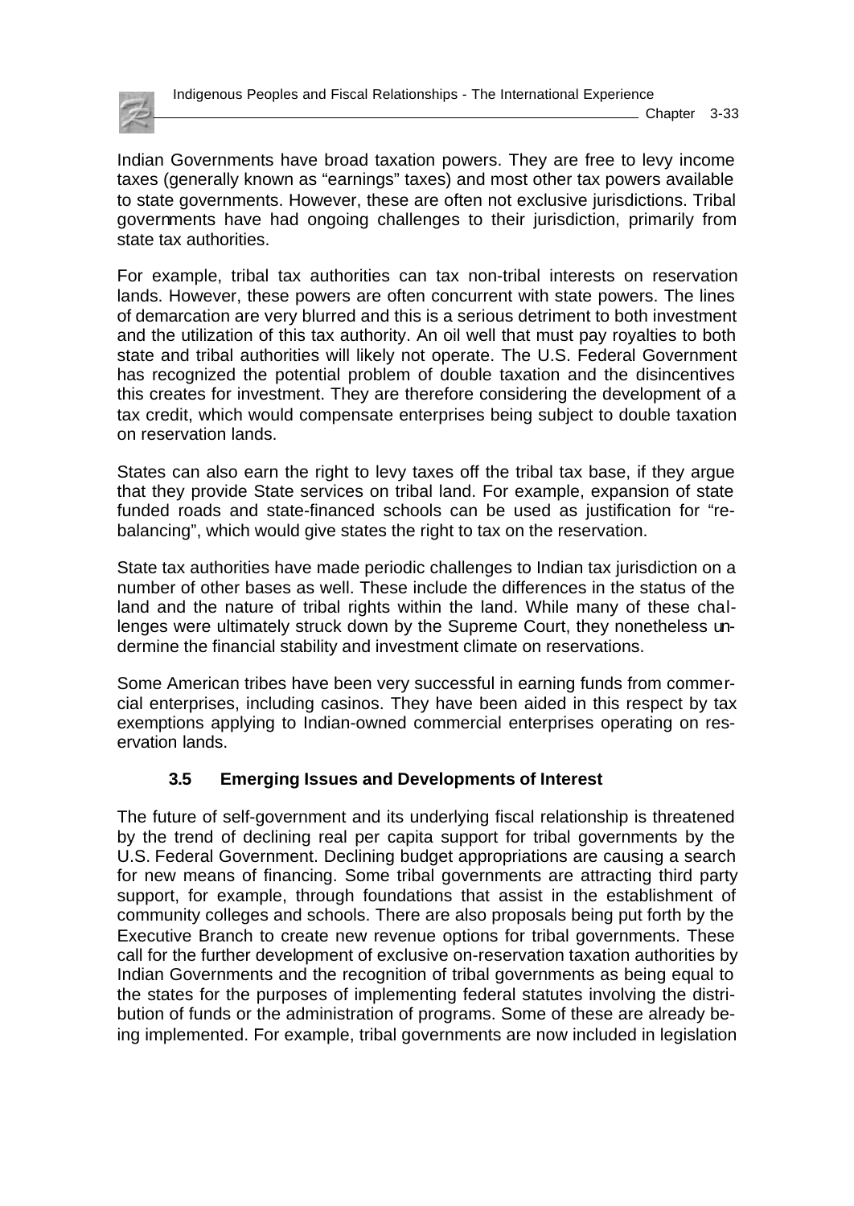Indian Governments have broad taxation powers. They are free to levy income taxes (generally known as "earnings" taxes) and most other tax powers available to state governments. However, these are often not exclusive jurisdictions. Tribal governments have had ongoing challenges to their jurisdiction, primarily from state tax authorities.

For example, tribal tax authorities can tax non-tribal interests on reservation lands. However, these powers are often concurrent with state powers. The lines of demarcation are very blurred and this is a serious detriment to both investment and the utilization of this tax authority. An oil well that must pay royalties to both state and tribal authorities will likely not operate. The U.S. Federal Government has recognized the potential problem of double taxation and the disincentives this creates for investment. They are therefore considering the development of a tax credit, which would compensate enterprises being subject to double taxation on reservation lands.

States can also earn the right to levy taxes off the tribal tax base, if they argue that they provide State services on tribal land. For example, expansion of state funded roads and state-financed schools can be used as justification for "re-balancing", which would give states the right to tax on the reservation.

State tax authorities have made periodic challenges to Indian tax jurisdiction on a number of other bases as well. These include the differences in the status of the land and the nature of tribal rights within the land. While many of these challenges were ultimately struck down by the Supreme Court, they nonetheless undermine the financial stability and investment climate on reservations.

Some American tribes have been very successful in earning funds from commercial enterprises, including casinos. They have been aided in this respect by tax exemptions applying to Indian-owned commercial enterprises operating on reservation lands.

### 3.5 Emerging Issues and Developments of Interest

The future of self-government and its underlying fiscal relationship is threatened by the trend of declining real per capita support for tribal governments by the U.S. Federal Government. Declining budget appropriations are causing a search for new means of financing. Some tribal governments are attracting third party support, for example, through foundations that assist in the establishment of community colleges and schools. There are also proposals being put forth by the Executive Branch to create new revenue options for tribal governments. These call for the further development of exclusive on-reservation taxation authorities by Indian Governments and the recognition of tribal governments as being equal to the states for the purposes of implementing federal statutes involving the distribution of funds or the administration of programs. Some of these are already being implemented. For example, tribal governments are now included in legislation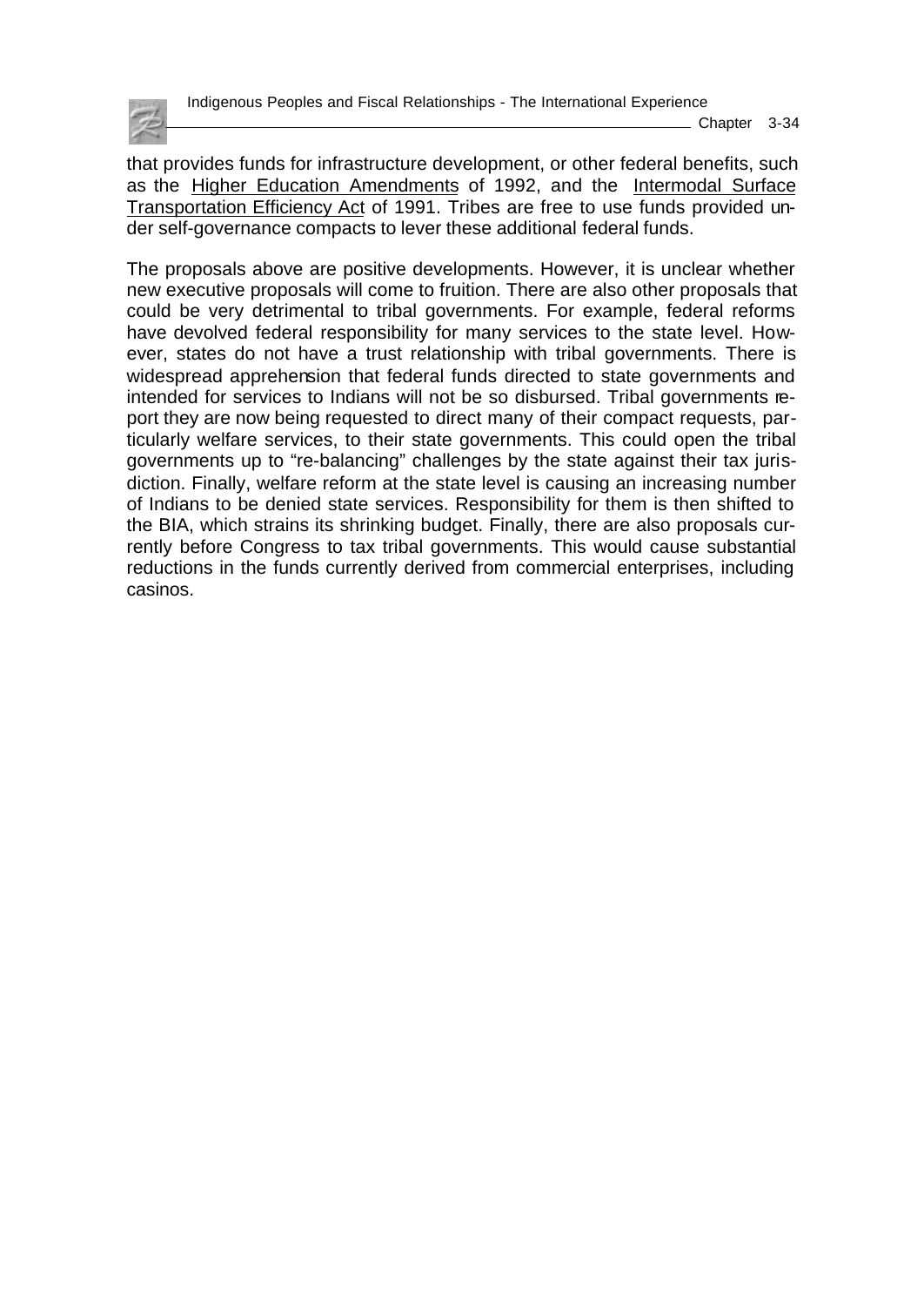that provides funds for infrastructure development, or other federal benefits, such as the Higher Education Amendments of 1992, and the Intermodal Surface Transportation Efficiency Act of 1991. Tribes are free to use funds provided under self-governance compacts to lever these additional federal funds.

The proposals above are positive developments. However, it is unclear whether new executive proposals will come to fruition. There are also other proposals that could be very detrimental to tribal governments. For example, federal reforms have devolved federal responsibility for many services to the state level. However, states do not have a trust relationship with tribal governments. There is widespread apprehension that federal funds directed to state governments and intended for services to Indians will not be so disbursed. Tribal governments report they are now being requested to direct many of their compact requests, particularly welfare services, to their state governments. This could open the tribal governments up to "re-balancing" challenges by the state against their tax jurisdiction. Finally, welfare reform at the state level is causing an increasing number of Indians to be denied state services. Responsibility for them is then shifted to the BIA, which strains its shrinking budget. Finally, there are also proposals currently before Congress to tax tribal governments. This would cause substantial reductions in the funds currently derived from commercial enterprises, including casinos.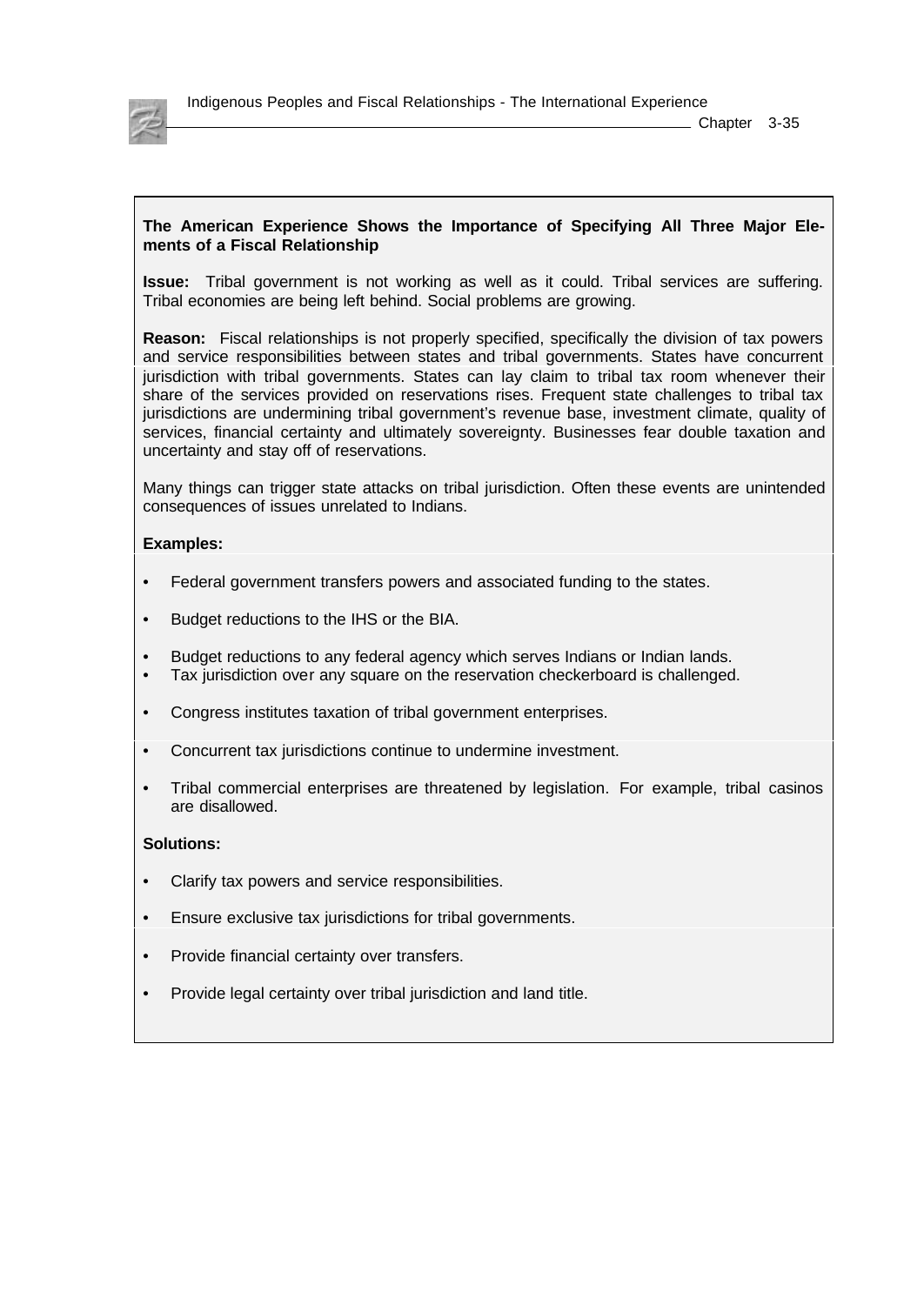**The American Experience Shows the Importance of Specifying All Three Major Elements of a Fiscal Relationship**

**Issue:** Tribal government is not working as well as it could. Tribal services are suffering. Tribal economies are being left behind. Social problems are growing.

**Reason:** Fiscal relationships is not properly specified, specifically the division of tax powers and service responsibilities between states and tribal governments. States have concurrent jurisdiction with tribal governments. States can lay claim to tribal tax room whenever their share of the services provided on reservations rises. Frequent state challenges to tribal tax jurisdictions are undermining tribal government's revenue base, investment climate, quality of services, financial certainty and ultimately sovereignty. Businesses fear double taxation and uncertainty and stay off of reservations.

Many things can trigger state attacks on tribal jurisdiction. Often these events are unintended consequences of issues unrelated to Indians.

**Examples:**

- Federal government transfers powers and associated funding to the states.
- Budget reductions to the IHS or the BIA.
- Budget reductions to any federal agency which serves Indians or Indian lands.
- Tax jurisdiction over any square on the reservation checkerboard is challenged.
- Congress institutes taxation of tribal government enterprises.
- Concurrent tax jurisdictions continue to undermine investment.
- Tribal commercial enterprises are threatened by legislation. For example, tribal casinos are disallowed.

**Solutions:**

- Clarify tax powers and service responsibilities.
- Ensure exclusive tax jurisdictions for tribal governments.
- Provide financial certainty over transfers.
- Provide legal certainty over tribal jurisdiction and land title.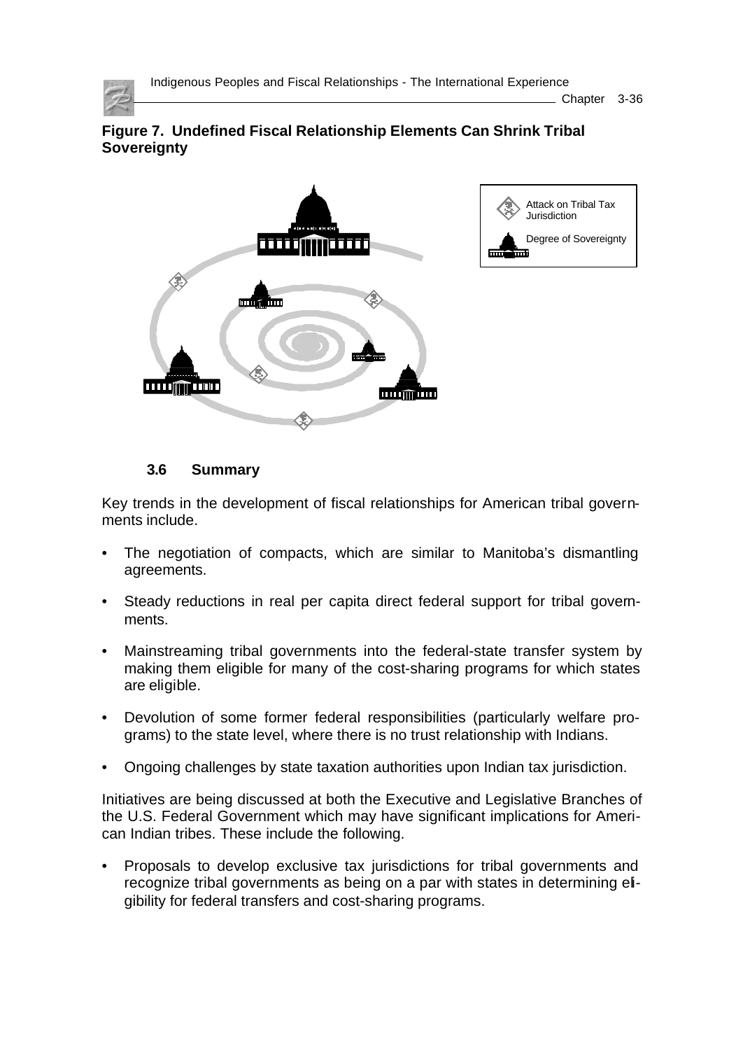**Figure 7. Undefined Fiscal Relationship Elements Can Shrink Tribal Sovereignty**

Attack on Tribal Tax Jurisdiction

Degree of Sovereignty

### 3.6 Summary

Key trends in the development of fiscal relationships for American tribal governments include.

- The negotiation of compacts, which are similar to Manitoba's dismantling agreements.
- Steady reductions in real per capita direct federal support for tribal governments.
- Mainstreaming tribal governments into the federal-state transfer system by making them eligible for many of the cost-sharing programs for which states are eligible.
- Devolution of some former federal responsibilities (particularly welfare programs) to the state level, where there is no trust relationship with Indians.
- Ongoing challenges by state taxation authorities upon Indian tax jurisdiction.

Initiatives are being discussed at both the Executive and Legislative Branches of the U.S. Federal Government which may have significant implications for American Indian tribes. These include the following.

- Proposals to develop exclusive tax jurisdictions for tribal governments and recognize tribal governments as being on a par with states in determining eligibility for federal transfers and cost-sharing programs.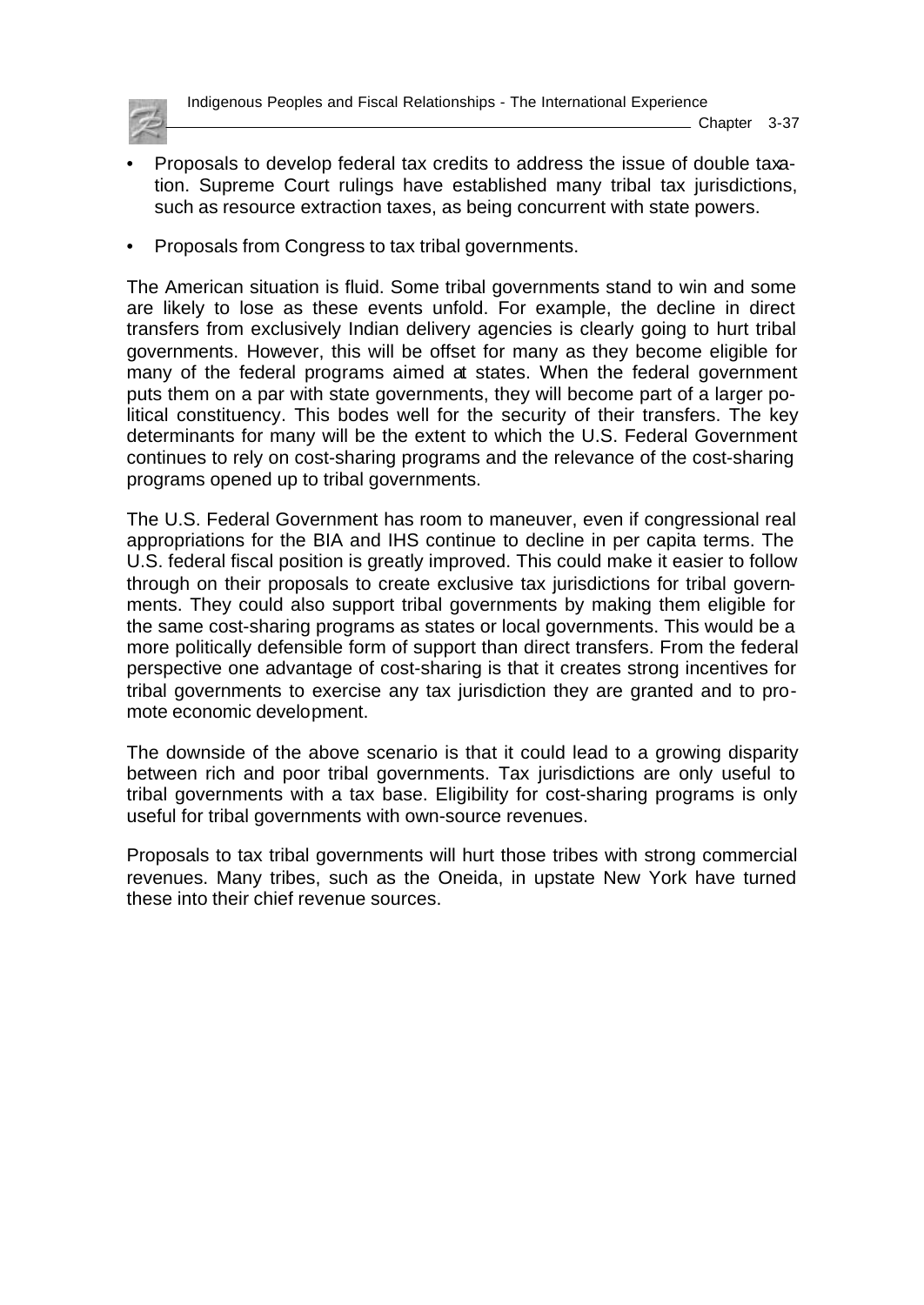- Proposals to develop federal tax credits to address the issue of double taxation. Supreme Court rulings have established many tribal tax jurisdictions, such as resource extraction taxes, as being concurrent with state powers.

- Proposals from Congress to tax tribal governments.

The American situation is fluid. Some tribal governments stand to win and some are likely to lose as these events unfold. For example, the decline in direct transfers from exclusively Indian delivery agencies is clearly going to hurt tribal governments. However, this will be offset for many as they become eligible for many of the federal programs aimed at states. When the federal government puts them on a par with state governments, they will become part of a larger political constituency. This bodes well for the security of their transfers. The key determinants for many will be the extent to which the U.S. Federal Government continues to rely on cost-sharing programs and the relevance of the cost-sharing programs opened up to tribal governments.

The U.S. Federal Government has room to maneuver, even if congressional real appropriations for the BIA and IHS continue to decline in per capita terms. The U.S. federal fiscal position is greatly improved. This could make it easier to follow through on their proposals to create exclusive tax jurisdictions for tribal governments. They could also support tribal governments by making them eligible for the same cost-sharing programs as states or local governments. This would be a more politically defensible form of support than direct transfers. From the federal perspective one advantage of cost-sharing is that it creates strong incentives for tribal governments to exercise any tax jurisdiction they are granted and to promote economic development.

The downside of the above scenario is that it could lead to a growing disparity between rich and poor tribal governments. Tax jurisdictions are only useful to tribal governments with a tax base. Eligibility for cost-sharing programs is only useful for tribal governments with own-source revenues.

Proposals to tax tribal governments will hurt those tribes with strong commercial revenues. Many tribes, such as the Oneida, in upstate New York have turned these into their chief revenue sources.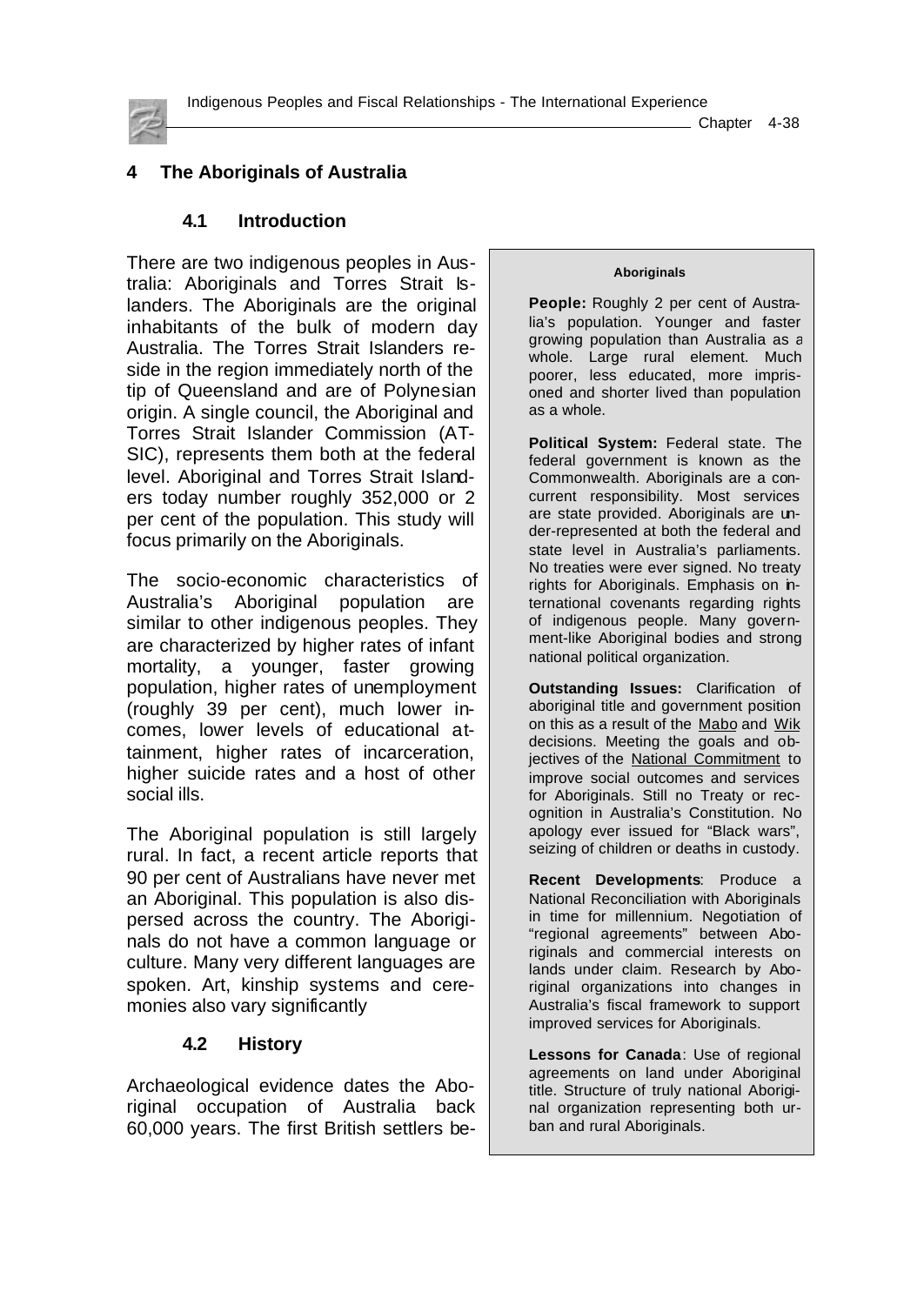# 4 The Aboriginals of Australia

## 4.1 Introduction

There are two indigenous peoples in Australia: Aboriginals and Torres Strait Islanders. The Aboriginals are the original inhabitants of the bulk of modern day Australia. The Torres Strait Islanders reside in the region immediately north of the tip of Queensland and are of Polynesian origin. A single council, the Aboriginal and Torres Strait Islander Commission (ATSIC), represents them both at the federal level. Aboriginal and Torres Strait Islanders today number roughly 352,000 or 2 per cent of the population. This study will focus primarily on the Aboriginals.

The socio-economic characteristics of Australia's Aboriginal population are similar to other indigenous peoples. They are characterized by higher rates of infant mortality, a younger, faster growing population, higher rates of unemployment (roughly 39 per cent), much lower incomes, lower levels of educational attainment, higher rates of incarceration, higher suicide rates and a host of other social ills.

The Aboriginal population is still largely rural. In fact, a recent article reports that 90 per cent of Australians have never met an Aboriginal. This population is also dispersed across the country. The Aboriginals do not have a common language or culture. Many very different languages are spoken. Art, kinship systems and ceremonies also vary significantly

> **Aboriginals**
>
> **People:** Roughly 2 per cent of Australia's population. Younger and faster growing population than Australia as a whole. Large rural element. Much poorer, less educated, more imprisoned and shorter lived than population as a whole.
>
> **Political System:** Federal state. The federal government is known as the Commonwealth. Aboriginals are a concurrent responsibility. Most services are state provided. Aboriginals are under-represented at both the federal and state level in Australia's parliaments. No treaties were ever signed. No treaty rights for Aboriginals. Emphasis on international covenants regarding rights of indigenous people. Many government-like Aboriginal bodies and strong national political organization.
>
> **Outstanding Issues:** Clarification of aboriginal title and government position on this as a result of the Mabo and Wik decisions. Meeting the goals and objectives of the National Commitment to improve social outcomes and services for Aboriginals. Still no Treaty or recognition in Australia's Constitution. No apology ever issued for "Black wars", seizing of children or deaths in custody.
>
> **Recent Developments**: Produce a National Reconciliation with Aboriginals in time for millennium. Negotiation of "regional agreements" between Aboriginals and commercial interests on lands under claim. Research by Aboriginal organizations into changes in Australia's fiscal framework to support improved services for Aboriginals.
>
> **Lessons for Canada**: Use of regional agreements on land under Aboriginal title. Structure of truly national Aboriginal organization representing both urban and rural Aboriginals.

## 4.2 History

Archaeological evidence dates the Aboriginal occupation of Australia back 60,000 years. The first British settlers be-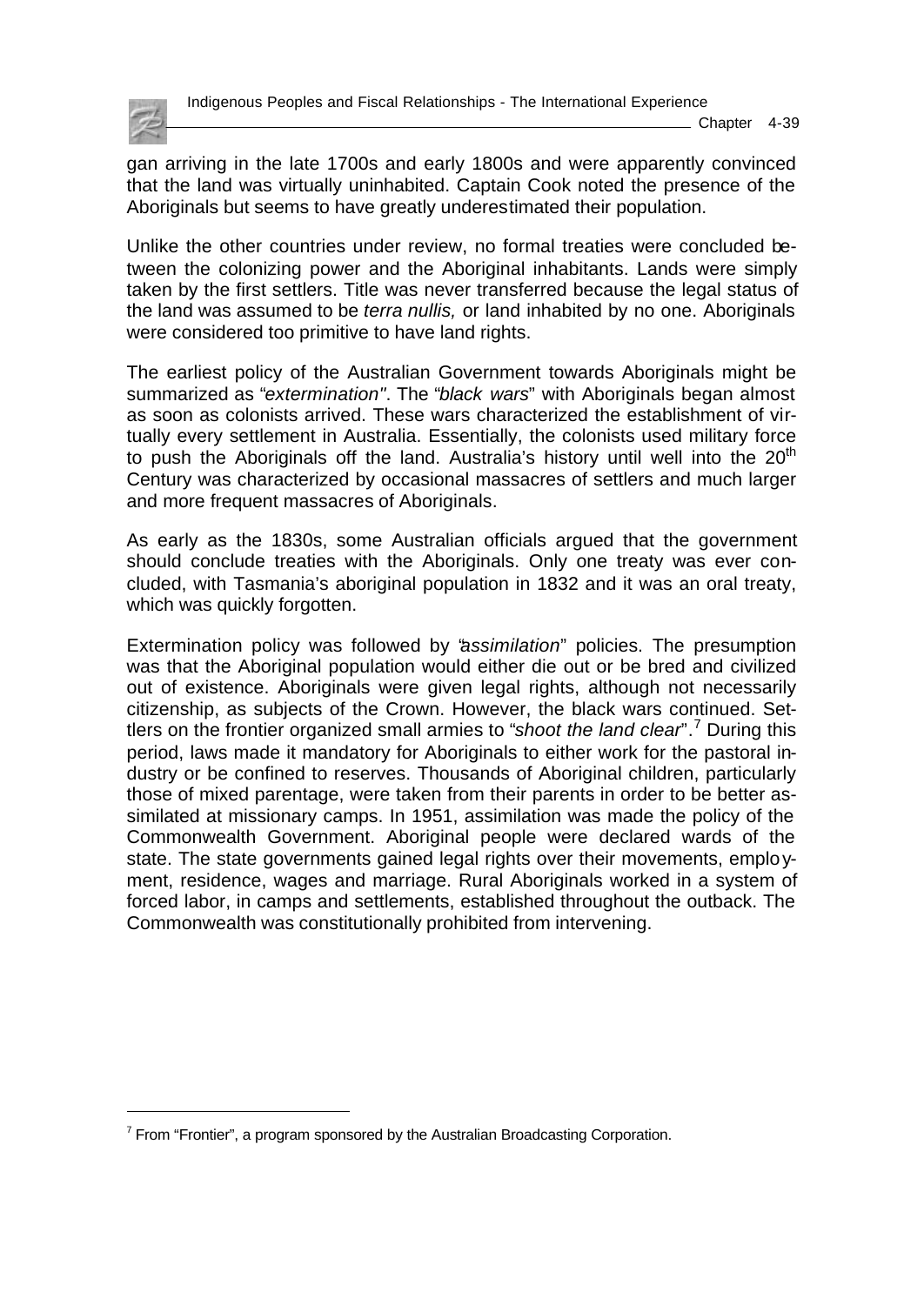gan arriving in the late 1700s and early 1800s and were apparently convinced that the land was virtually uninhabited. Captain Cook noted the presence of the Aboriginals but seems to have greatly underestimated their population.

Unlike the other countries under review, no formal treaties were concluded between the colonizing power and the Aboriginal inhabitants. Lands were simply taken by the first settlers. Title was never transferred because the legal status of the land was assumed to be *terra nullis,* or land inhabited by no one. Aboriginals were considered too primitive to have land rights.

The earliest policy of the Australian Government towards Aboriginals might be summarized as "*extermination*". The "*black wars*" with Aboriginals began almost as soon as colonists arrived. These wars characterized the establishment of virtually every settlement in Australia. Essentially, the colonists used military force to push the Aboriginals off the land. Australia's history until well into the 20th Century was characterized by occasional massacres of settlers and much larger and more frequent massacres of Aboriginals.

As early as the 1830s, some Australian officials argued that the government should conclude treaties with the Aboriginals. Only one treaty was ever concluded, with Tasmania's aboriginal population in 1832 and it was an oral treaty, which was quickly forgotten.

Extermination policy was followed by "*assimilation*" policies. The presumption was that the Aboriginal population would either die out or be bred and civilized out of existence. Aboriginals were given legal rights, although not necessarily citizenship, as subjects of the Crown. However, the black wars continued. Settlers on the frontier organized small armies to "*shoot the land clear*".[7] During this period, laws made it mandatory for Aboriginals to either work for the pastoral industry or be confined to reserves. Thousands of Aboriginal children, particularly those of mixed parentage, were taken from their parents in order to be better assimilated at missionary camps. In 1951, assimilation was made the policy of the Commonwealth Government. Aboriginal people were declared wards of the state. The state governments gained legal rights over their movements, employment, residence, wages and marriage. Rural Aboriginals worked in a system of forced labor, in camps and settlements, established throughout the outback. The Commonwealth was constitutionally prohibited from intervening.

---

[7] From "Frontier", a program sponsored by the Australian Broadcasting Corporation.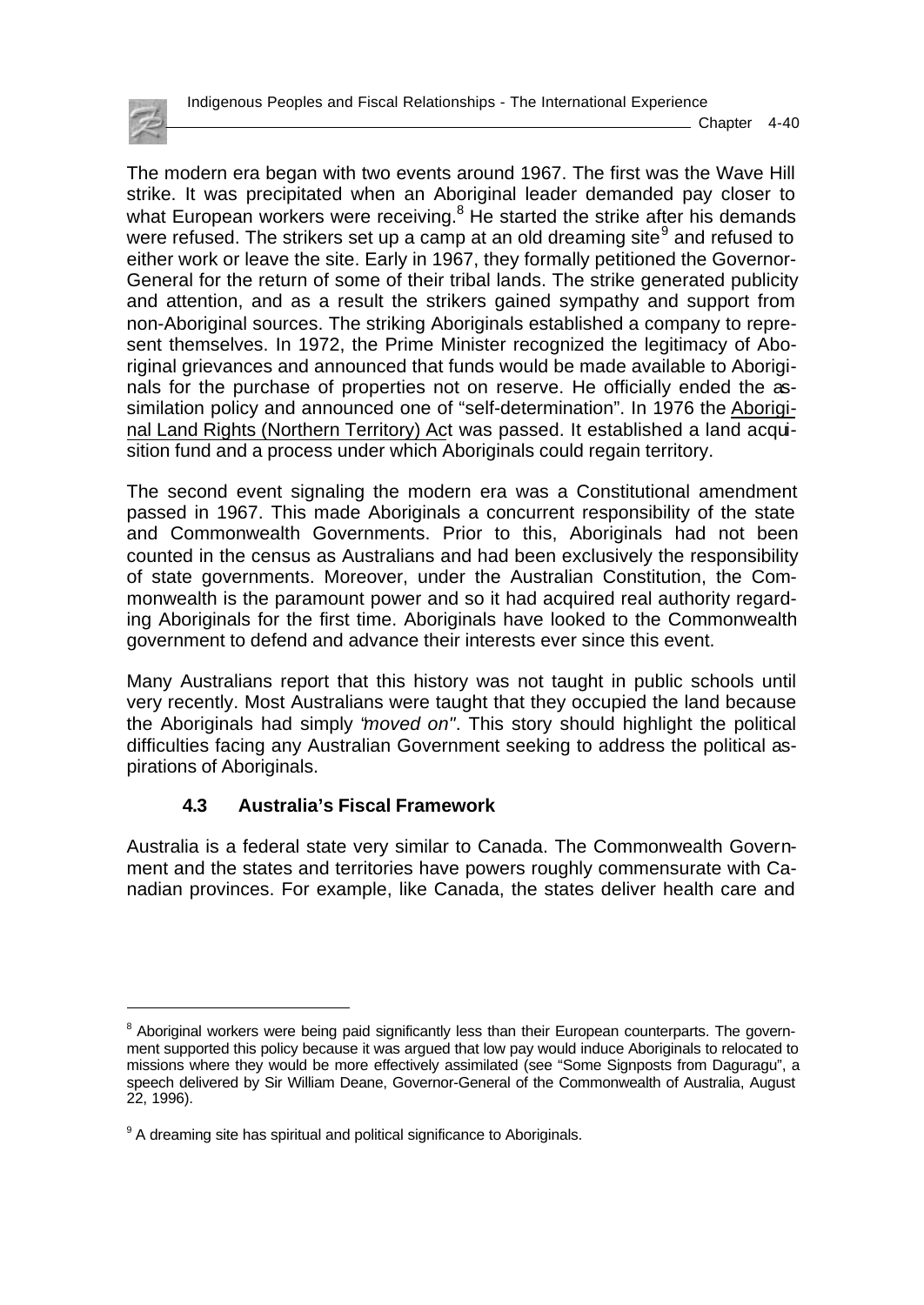The modern era began with two events around 1967. The first was the Wave Hill strike. It was precipitated when an Aboriginal leader demanded pay closer to what European workers were receiving.[8] He started the strike after his demands were refused. The strikers set up a camp at an old dreaming site[9] and refused to either work or leave the site. Early in 1967, they formally petitioned the Governor-General for the return of some of their tribal lands. The strike generated publicity and attention, and as a result the strikers gained sympathy and support from non-Aboriginal sources. The striking Aboriginals established a company to represent themselves. In 1972, the Prime Minister recognized the legitimacy of Aboriginal grievances and announced that funds would be made available to Aboriginals for the purchase of properties not on reserve. He officially ended the assimilation policy and announced one of "self-determination". In 1976 the Aboriginal Land Rights (Northern Territory) Act was passed. It established a land acquisition fund and a process under which Aboriginals could regain territory.

The second event signaling the modern era was a Constitutional amendment passed in 1967. This made Aboriginals a concurrent responsibility of the state and Commonwealth Governments. Prior to this, Aboriginals had not been counted in the census as Australians and had been exclusively the responsibility of state governments. Moreover, under the Australian Constitution, the Commonwealth is the paramount power and so it had acquired real authority regarding Aboriginals for the first time. Aboriginals have looked to the Commonwealth government to defend and advance their interests ever since this event.

Many Australians report that this history was not taught in public schools until very recently. Most Australians were taught that they occupied the land because the Aboriginals had simply *"moved on"*. This story should highlight the political difficulties facing any Australian Government seeking to address the political aspirations of Aboriginals.

### 4.3 Australia's Fiscal Framework

Australia is a federal state very similar to Canada. The Commonwealth Government and the states and territories have powers roughly commensurate with Canadian provinces. For example, like Canada, the states deliver health care and

---

[8] Aboriginal workers were being paid significantly less than their European counterparts. The government supported this policy because it was argued that low pay would induce Aboriginals to relocated to missions where they would be more effectively assimilated (see "Some Signposts from Daguragu", a speech delivered by Sir William Deane, Governor-General of the Commonwealth of Australia, August 22, 1996).

[9] A dreaming site has spiritual and political significance to Aboriginals.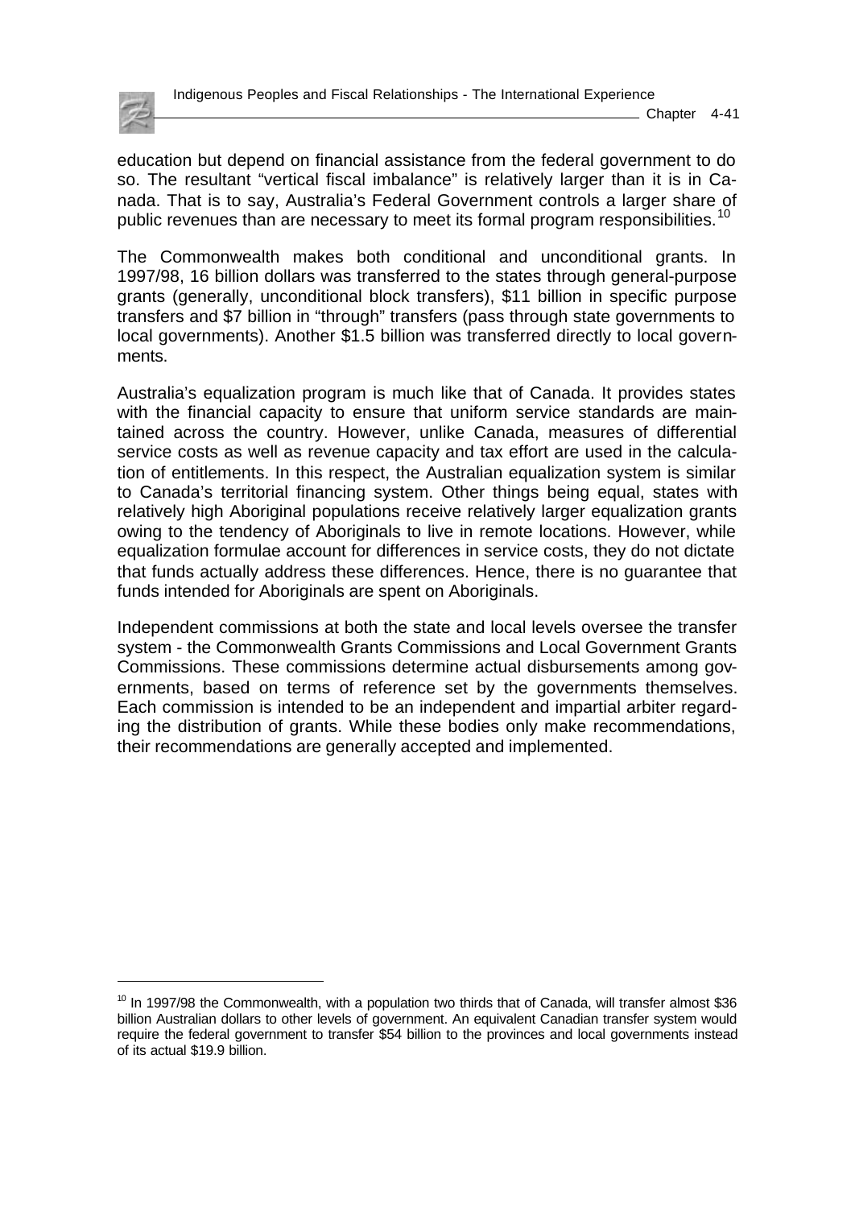education but depend on financial assistance from the federal government to do so. The resultant "vertical fiscal imbalance" is relatively larger than it is in Canada. That is to say, Australia's Federal Government controls a larger share of public revenues than are necessary to meet its formal program responsibilities.[10]

The Commonwealth makes both conditional and unconditional grants. In 1997/98, 16 billion dollars was transferred to the states through general-purpose grants (generally, unconditional block transfers), $11 billion in specific purpose transfers and $7 billion in "through" transfers (pass through state governments to local governments). Another $1.5 billion was transferred directly to local governments.

Australia's equalization program is much like that of Canada. It provides states with the financial capacity to ensure that uniform service standards are maintained across the country. However, unlike Canada, measures of differential service costs as well as revenue capacity and tax effort are used in the calculation of entitlements. In this respect, the Australian equalization system is similar to Canada's territorial financing system. Other things being equal, states with relatively high Aboriginal populations receive relatively larger equalization grants owing to the tendency of Aboriginals to live in remote locations. However, while equalization formulae account for differences in service costs, they do not dictate that funds actually address these differences. Hence, there is no guarantee that funds intended for Aboriginals are spent on Aboriginals.

Independent commissions at both the state and local levels oversee the transfer system - the Commonwealth Grants Commissions and Local Government Grants Commissions. These commissions determine actual disbursements among governments, based on terms of reference set by the governments themselves. Each commission is intended to be an independent and impartial arbiter regarding the distribution of grants. While these bodies only make recommendations, their recommendations are generally accepted and implemented.

---

[10] In 1997/98 the Commonwealth, with a population two thirds that of Canada, will transfer almost $36 billion Australian dollars to other levels of government. An equivalent Canadian transfer system would require the federal government to transfer $54 billion to the provinces and local governments instead of its actual $19.9 billion.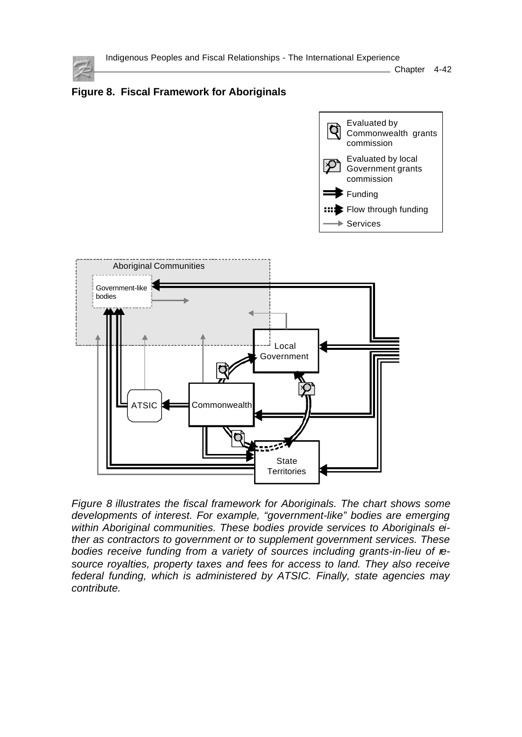**Figure 8. Fiscal Framework for Aboriginals**

Evaluated by Commonwealth grants commission

Evaluated by local Government grants commission

Funding

Flow through funding

Services

Aboriginal Communities

Government-like bodies

Local Government

ATSIC

Commonwealth

State Territories

*Figure 8 illustrates the fiscal framework for Aboriginals. The chart shows some developments of interest. For example, "government-like" bodies are emerging within Aboriginal communities. These bodies provide services to Aboriginals either as contractors to government or to supplement government services. These bodies receive funding from a variety of sources including grants-in-lieu of resource royalties, property taxes and fees for access to land. They also receive federal funding, which is administered by ATSIC. Finally, state agencies may contribute.*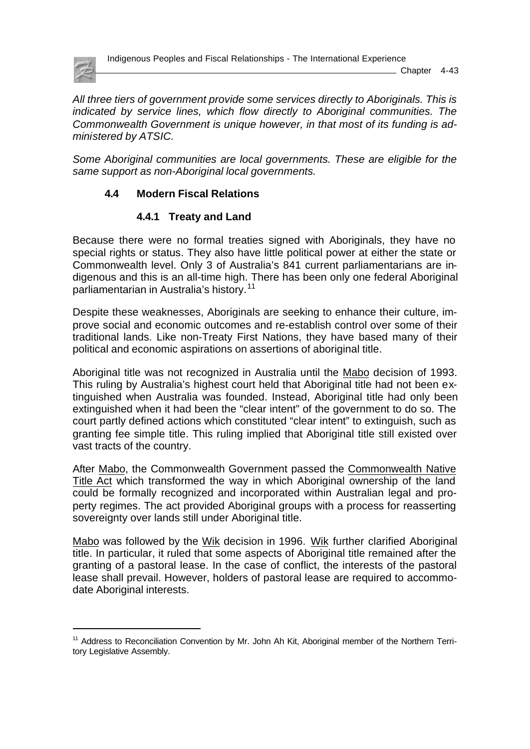*All three tiers of government provide some services directly to Aboriginals. This is indicated by service lines, which flow directly to Aboriginal communities. The Commonwealth Government is unique however, in that most of its funding is administered by ATSIC.*

*Some Aboriginal communities are local governments. These are eligible for the same support as non-Aboriginal local governments.*

## 4.4 Modern Fiscal Relations

### 4.4.1 Treaty and Land

Because there were no formal treaties signed with Aboriginals, they have no special rights or status. They also have little political power at either the state or Commonwealth level. Only 3 of Australia's 841 current parliamentarians are indigenous and this is an all-time high. There has been only one federal Aboriginal parliamentarian in Australia's history.[11]

Despite these weaknesses, Aboriginals are seeking to enhance their culture, improve social and economic outcomes and re-establish control over some of their traditional lands. Like non-Treaty First Nations, they have based many of their political and economic aspirations on assertions of aboriginal title.

Aboriginal title was not recognized in Australia until the Mabo decision of 1993. This ruling by Australia's highest court held that Aboriginal title had not been extinguished when Australia was founded. Instead, Aboriginal title had only been extinguished when it had been the "clear intent" of the government to do so. The court partly defined actions which constituted "clear intent" to extinguish, such as granting fee simple title. This ruling implied that Aboriginal title still existed over vast tracts of the country.

After Mabo, the Commonwealth Government passed the Commonwealth Native Title Act which transformed the way in which Aboriginal ownership of the land could be formally recognized and incorporated within Australian legal and property regimes. The act provided Aboriginal groups with a process for reasserting sovereignty over lands still under Aboriginal title.

Mabo was followed by the Wik decision in 1996. Wik further clarified Aboriginal title. In particular, it ruled that some aspects of Aboriginal title remained after the granting of a pastoral lease. In the case of conflict, the interests of the pastoral lease shall prevail. However, holders of pastoral lease are required to accommodate Aboriginal interests.

[11] Address to Reconciliation Convention by Mr. John Ah Kit, Aboriginal member of the Northern Territory Legislative Assembly.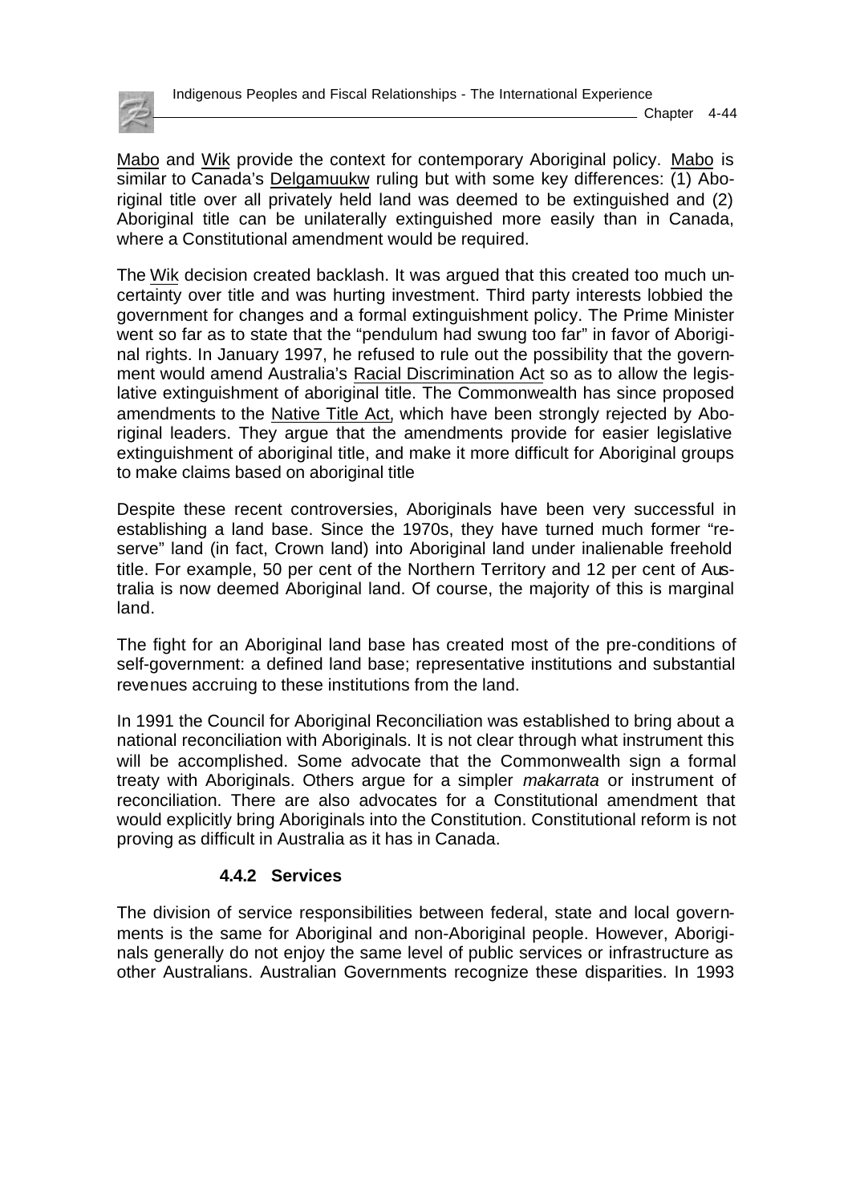Mabo and Wik provide the context for contemporary Aboriginal policy. Mabo is similar to Canada's Delgamuukw ruling but with some key differences: (1) Aboriginal title over all privately held land was deemed to be extinguished and (2) Aboriginal title can be unilaterally extinguished more easily than in Canada, where a Constitutional amendment would be required.

The Wik decision created backlash. It was argued that this created too much uncertainty over title and was hurting investment. Third party interests lobbied the government for changes and a formal extinguishment policy. The Prime Minister went so far as to state that the "pendulum had swung too far" in favor of Aboriginal rights. In January 1997, he refused to rule out the possibility that the government would amend Australia's Racial Discrimination Act so as to allow the legislative extinguishment of aboriginal title. The Commonwealth has since proposed amendments to the Native Title Act, which have been strongly rejected by Aboriginal leaders. They argue that the amendments provide for easier legislative extinguishment of aboriginal title, and make it more difficult for Aboriginal groups to make claims based on aboriginal title

Despite these recent controversies, Aboriginals have been very successful in establishing a land base. Since the 1970s, they have turned much former "reserve" land (in fact, Crown land) into Aboriginal land under inalienable freehold title. For example, 50 per cent of the Northern Territory and 12 per cent of Australia is now deemed Aboriginal land. Of course, the majority of this is marginal land.

The fight for an Aboriginal land base has created most of the pre-conditions of self-government: a defined land base; representative institutions and substantial revenues accruing to these institutions from the land.

In 1991 the Council for Aboriginal Reconciliation was established to bring about a national reconciliation with Aboriginals. It is not clear through what instrument this will be accomplished. Some advocate that the Commonwealth sign a formal treaty with Aboriginals. Others argue for a simpler *makarrata* or instrument of reconciliation. There are also advocates for a Constitutional amendment that would explicitly bring Aboriginals into the Constitution. Constitutional reform is not proving as difficult in Australia as it has in Canada.

### 4.4.2 Services

The division of service responsibilities between federal, state and local governments is the same for Aboriginal and non-Aboriginal people. However, Aboriginals generally do not enjoy the same level of public services or infrastructure as other Australians. Australian Governments recognize these disparities. In 1993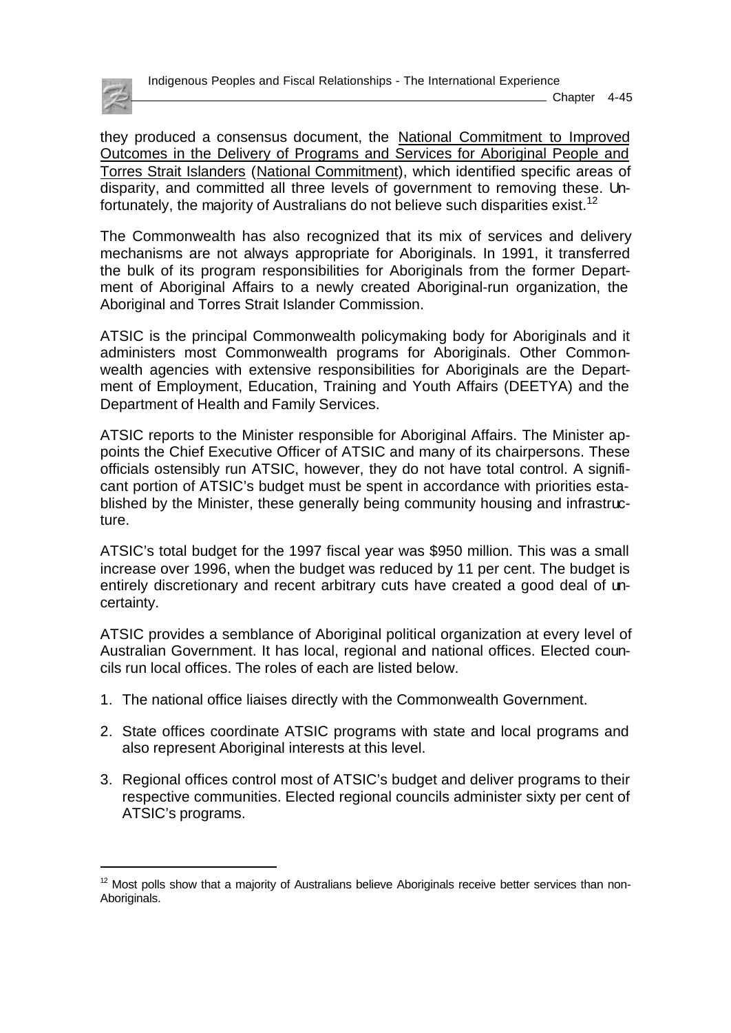they produced a consensus document, the National Commitment to Improved Outcomes in the Delivery of Programs and Services for Aboriginal People and Torres Strait Islanders (National Commitment), which identified specific areas of disparity, and committed all three levels of government to removing these. Unfortunately, the majority of Australians do not believe such disparities exist.[12]

The Commonwealth has also recognized that its mix of services and delivery mechanisms are not always appropriate for Aboriginals. In 1991, it transferred the bulk of its program responsibilities for Aboriginals from the former Department of Aboriginal Affairs to a newly created Aboriginal-run organization, the Aboriginal and Torres Strait Islander Commission.

ATSIC is the principal Commonwealth policymaking body for Aboriginals and it administers most Commonwealth programs for Aboriginals. Other Commonwealth agencies with extensive responsibilities for Aboriginals are the Department of Employment, Education, Training and Youth Affairs (DEETYA) and the Department of Health and Family Services.

ATSIC reports to the Minister responsible for Aboriginal Affairs. The Minister appoints the Chief Executive Officer of ATSIC and many of its chairpersons. These officials ostensibly run ATSIC, however, they do not have total control. A significant portion of ATSIC's budget must be spent in accordance with priorities established by the Minister, these generally being community housing and infrastructure.

ATSIC's total budget for the 1997 fiscal year was $950 million. This was a small increase over 1996, when the budget was reduced by 11 per cent. The budget is entirely discretionary and recent arbitrary cuts have created a good deal of uncertainty.

ATSIC provides a semblance of Aboriginal political organization at every level of Australian Government. It has local, regional and national offices. Elected councils run local offices. The roles of each are listed below.

1. The national office liaises directly with the Commonwealth Government.
2. State offices coordinate ATSIC programs with state and local programs and also represent Aboriginal interests at this level.
3. Regional offices control most of ATSIC's budget and deliver programs to their respective communities. Elected regional councils administer sixty per cent of ATSIC's programs.

---

[12] Most polls show that a majority of Australians believe Aboriginals receive better services than non-Aboriginals.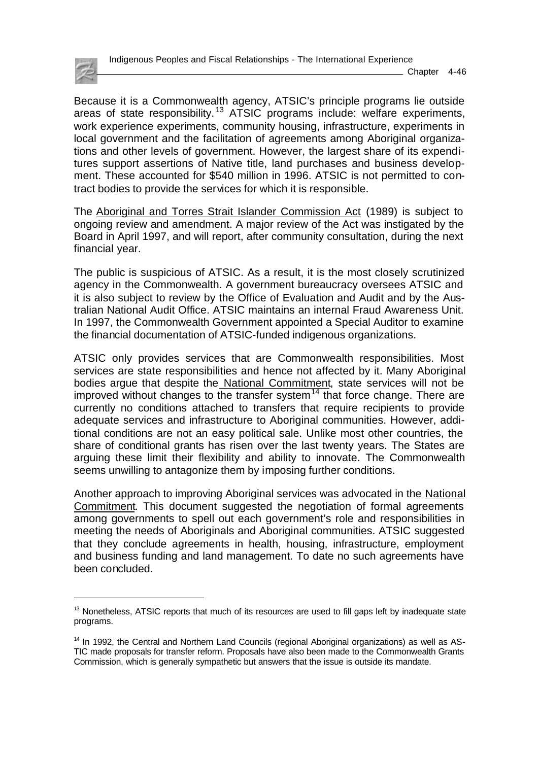Because it is a Commonwealth agency, ATSIC's principle programs lie outside areas of state responsibility.[13] ATSIC programs include: welfare experiments, work experience experiments, community housing, infrastructure, experiments in local government and the facilitation of agreements among Aboriginal organizations and other levels of government. However, the largest share of its expenditures support assertions of Native title, land purchases and business development. These accounted for $540 million in 1996. ATSIC is not permitted to contract bodies to provide the services for which it is responsible.

The Aboriginal and Torres Strait Islander Commission Act (1989) is subject to ongoing review and amendment. A major review of the Act was instigated by the Board in April 1997, and will report, after community consultation, during the next financial year.

The public is suspicious of ATSIC. As a result, it is the most closely scrutinized agency in the Commonwealth. A government bureaucracy oversees ATSIC and it is also subject to review by the Office of Evaluation and Audit and by the Australian National Audit Office. ATSIC maintains an internal Fraud Awareness Unit. In 1997, the Commonwealth Government appointed a Special Auditor to examine the financial documentation of ATSIC-funded indigenous organizations.

ATSIC only provides services that are Commonwealth responsibilities. Most services are state responsibilities and hence not affected by it. Many Aboriginal bodies argue that despite the National Commitment, state services will not be improved without changes to the transfer system[14] that force change. There are currently no conditions attached to transfers that require recipients to provide adequate services and infrastructure to Aboriginal communities. However, additional conditions are not an easy political sale. Unlike most other countries, the share of conditional grants has risen over the last twenty years. The States are arguing these limit their flexibility and ability to innovate. The Commonwealth seems unwilling to antagonize them by imposing further conditions.

Another approach to improving Aboriginal services was advocated in the National Commitment. This document suggested the negotiation of formal agreements among governments to spell out each government's role and responsibilities in meeting the needs of Aboriginals and Aboriginal communities. ATSIC suggested that they conclude agreements in health, housing, infrastructure, employment and business funding and land management. To date no such agreements have been concluded.

---

[13] Nonetheless, ATSIC reports that much of its resources are used to fill gaps left by inadequate state programs.

[14] In 1992, the Central and Northern Land Councils (regional Aboriginal organizations) as well as ASTIC made proposals for transfer reform. Proposals have also been made to the Commonwealth Grants Commission, which is generally sympathetic but answers that the issue is outside its mandate.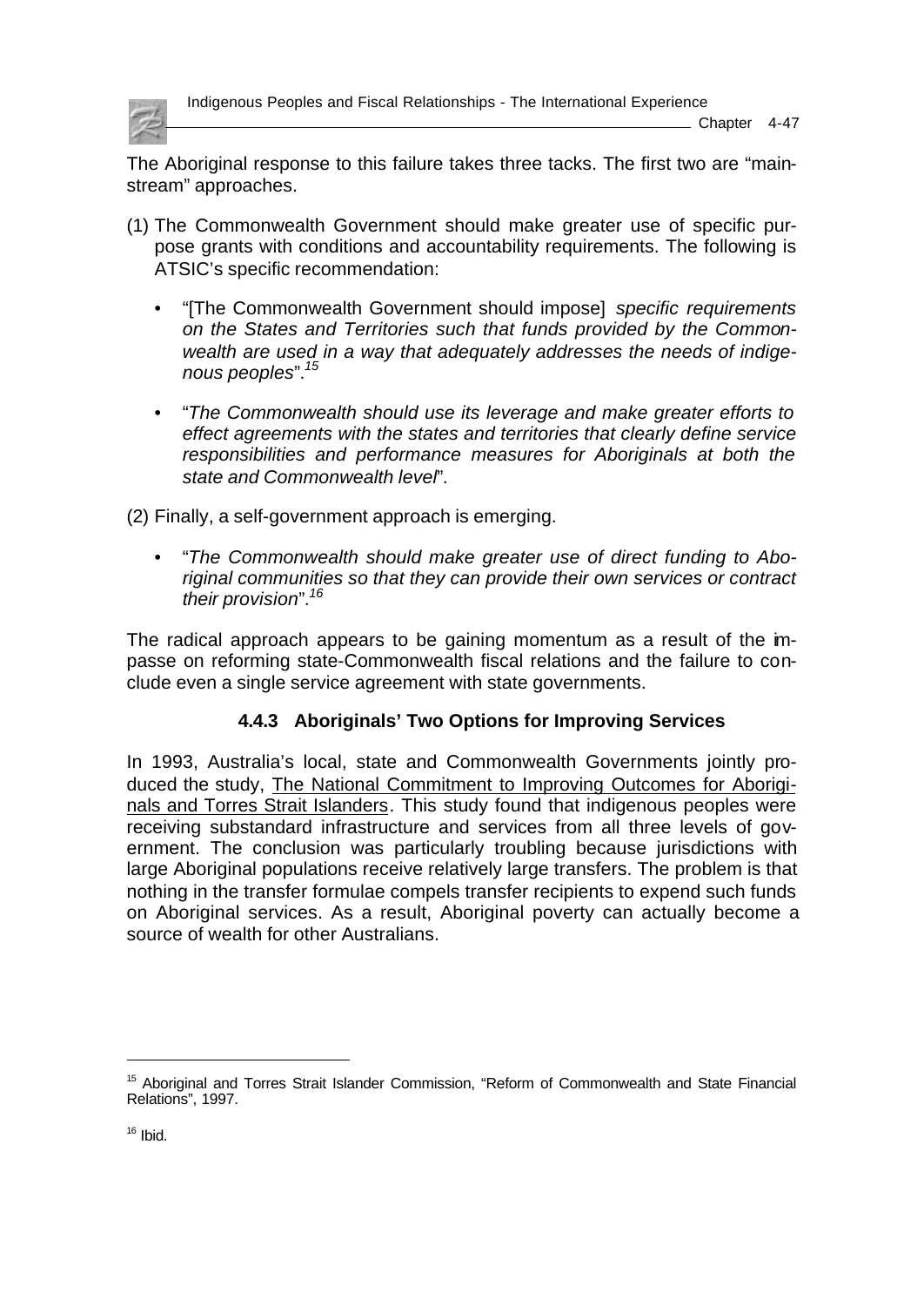The Aboriginal response to this failure takes three tacks. The first two are "mainstream" approaches.

(1) The Commonwealth Government should make greater use of specific purpose grants with conditions and accountability requirements. The following is ATSIC's specific recommendation:

- "[The Commonwealth Government should impose] *specific requirements on the States and Territories such that funds provided by the Commonwealth are used in a way that adequately addresses the needs of indigenous peoples*".[15]

- "*The Commonwealth should use its leverage and make greater efforts to effect agreements with the states and territories that clearly define service responsibilities and performance measures for Aboriginals at both the state and Commonwealth level*".

(2) Finally, a self-government approach is emerging.

- "*The Commonwealth should make greater use of direct funding to Aboriginal communities so that they can provide their own services or contract their provision*".[16]

The radical approach appears to be gaining momentum as a result of the impasse on reforming state-Commonwealth fiscal relations and the failure to conclude even a single service agreement with state governments.

### 4.4.3 Aboriginals' Two Options for Improving Services

In 1993, Australia's local, state and Commonwealth Governments jointly produced the study, The National Commitment to Improving Outcomes for Aboriginals and Torres Strait Islanders. This study found that indigenous peoples were receiving substandard infrastructure and services from all three levels of government. The conclusion was particularly troubling because jurisdictions with large Aboriginal populations receive relatively large transfers. The problem is that nothing in the transfer formulae compels transfer recipients to expend such funds on Aboriginal services. As a result, Aboriginal poverty can actually become a source of wealth for other Australians.

---

[15] Aboriginal and Torres Strait Islander Commission, "Reform of Commonwealth and State Financial Relations", 1997.

[16] Ibid.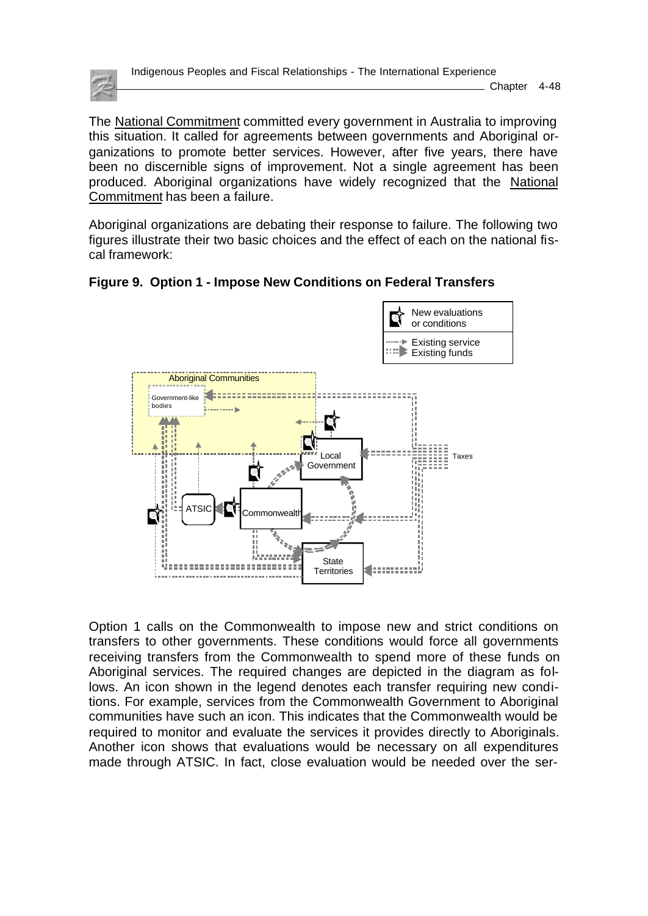The National Commitment committed every government in Australia to improving this situation. It called for agreements between governments and Aboriginal organizations to promote better services. However, after five years, there have been no discernible signs of improvement. Not a single agreement has been produced. Aboriginal organizations have widely recognized that the National Commitment has been a failure.

Aboriginal organizations are debating their response to failure. The following two figures illustrate their two basic choices and the effect of each on the national fiscal framework:

**Figure 9. Option 1 - Impose New Conditions on Federal Transfers**

Option 1 calls on the Commonwealth to impose new and strict conditions on transfers to other governments. These conditions would force all governments receiving transfers from the Commonwealth to spend more of these funds on Aboriginal services. The required changes are depicted in the diagram as follows. An icon shown in the legend denotes each transfer requiring new conditions. For example, services from the Commonwealth Government to Aboriginal communities have such an icon. This indicates that the Commonwealth would be required to monitor and evaluate the services it provides directly to Aboriginals. Another icon shows that evaluations would be necessary on all expenditures made through ATSIC. In fact, close evaluation would be needed over the ser-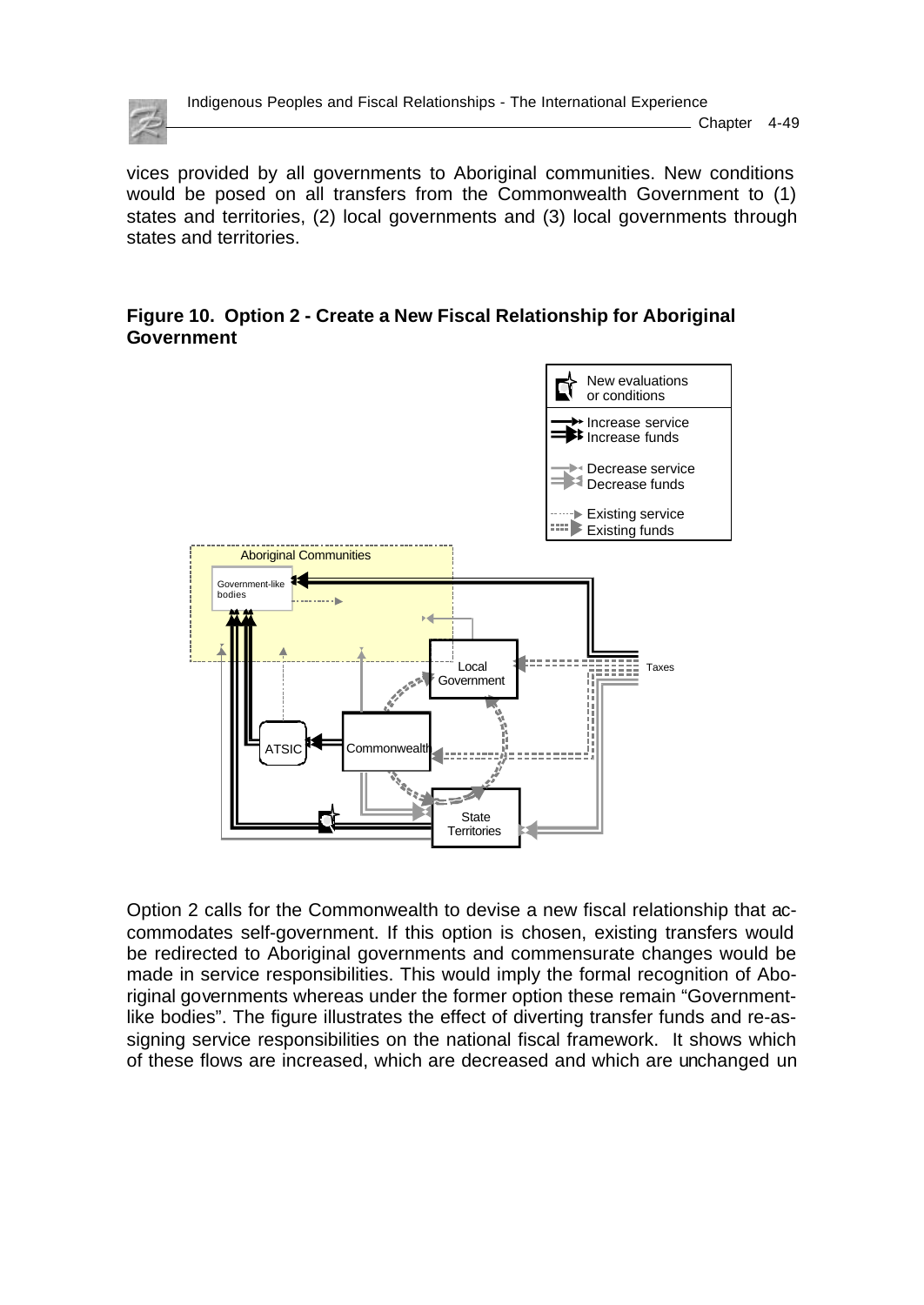vices provided by all governments to Aboriginal communities. New conditions would be posed on all transfers from the Commonwealth Government to (1) states and territories, (2) local governments and (3) local governments through states and territories.

**Figure 10. Option 2 - Create a New Fiscal Relationship for Aboriginal Government**

Option 2 calls for the Commonwealth to devise a new fiscal relationship that accommodates self-government. If this option is chosen, existing transfers would be redirected to Aboriginal governments and commensurate changes would be made in service responsibilities. This would imply the formal recognition of Aboriginal governments whereas under the former option these remain "Government-like bodies". The figure illustrates the effect of diverting transfer funds and re-assigning service responsibilities on the national fiscal framework. It shows which of these flows are increased, which are decreased and which are unchanged un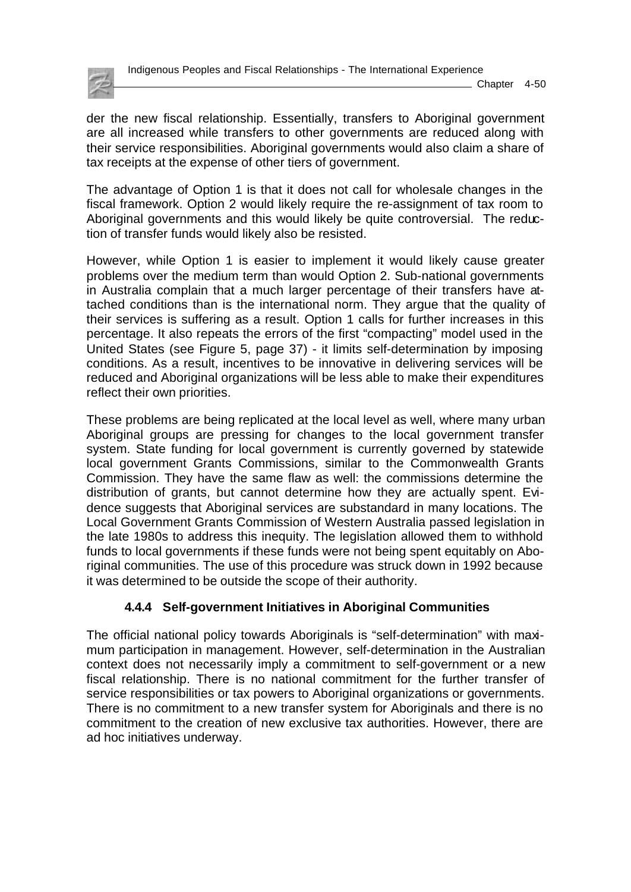der the new fiscal relationship. Essentially, transfers to Aboriginal government are all increased while transfers to other governments are reduced along with their service responsibilities. Aboriginal governments would also claim a share of tax receipts at the expense of other tiers of government.

The advantage of Option 1 is that it does not call for wholesale changes in the fiscal framework. Option 2 would likely require the re-assignment of tax room to Aboriginal governments and this would likely be quite controversial. The reduction of transfer funds would likely also be resisted.

However, while Option 1 is easier to implement it would likely cause greater problems over the medium term than would Option 2. Sub-national governments in Australia complain that a much larger percentage of their transfers have attached conditions than is the international norm. They argue that the quality of their services is suffering as a result. Option 1 calls for further increases in this percentage. It also repeats the errors of the first "compacting" model used in the United States (see Figure 5, page 37) - it limits self-determination by imposing conditions. As a result, incentives to be innovative in delivering services will be reduced and Aboriginal organizations will be less able to make their expenditures reflect their own priorities.

These problems are being replicated at the local level as well, where many urban Aboriginal groups are pressing for changes to the local government transfer system. State funding for local government is currently governed by statewide local government Grants Commissions, similar to the Commonwealth Grants Commission. They have the same flaw as well: the commissions determine the distribution of grants, but cannot determine how they are actually spent. Evidence suggests that Aboriginal services are substandard in many locations. The Local Government Grants Commission of Western Australia passed legislation in the late 1980s to address this inequity. The legislation allowed them to withhold funds to local governments if these funds were not being spent equitably on Aboriginal communities. The use of this procedure was struck down in 1992 because it was determined to be outside the scope of their authority.

### 4.4.4 Self-government Initiatives in Aboriginal Communities

The official national policy towards Aboriginals is "self-determination" with maximum participation in management. However, self-determination in the Australian context does not necessarily imply a commitment to self-government or a new fiscal relationship. There is no national commitment for the further transfer of service responsibilities or tax powers to Aboriginal organizations or governments. There is no commitment to a new transfer system for Aboriginals and there is no commitment to the creation of new exclusive tax authorities. However, there are ad hoc initiatives underway.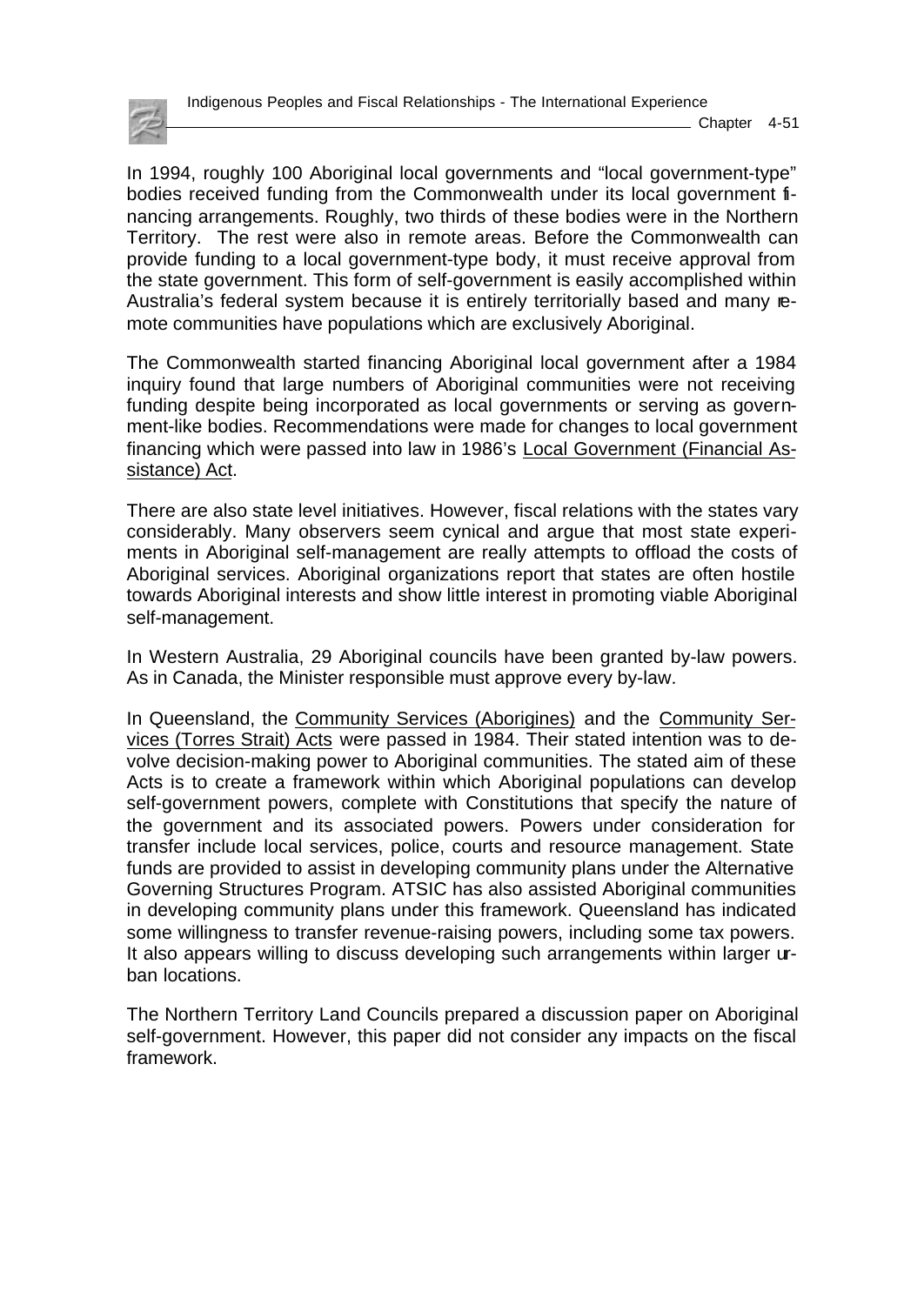In 1994, roughly 100 Aboriginal local governments and "local government-type" bodies received funding from the Commonwealth under its local government financing arrangements. Roughly, two thirds of these bodies were in the Northern Territory. The rest were also in remote areas. Before the Commonwealth can provide funding to a local government-type body, it must receive approval from the state government. This form of self-government is easily accomplished within Australia's federal system because it is entirely territorially based and many remote communities have populations which are exclusively Aboriginal.

The Commonwealth started financing Aboriginal local government after a 1984 inquiry found that large numbers of Aboriginal communities were not receiving funding despite being incorporated as local governments or serving as government-like bodies. Recommendations were made for changes to local government financing which were passed into law in 1986's Local Government (Financial Assistance) Act.

There are also state level initiatives. However, fiscal relations with the states vary considerably. Many observers seem cynical and argue that most state experiments in Aboriginal self-management are really attempts to offload the costs of Aboriginal services. Aboriginal organizations report that states are often hostile towards Aboriginal interests and show little interest in promoting viable Aboriginal self-management.

In Western Australia, 29 Aboriginal councils have been granted by-law powers. As in Canada, the Minister responsible must approve every by-law.

In Queensland, the Community Services (Aborigines) and the Community Services (Torres Strait) Acts were passed in 1984. Their stated intention was to devolve decision-making power to Aboriginal communities. The stated aim of these Acts is to create a framework within which Aboriginal populations can develop self-government powers, complete with Constitutions that specify the nature of the government and its associated powers. Powers under consideration for transfer include local services, police, courts and resource management. State funds are provided to assist in developing community plans under the Alternative Governing Structures Program. ATSIC has also assisted Aboriginal communities in developing community plans under this framework. Queensland has indicated some willingness to transfer revenue-raising powers, including some tax powers. It also appears willing to discuss developing such arrangements within larger urban locations.

The Northern Territory Land Councils prepared a discussion paper on Aboriginal self-government. However, this paper did not consider any impacts on the fiscal framework.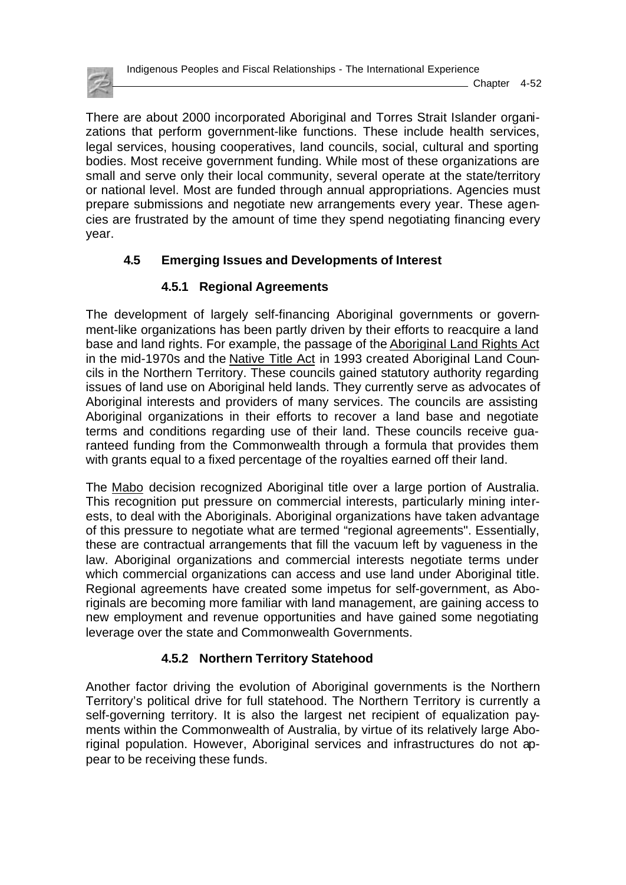There are about 2000 incorporated Aboriginal and Torres Strait Islander organizations that perform government-like functions. These include health services, legal services, housing cooperatives, land councils, social, cultural and sporting bodies. Most receive government funding. While most of these organizations are small and serve only their local community, several operate at the state/territory or national level. Most are funded through annual appropriations. Agencies must prepare submissions and negotiate new arrangements every year. These agencies are frustrated by the amount of time they spend negotiating financing every year.

## 4.5 Emerging Issues and Developments of Interest

### 4.5.1 Regional Agreements

The development of largely self-financing Aboriginal governments or government-like organizations has been partly driven by their efforts to reacquire a land base and land rights. For example, the passage of the Aboriginal Land Rights Act in the mid-1970s and the Native Title Act in 1993 created Aboriginal Land Councils in the Northern Territory. These councils gained statutory authority regarding issues of land use on Aboriginal held lands. They currently serve as advocates of Aboriginal interests and providers of many services. The councils are assisting Aboriginal organizations in their efforts to recover a land base and negotiate terms and conditions regarding use of their land. These councils receive guaranteed funding from the Commonwealth through a formula that provides them with grants equal to a fixed percentage of the royalties earned off their land.

The Mabo decision recognized Aboriginal title over a large portion of Australia. This recognition put pressure on commercial interests, particularly mining interests, to deal with the Aboriginals. Aboriginal organizations have taken advantage of this pressure to negotiate what are termed "regional agreements". Essentially, these are contractual arrangements that fill the vacuum left by vagueness in the law. Aboriginal organizations and commercial interests negotiate terms under which commercial organizations can access and use land under Aboriginal title. Regional agreements have created some impetus for self-government, as Aboriginals are becoming more familiar with land management, are gaining access to new employment and revenue opportunities and have gained some negotiating leverage over the state and Commonwealth Governments.

### 4.5.2 Northern Territory Statehood

Another factor driving the evolution of Aboriginal governments is the Northern Territory's political drive for full statehood. The Northern Territory is currently a self-governing territory. It is also the largest net recipient of equalization payments within the Commonwealth of Australia, by virtue of its relatively large Aboriginal population. However, Aboriginal services and infrastructures do not appear to be receiving these funds.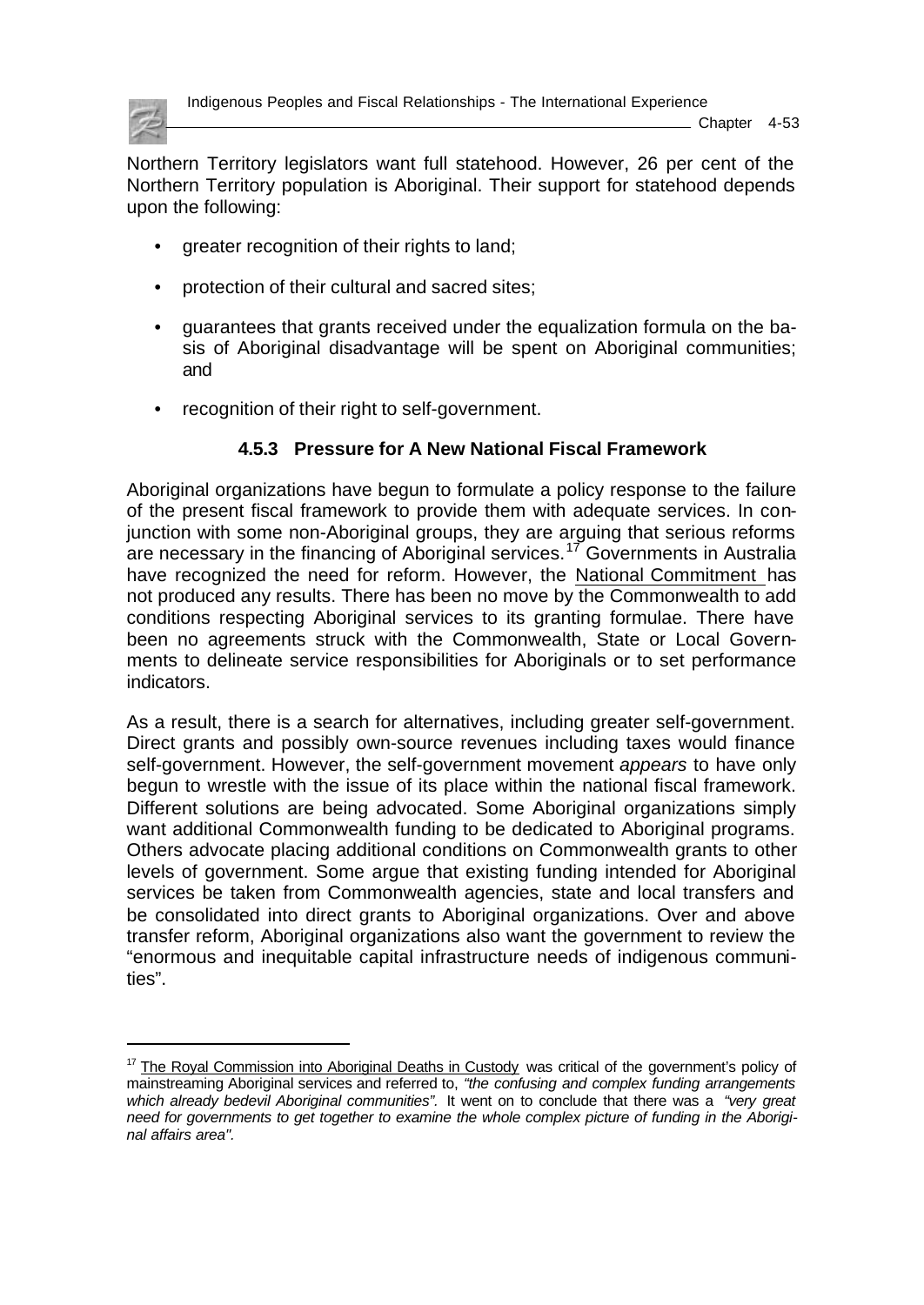Northern Territory legislators want full statehood. However, 26 per cent of the Northern Territory population is Aboriginal. Their support for statehood depends upon the following:

- greater recognition of their rights to land;
- protection of their cultural and sacred sites;
- guarantees that grants received under the equalization formula on the basis of Aboriginal disadvantage will be spent on Aboriginal communities; and
- recognition of their right to self-government.

### 4.5.3 Pressure for A New National Fiscal Framework

Aboriginal organizations have begun to formulate a policy response to the failure of the present fiscal framework to provide them with adequate services. In conjunction with some non-Aboriginal groups, they are arguing that serious reforms are necessary in the financing of Aboriginal services.[17] Governments in Australia have recognized the need for reform. However, the National Commitment has not produced any results. There has been no move by the Commonwealth to add conditions respecting Aboriginal services to its granting formulae. There have been no agreements struck with the Commonwealth, State or Local Governments to delineate service responsibilities for Aboriginals or to set performance indicators.

As a result, there is a search for alternatives, including greater self-government. Direct grants and possibly own-source revenues including taxes would finance self-government. However, the self-government movement *appears* to have only begun to wrestle with the issue of its place within the national fiscal framework. Different solutions are being advocated. Some Aboriginal organizations simply want additional Commonwealth funding to be dedicated to Aboriginal programs. Others advocate placing additional conditions on Commonwealth grants to other levels of government. Some argue that existing funding intended for Aboriginal services be taken from Commonwealth agencies, state and local transfers and be consolidated into direct grants to Aboriginal organizations. Over and above transfer reform, Aboriginal organizations also want the government to review the "enormous and inequitable capital infrastructure needs of indigenous communities".

---

[17] The Royal Commission into Aboriginal Deaths in Custody was critical of the government's policy of mainstreaming Aboriginal services and referred to, *"the confusing and complex funding arrangements which already bedevil Aboriginal communities".* It went on to conclude that there was a *"very great need for governments to get together to examine the whole complex picture of funding in the Aboriginal affairs area".*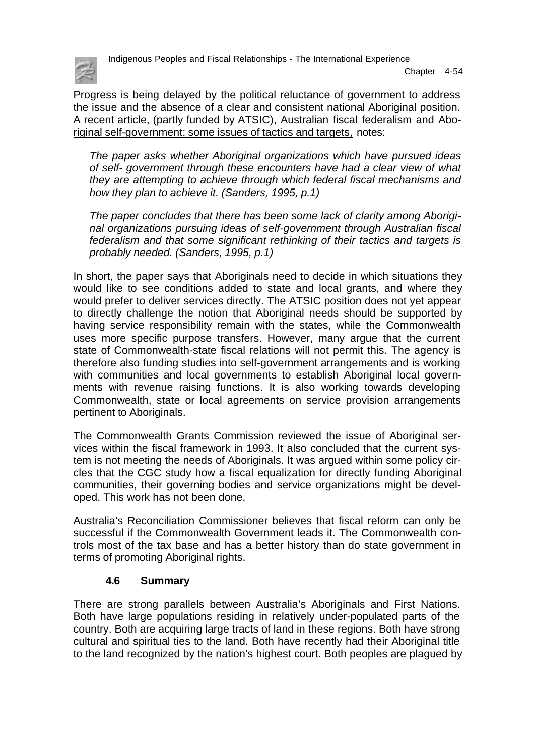Progress is being delayed by the political reluctance of government to address the issue and the absence of a clear and consistent national Aboriginal position. A recent article, (partly funded by ATSIC), Australian fiscal federalism and Aboriginal self-government: some issues of tactics and targets, notes:

> *The paper asks whether Aboriginal organizations which have pursued ideas of self- government through these encounters have had a clear view of what they are attempting to achieve through which federal fiscal mechanisms and how they plan to achieve it. (Sanders, 1995, p.1)*
>
> *The paper concludes that there has been some lack of clarity among Aboriginal organizations pursuing ideas of self-government through Australian fiscal federalism and that some significant rethinking of their tactics and targets is probably needed. (Sanders, 1995, p.1)*

In short, the paper says that Aboriginals need to decide in which situations they would like to see conditions added to state and local grants, and where they would prefer to deliver services directly. The ATSIC position does not yet appear to directly challenge the notion that Aboriginal needs should be supported by having service responsibility remain with the states, while the Commonwealth uses more specific purpose transfers. However, many argue that the current state of Commonwealth-state fiscal relations will not permit this. The agency is therefore also funding studies into self-government arrangements and is working with communities and local governments to establish Aboriginal local governments with revenue raising functions. It is also working towards developing Commonwealth, state or local agreements on service provision arrangements pertinent to Aboriginals.

The Commonwealth Grants Commission reviewed the issue of Aboriginal services within the fiscal framework in 1993. It also concluded that the current system is not meeting the needs of Aboriginals. It was argued within some policy circles that the CGC study how a fiscal equalization for directly funding Aboriginal communities, their governing bodies and service organizations might be developed. This work has not been done.

Australia's Reconciliation Commissioner believes that fiscal reform can only be successful if the Commonwealth Government leads it. The Commonwealth controls most of the tax base and has a better history than do state government in terms of promoting Aboriginal rights.

### 4.6 Summary

There are strong parallels between Australia's Aboriginals and First Nations. Both have large populations residing in relatively under-populated parts of the country. Both are acquiring large tracts of land in these regions. Both have strong cultural and spiritual ties to the land. Both have recently had their Aboriginal title to the land recognized by the nation's highest court. Both peoples are plagued by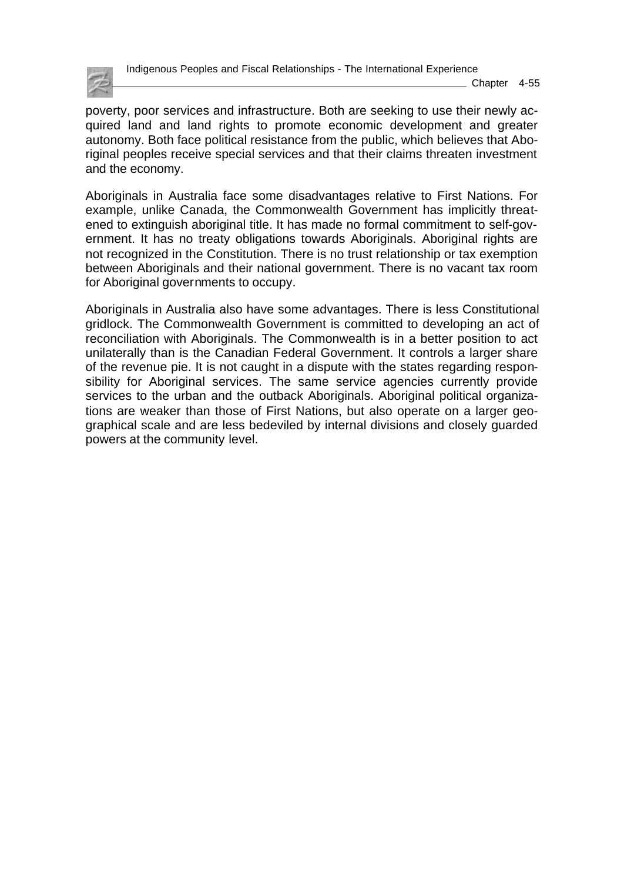poverty, poor services and infrastructure. Both are seeking to use their newly acquired land and land rights to promote economic development and greater autonomy. Both face political resistance from the public, which believes that Aboriginal peoples receive special services and that their claims threaten investment and the economy.

Aboriginals in Australia face some disadvantages relative to First Nations. For example, unlike Canada, the Commonwealth Government has implicitly threatened to extinguish aboriginal title. It has made no formal commitment to self-government. It has no treaty obligations towards Aboriginals. Aboriginal rights are not recognized in the Constitution. There is no trust relationship or tax exemption between Aboriginals and their national government. There is no vacant tax room for Aboriginal governments to occupy.

Aboriginals in Australia also have some advantages. There is less Constitutional gridlock. The Commonwealth Government is committed to developing an act of reconciliation with Aboriginals. The Commonwealth is in a better position to act unilaterally than is the Canadian Federal Government. It controls a larger share of the revenue pie. It is not caught in a dispute with the states regarding responsibility for Aboriginal services. The same service agencies currently provide services to the urban and the outback Aboriginals. Aboriginal political organizations are weaker than those of First Nations, but also operate on a larger geographical scale and are less bedeviled by internal divisions and closely guarded powers at the community level.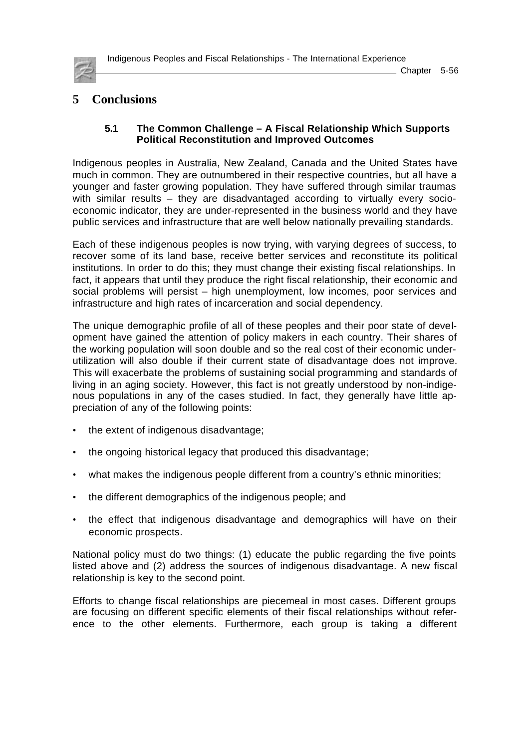# 5 Conclusions

### 5.1 The Common Challenge – A Fiscal Relationship Which Supports Political Reconstitution and Improved Outcomes

Indigenous peoples in Australia, New Zealand, Canada and the United States have much in common. They are outnumbered in their respective countries, but all have a younger and faster growing population. They have suffered through similar traumas with similar results – they are disadvantaged according to virtually every socio-economic indicator, they are under-represented in the business world and they have public services and infrastructure that are well below nationally prevailing standards.

Each of these indigenous peoples is now trying, with varying degrees of success, to recover some of its land base, receive better services and reconstitute its political institutions. In order to do this; they must change their existing fiscal relationships. In fact, it appears that until they produce the right fiscal relationship, their economic and social problems will persist – high unemployment, low incomes, poor services and infrastructure and high rates of incarceration and social dependency.

The unique demographic profile of all of these peoples and their poor state of development have gained the attention of policy makers in each country. Their shares of the working population will soon double and so the real cost of their economic under-utilization will also double if their current state of disadvantage does not improve. This will exacerbate the problems of sustaining social programming and standards of living in an aging society. However, this fact is not greatly understood by non-indigenous populations in any of the cases studied. In fact, they generally have little appreciation of any of the following points:

- the extent of indigenous disadvantage;
- the ongoing historical legacy that produced this disadvantage;
- what makes the indigenous people different from a country's ethnic minorities;
- the different demographics of the indigenous people; and
- the effect that indigenous disadvantage and demographics will have on their economic prospects.

National policy must do two things: (1) educate the public regarding the five points listed above and (2) address the sources of indigenous disadvantage. A new fiscal relationship is key to the second point.

Efforts to change fiscal relationships are piecemeal in most cases. Different groups are focusing on different specific elements of their fiscal relationships without reference to the other elements. Furthermore, each group is taking a different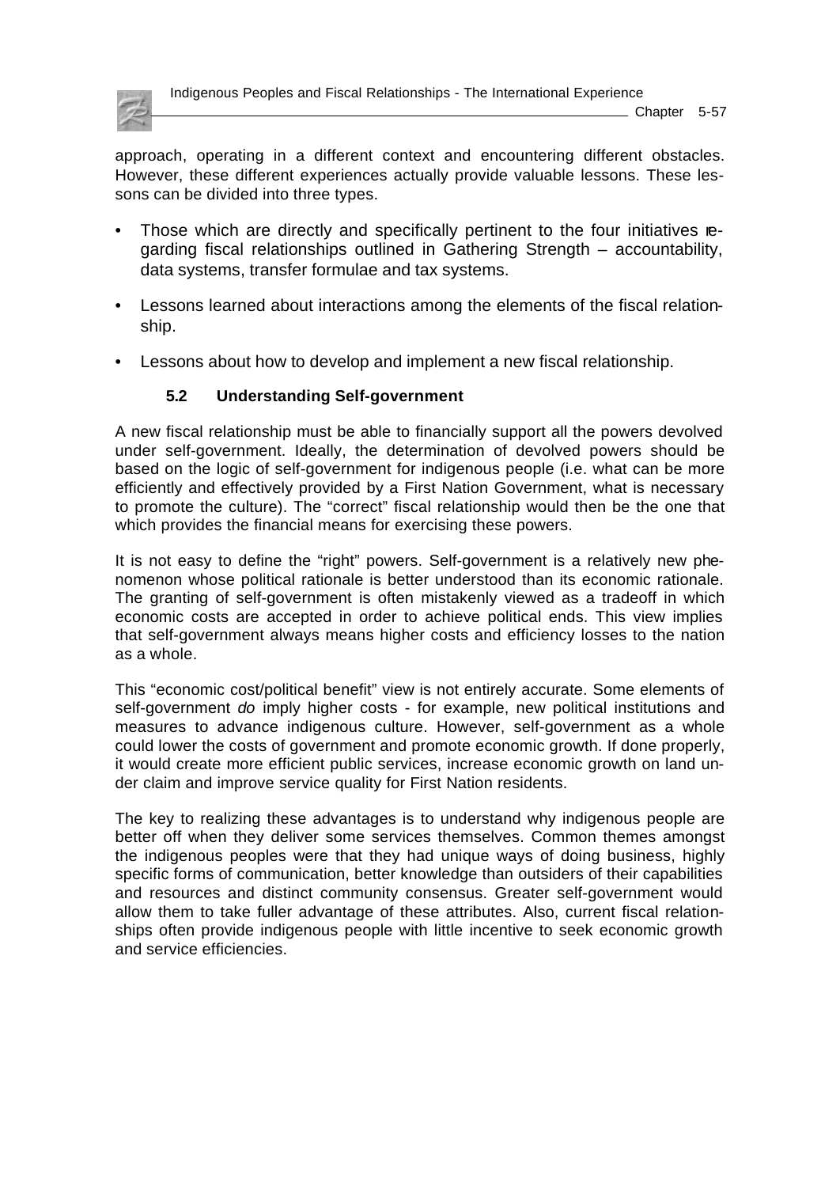approach, operating in a different context and encountering different obstacles. However, these different experiences actually provide valuable lessons. These lessons can be divided into three types.

- Those which are directly and specifically pertinent to the four initiatives regarding fiscal relationships outlined in Gathering Strength – accountability, data systems, transfer formulae and tax systems.
- Lessons learned about interactions among the elements of the fiscal relationship.
- Lessons about how to develop and implement a new fiscal relationship.

## 5.2 Understanding Self-government

A new fiscal relationship must be able to financially support all the powers devolved under self-government. Ideally, the determination of devolved powers should be based on the logic of self-government for indigenous people (i.e. what can be more efficiently and effectively provided by a First Nation Government, what is necessary to promote the culture). The "correct" fiscal relationship would then be the one that which provides the financial means for exercising these powers.

It is not easy to define the "right" powers. Self-government is a relatively new phenomenon whose political rationale is better understood than its economic rationale. The granting of self-government is often mistakenly viewed as a tradeoff in which economic costs are accepted in order to achieve political ends. This view implies that self-government always means higher costs and efficiency losses to the nation as a whole.

This "economic cost/political benefit" view is not entirely accurate. Some elements of self-government *do* imply higher costs - for example, new political institutions and measures to advance indigenous culture. However, self-government as a whole could lower the costs of government and promote economic growth. If done properly, it would create more efficient public services, increase economic growth on land under claim and improve service quality for First Nation residents.

The key to realizing these advantages is to understand why indigenous people are better off when they deliver some services themselves. Common themes amongst the indigenous peoples were that they had unique ways of doing business, highly specific forms of communication, better knowledge than outsiders of their capabilities and resources and distinct community consensus. Greater self-government would allow them to take fuller advantage of these attributes. Also, current fiscal relationships often provide indigenous people with little incentive to seek economic growth and service efficiencies.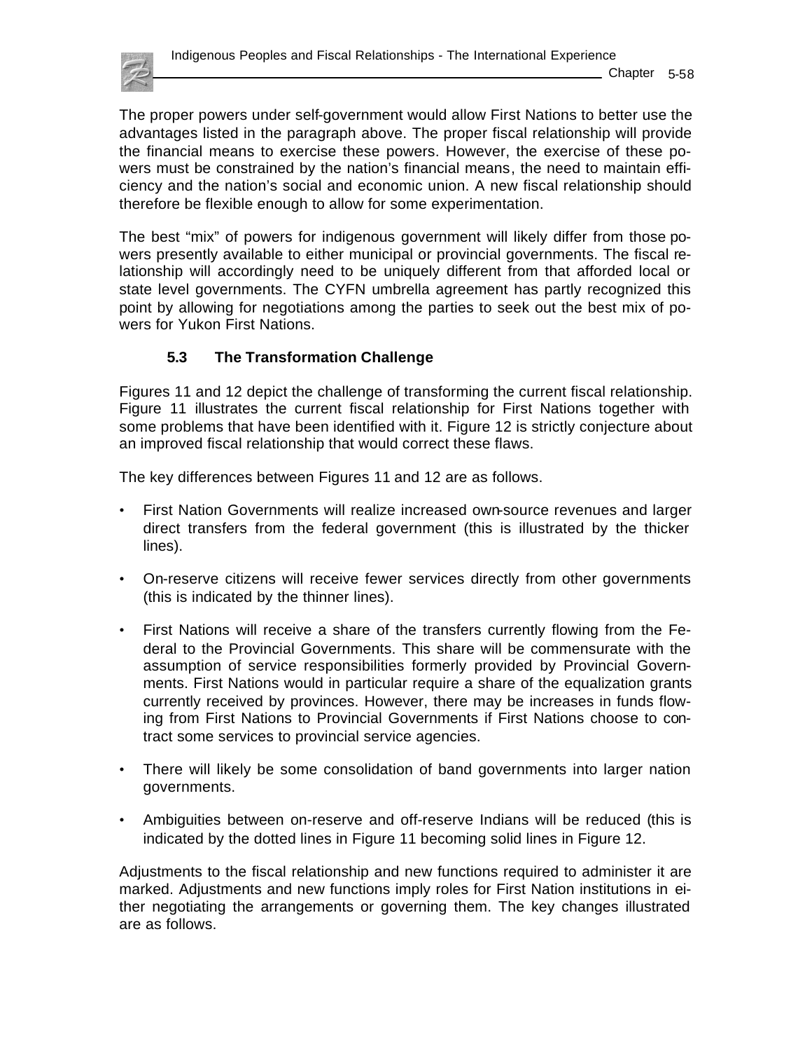The proper powers under self-government would allow First Nations to better use the advantages listed in the paragraph above. The proper fiscal relationship will provide the financial means to exercise these powers. However, the exercise of these powers must be constrained by the nation's financial means, the need to maintain efficiency and the nation's social and economic union. A new fiscal relationship should therefore be flexible enough to allow for some experimentation.

The best "mix" of powers for indigenous government will likely differ from those powers presently available to either municipal or provincial governments. The fiscal relationship will accordingly need to be uniquely different from that afforded local or state level governments. The CYFN umbrella agreement has partly recognized this point by allowing for negotiations among the parties to seek out the best mix of powers for Yukon First Nations.

### 5.3 The Transformation Challenge

Figures 11 and 12 depict the challenge of transforming the current fiscal relationship. Figure 11 illustrates the current fiscal relationship for First Nations together with some problems that have been identified with it. Figure 12 is strictly conjecture about an improved fiscal relationship that would correct these flaws.

The key differences between Figures 11 and 12 are as follows.

- First Nation Governments will realize increased own-source revenues and larger direct transfers from the federal government (this is illustrated by the thicker lines).
- On-reserve citizens will receive fewer services directly from other governments (this is indicated by the thinner lines).
- First Nations will receive a share of the transfers currently flowing from the Federal to the Provincial Governments. This share will be commensurate with the assumption of service responsibilities formerly provided by Provincial Governments. First Nations would in particular require a share of the equalization grants currently received by provinces. However, there may be increases in funds flowing from First Nations to Provincial Governments if First Nations choose to contract some services to provincial service agencies.
- There will likely be some consolidation of band governments into larger nation governments.
- Ambiguities between on-reserve and off-reserve Indians will be reduced (this is indicated by the dotted lines in Figure 11 becoming solid lines in Figure 12.

Adjustments to the fiscal relationship and new functions required to administer it are marked. Adjustments and new functions imply roles for First Nation institutions in either negotiating the arrangements or governing them. The key changes illustrated are as follows.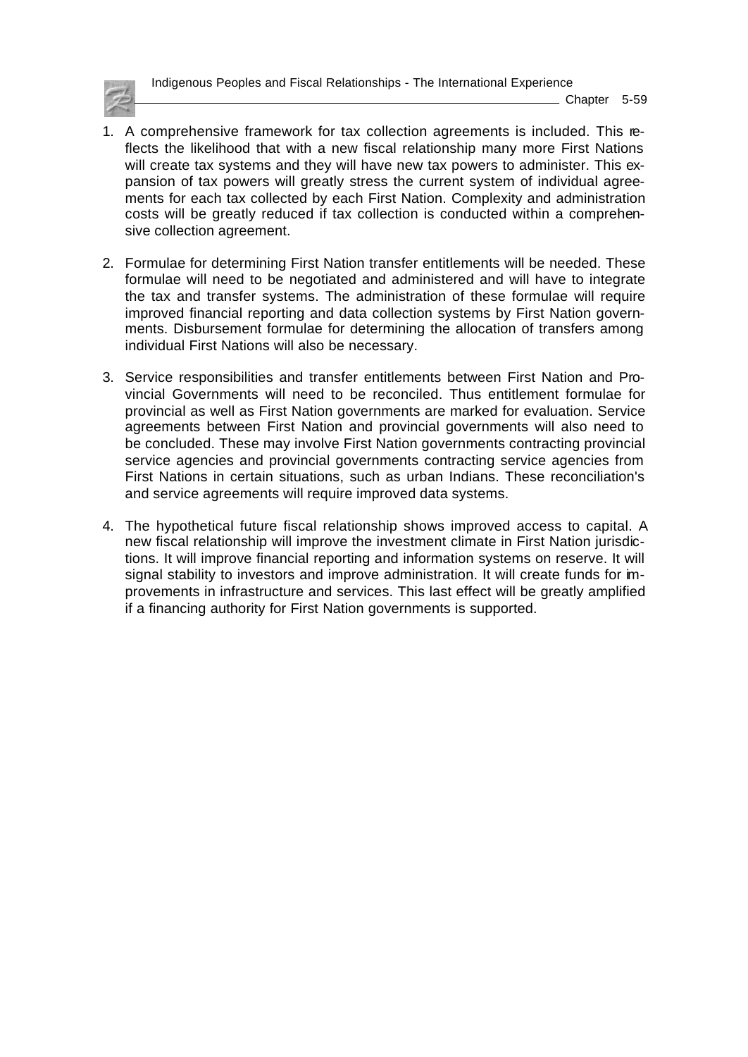1. A comprehensive framework for tax collection agreements is included. This reflects the likelihood that with a new fiscal relationship many more First Nations will create tax systems and they will have new tax powers to administer. This expansion of tax powers will greatly stress the current system of individual agreements for each tax collected by each First Nation. Complexity and administration costs will be greatly reduced if tax collection is conducted within a comprehensive collection agreement.

2. Formulae for determining First Nation transfer entitlements will be needed. These formulae will need to be negotiated and administered and will have to integrate the tax and transfer systems. The administration of these formulae will require improved financial reporting and data collection systems by First Nation governments. Disbursement formulae for determining the allocation of transfers among individual First Nations will also be necessary.

3. Service responsibilities and transfer entitlements between First Nation and Provincial Governments will need to be reconciled. Thus entitlement formulae for provincial as well as First Nation governments are marked for evaluation. Service agreements between First Nation and provincial governments will also need to be concluded. These may involve First Nation governments contracting provincial service agencies and provincial governments contracting service agencies from First Nations in certain situations, such as urban Indians. These reconciliation's and service agreements will require improved data systems.

4. The hypothetical future fiscal relationship shows improved access to capital. A new fiscal relationship will improve the investment climate in First Nation jurisdictions. It will improve financial reporting and information systems on reserve. It will signal stability to investors and improve administration. It will create funds for improvements in infrastructure and services. This last effect will be greatly amplified if a financing authority for First Nation governments is supported.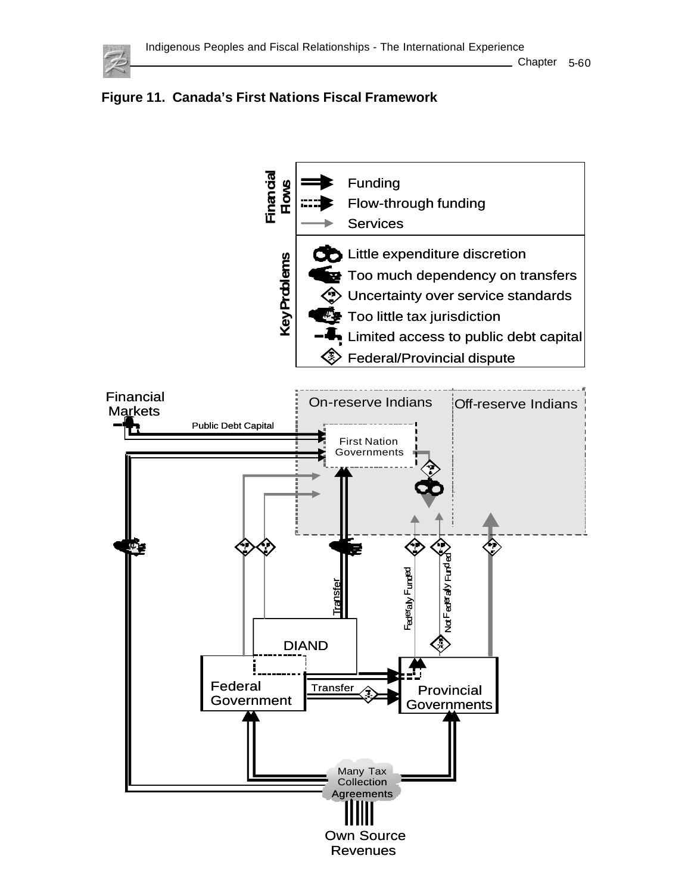**Figure 11. Canada's First Nations Fiscal Framework**

**Financial Flows**

- Funding
- Flow-through funding
- Services

**Key Problems**

- Little expenditure discretion
- Too much dependency on transfers
- Uncertainty over service standards
- Too little tax jurisdiction
- Limited access to public debt capital
- Federal/Provincial dispute

Financial Markets

Public Debt Capital

On-reserve Indians

Off-reserve Indians

First Nation Governments

Transfer

Federally Funded

Not Federally Funded

DIAND

Federal Government

Transfer

Provincial Governments

Many Tax Collection Agreements

Own Source Revenues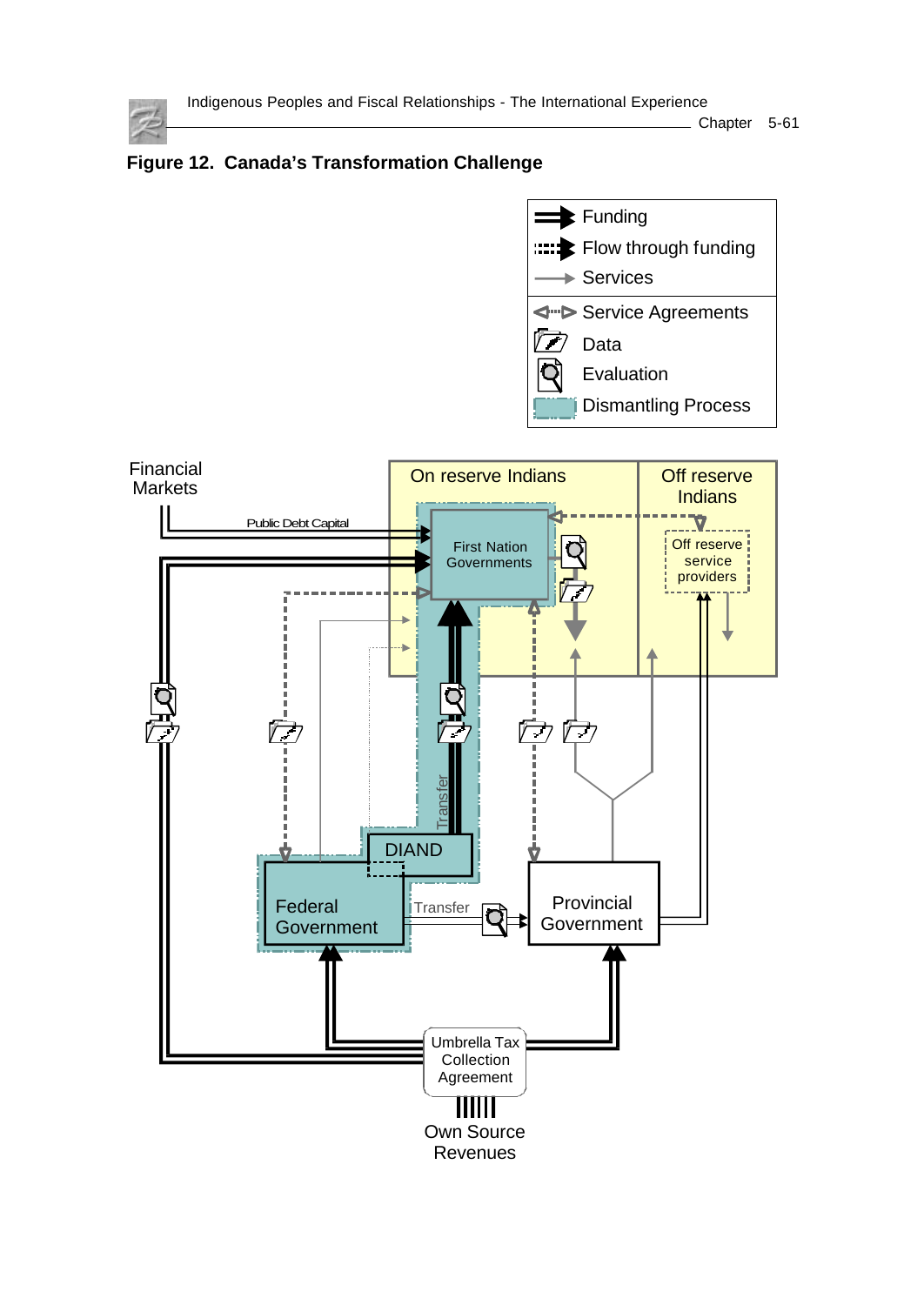**Figure 12. Canada's Transformation Challenge**

Funding
Flow through funding
Services
Service Agreements
Data
Evaluation
Dismantling Process

Financial Markets

Public Debt Capital

On reserve Indians

Off reserve Indians

First Nation Governments

Off reserve service providers

Transfer

DIAND

Federal Government

Transfer

Provincial Government

Umbrella Tax Collection Agreement

Own Source Revenues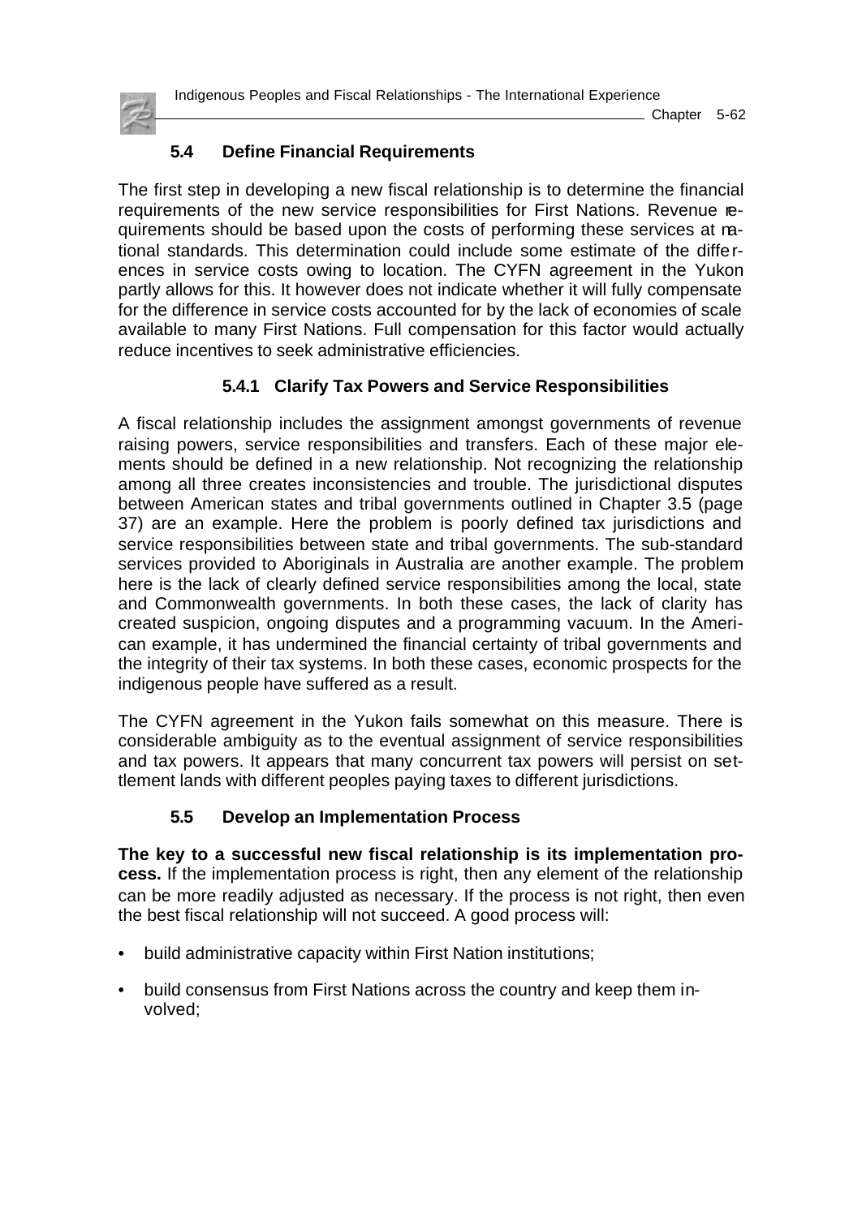## 5.4 Define Financial Requirements

The first step in developing a new fiscal relationship is to determine the financial requirements of the new service responsibilities for First Nations. Revenue requirements should be based upon the costs of performing these services at national standards. This determination could include some estimate of the differences in service costs owing to location. The CYFN agreement in the Yukon partly allows for this. It however does not indicate whether it will fully compensate for the difference in service costs accounted for by the lack of economies of scale available to many First Nations. Full compensation for this factor would actually reduce incentives to seek administrative efficiencies.

### 5.4.1 Clarify Tax Powers and Service Responsibilities

A fiscal relationship includes the assignment amongst governments of revenue raising powers, service responsibilities and transfers. Each of these major elements should be defined in a new relationship. Not recognizing the relationship among all three creates inconsistencies and trouble. The jurisdictional disputes between American states and tribal governments outlined in Chapter 3.5 (page 37) are an example. Here the problem is poorly defined tax jurisdictions and service responsibilities between state and tribal governments. The sub-standard services provided to Aboriginals in Australia are another example. The problem here is the lack of clearly defined service responsibilities among the local, state and Commonwealth governments. In both these cases, the lack of clarity has created suspicion, ongoing disputes and a programming vacuum. In the American example, it has undermined the financial certainty of tribal governments and the integrity of their tax systems. In both these cases, economic prospects for the indigenous people have suffered as a result.

The CYFN agreement in the Yukon fails somewhat on this measure. There is considerable ambiguity as to the eventual assignment of service responsibilities and tax powers. It appears that many concurrent tax powers will persist on settlement lands with different peoples paying taxes to different jurisdictions.

## 5.5 Develop an Implementation Process

**The key to a successful new fiscal relationship is its implementation process.** If the implementation process is right, then any element of the relationship can be more readily adjusted as necessary. If the process is not right, then even the best fiscal relationship will not succeed. A good process will:

- build administrative capacity within First Nation institutions;
- build consensus from First Nations across the country and keep them involved;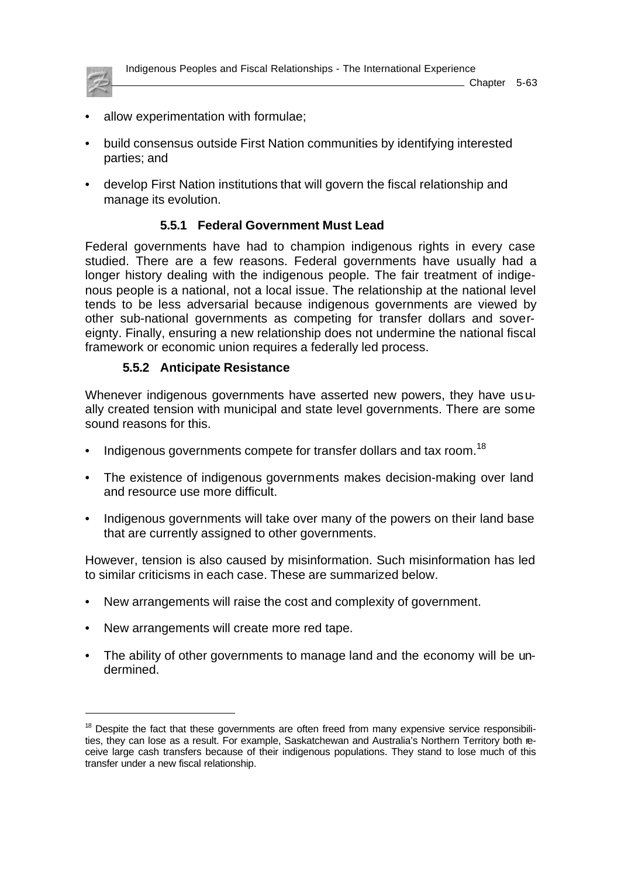- allow experimentation with formulae;
- build consensus outside First Nation communities by identifying interested parties; and
- develop First Nation institutions that will govern the fiscal relationship and manage its evolution.

### 5.5.1 Federal Government Must Lead

Federal governments have had to champion indigenous rights in every case studied. There are a few reasons. Federal governments have usually had a longer history dealing with the indigenous people. The fair treatment of indigenous people is a national, not a local issue. The relationship at the national level tends to be less adversarial because indigenous governments are viewed by other sub-national governments as competing for transfer dollars and sovereignty. Finally, ensuring a new relationship does not undermine the national fiscal framework or economic union requires a federally led process.

### 5.5.2 Anticipate Resistance

Whenever indigenous governments have asserted new powers, they have usually created tension with municipal and state level governments. There are some sound reasons for this.

- Indigenous governments compete for transfer dollars and tax room.[18]
- The existence of indigenous governments makes decision-making over land and resource use more difficult.
- Indigenous governments will take over many of the powers on their land base that are currently assigned to other governments.

However, tension is also caused by misinformation. Such misinformation has led to similar criticisms in each case. These are summarized below.

- New arrangements will raise the cost and complexity of government.
- New arrangements will create more red tape.
- The ability of other governments to manage land and the economy will be undermined.

---

[18] Despite the fact that these governments are often freed from many expensive service responsibilities, they can lose as a result. For example, Saskatchewan and Australia's Northern Territory both receive large cash transfers because of their indigenous populations. They stand to lose much of this transfer under a new fiscal relationship.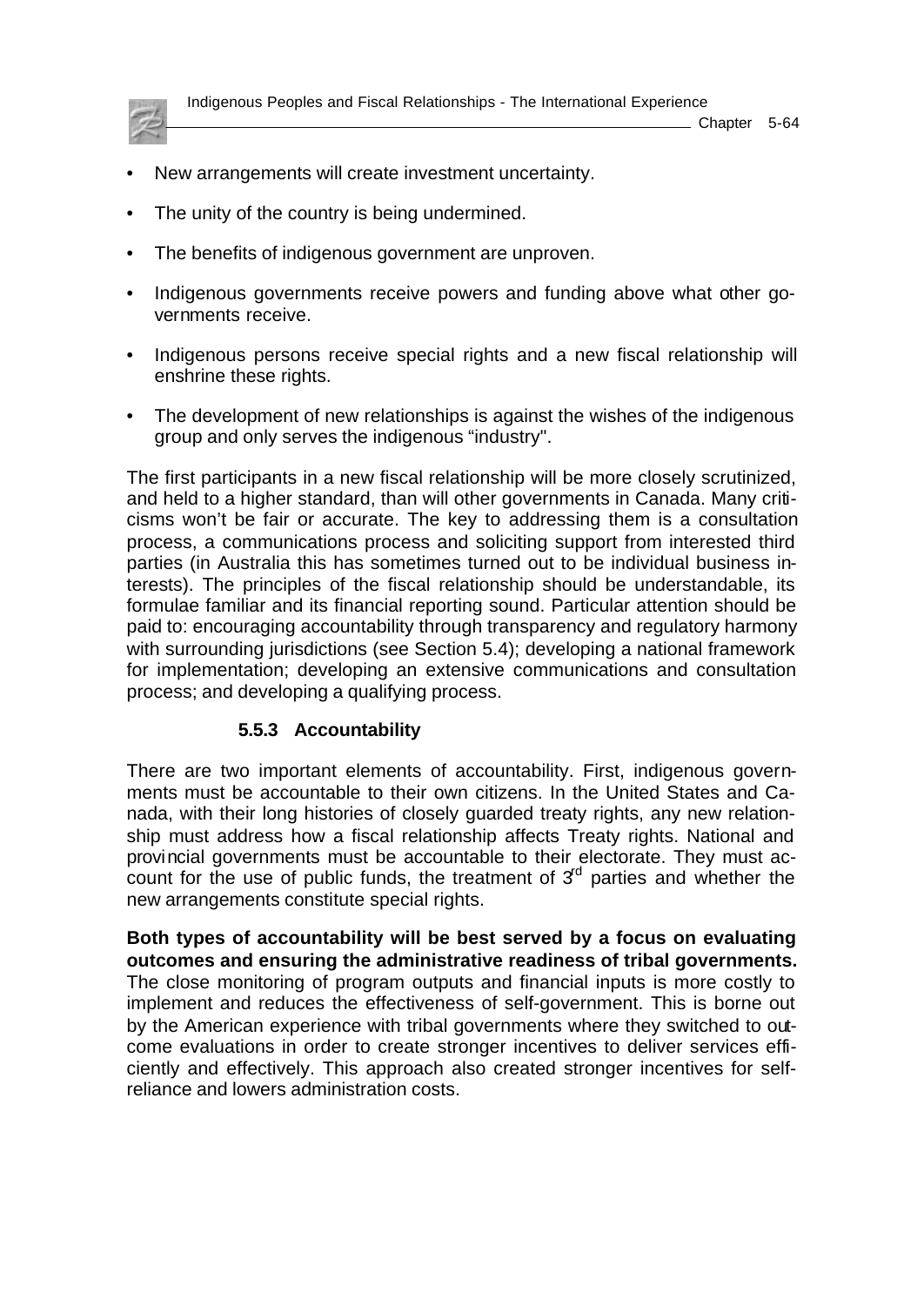- New arrangements will create investment uncertainty.
- The unity of the country is being undermined.
- The benefits of indigenous government are unproven.
- Indigenous governments receive powers and funding above what other governments receive.
- Indigenous persons receive special rights and a new fiscal relationship will enshrine these rights.
- The development of new relationships is against the wishes of the indigenous group and only serves the indigenous "industry".

The first participants in a new fiscal relationship will be more closely scrutinized, and held to a higher standard, than will other governments in Canada. Many criticisms won't be fair or accurate. The key to addressing them is a consultation process, a communications process and soliciting support from interested third parties (in Australia this has sometimes turned out to be individual business interests). The principles of the fiscal relationship should be understandable, its formulae familiar and its financial reporting sound. Particular attention should be paid to: encouraging accountability through transparency and regulatory harmony with surrounding jurisdictions (see Section 5.4); developing a national framework for implementation; developing an extensive communications and consultation process; and developing a qualifying process.

### 5.5.3 Accountability

There are two important elements of accountability. First, indigenous governments must be accountable to their own citizens. In the United States and Canada, with their long histories of closely guarded treaty rights, any new relationship must address how a fiscal relationship affects Treaty rights. National and provincial governments must be accountable to their electorate. They must account for the use of public funds, the treatment of 3rd parties and whether the new arrangements constitute special rights.

**Both types of accountability will be best served by a focus on evaluating outcomes and ensuring the administrative readiness of tribal governments.** The close monitoring of program outputs and financial inputs is more costly to implement and reduces the effectiveness of self-government. This is borne out by the American experience with tribal governments where they switched to outcome evaluations in order to create stronger incentives to deliver services efficiently and effectively. This approach also created stronger incentives for self-reliance and lowers administration costs.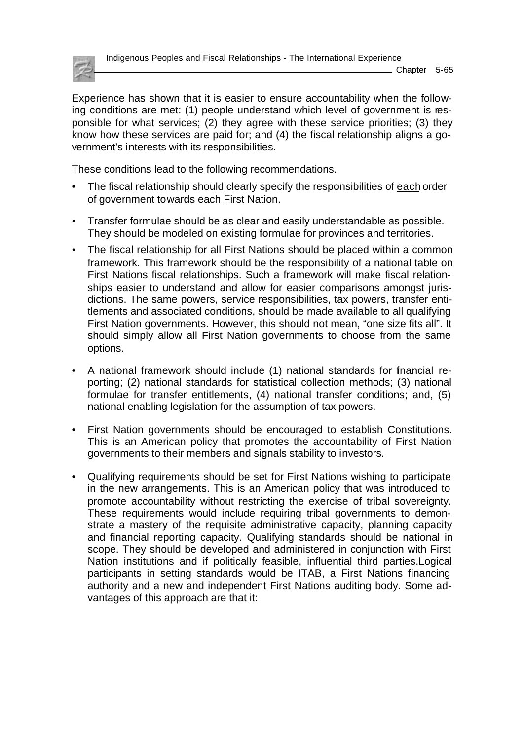Experience has shown that it is easier to ensure accountability when the following conditions are met: (1) people understand which level of government is responsible for what services; (2) they agree with these service priorities; (3) they know how these services are paid for; and (4) the fiscal relationship aligns a government's interests with its responsibilities.

These conditions lead to the following recommendations.

- The fiscal relationship should clearly specify the responsibilities of each order of government towards each First Nation.
- Transfer formulae should be as clear and easily understandable as possible. They should be modeled on existing formulae for provinces and territories.
- The fiscal relationship for all First Nations should be placed within a common framework. This framework should be the responsibility of a national table on First Nations fiscal relationships. Such a framework will make fiscal relationships easier to understand and allow for easier comparisons amongst jurisdictions. The same powers, service responsibilities, tax powers, transfer entitlements and associated conditions, should be made available to all qualifying First Nation governments. However, this should not mean, "one size fits all". It should simply allow all First Nation governments to choose from the same options.
- A national framework should include (1) national standards for financial reporting; (2) national standards for statistical collection methods; (3) national formulae for transfer entitlements, (4) national transfer conditions; and, (5) national enabling legislation for the assumption of tax powers.
- First Nation governments should be encouraged to establish Constitutions. This is an American policy that promotes the accountability of First Nation governments to their members and signals stability to investors.
- Qualifying requirements should be set for First Nations wishing to participate in the new arrangements. This is an American policy that was introduced to promote accountability without restricting the exercise of tribal sovereignty. These requirements would include requiring tribal governments to demonstrate a mastery of the requisite administrative capacity, planning capacity and financial reporting capacity. Qualifying standards should be national in scope. They should be developed and administered in conjunction with First Nation institutions and if politically feasible, influential third parties.Logical participants in setting standards would be ITAB, a First Nations financing authority and a new and independent First Nations auditing body. Some advantages of this approach are that it: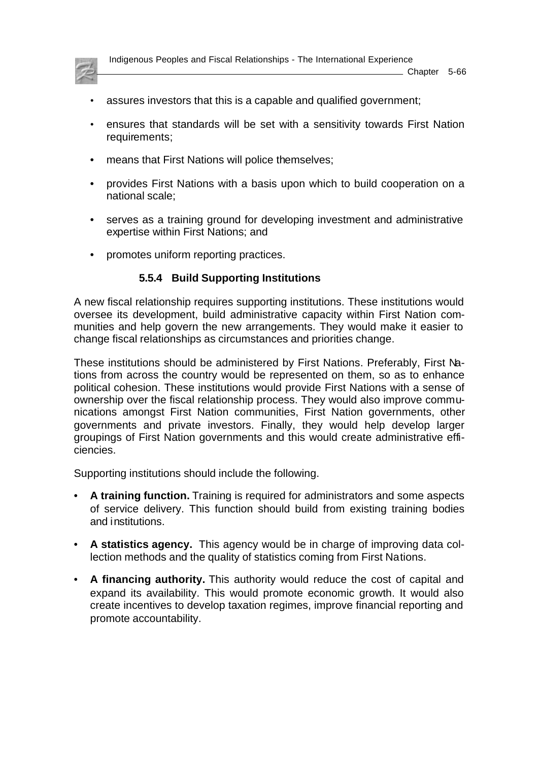- assures investors that this is a capable and qualified government;
- ensures that standards will be set with a sensitivity towards First Nation requirements;
- means that First Nations will police themselves;
- provides First Nations with a basis upon which to build cooperation on a national scale;
- serves as a training ground for developing investment and administrative expertise within First Nations; and
- promotes uniform reporting practices.

### 5.5.4 Build Supporting Institutions

A new fiscal relationship requires supporting institutions. These institutions would oversee its development, build administrative capacity within First Nation communities and help govern the new arrangements. They would make it easier to change fiscal relationships as circumstances and priorities change.

These institutions should be administered by First Nations. Preferably, First Nations from across the country would be represented on them, so as to enhance political cohesion. These institutions would provide First Nations with a sense of ownership over the fiscal relationship process. They would also improve communications amongst First Nation communities, First Nation governments, other governments and private investors. Finally, they would help develop larger groupings of First Nation governments and this would create administrative efficiencies.

Supporting institutions should include the following.

- **A training function.** Training is required for administrators and some aspects of service delivery. This function should build from existing training bodies and institutions.
- **A statistics agency.** This agency would be in charge of improving data collection methods and the quality of statistics coming from First Nations.
- **A financing authority.** This authority would reduce the cost of capital and expand its availability. This would promote economic growth. It would also create incentives to develop taxation regimes, improve financial reporting and promote accountability.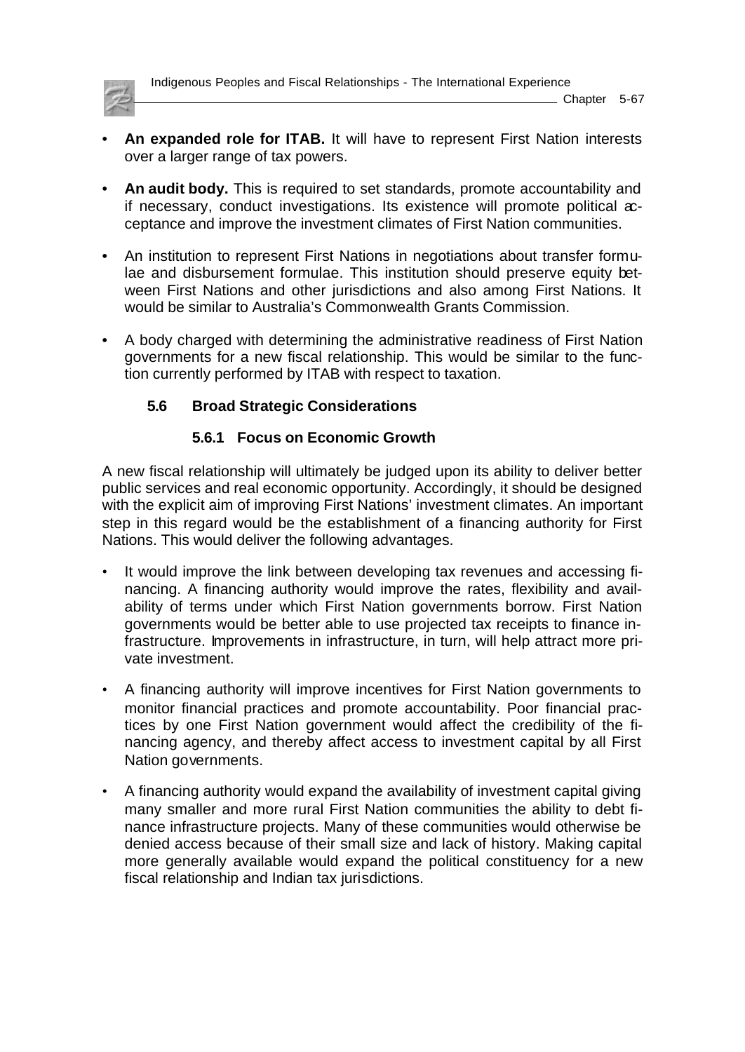- **An expanded role for ITAB.** It will have to represent First Nation interests over a larger range of tax powers.

- **An audit body.** This is required to set standards, promote accountability and if necessary, conduct investigations. Its existence will promote political acceptance and improve the investment climates of First Nation communities.

- An institution to represent First Nations in negotiations about transfer formulae and disbursement formulae. This institution should preserve equity between First Nations and other jurisdictions and also among First Nations. It would be similar to Australia's Commonwealth Grants Commission.

- A body charged with determining the administrative readiness of First Nation governments for a new fiscal relationship. This would be similar to the function currently performed by ITAB with respect to taxation.

## 5.6 Broad Strategic Considerations

### 5.6.1 Focus on Economic Growth

A new fiscal relationship will ultimately be judged upon its ability to deliver better public services and real economic opportunity. Accordingly, it should be designed with the explicit aim of improving First Nations' investment climates. An important step in this regard would be the establishment of a financing authority for First Nations. This would deliver the following advantages.

- It would improve the link between developing tax revenues and accessing financing. A financing authority would improve the rates, flexibility and availability of terms under which First Nation governments borrow. First Nation governments would be better able to use projected tax receipts to finance infrastructure. Improvements in infrastructure, in turn, will help attract more private investment.

- A financing authority will improve incentives for First Nation governments to monitor financial practices and promote accountability. Poor financial practices by one First Nation government would affect the credibility of the financing agency, and thereby affect access to investment capital by all First Nation governments.

- A financing authority would expand the availability of investment capital giving many smaller and more rural First Nation communities the ability to debt finance infrastructure projects. Many of these communities would otherwise be denied access because of their small size and lack of history. Making capital more generally available would expand the political constituency for a new fiscal relationship and Indian tax jurisdictions.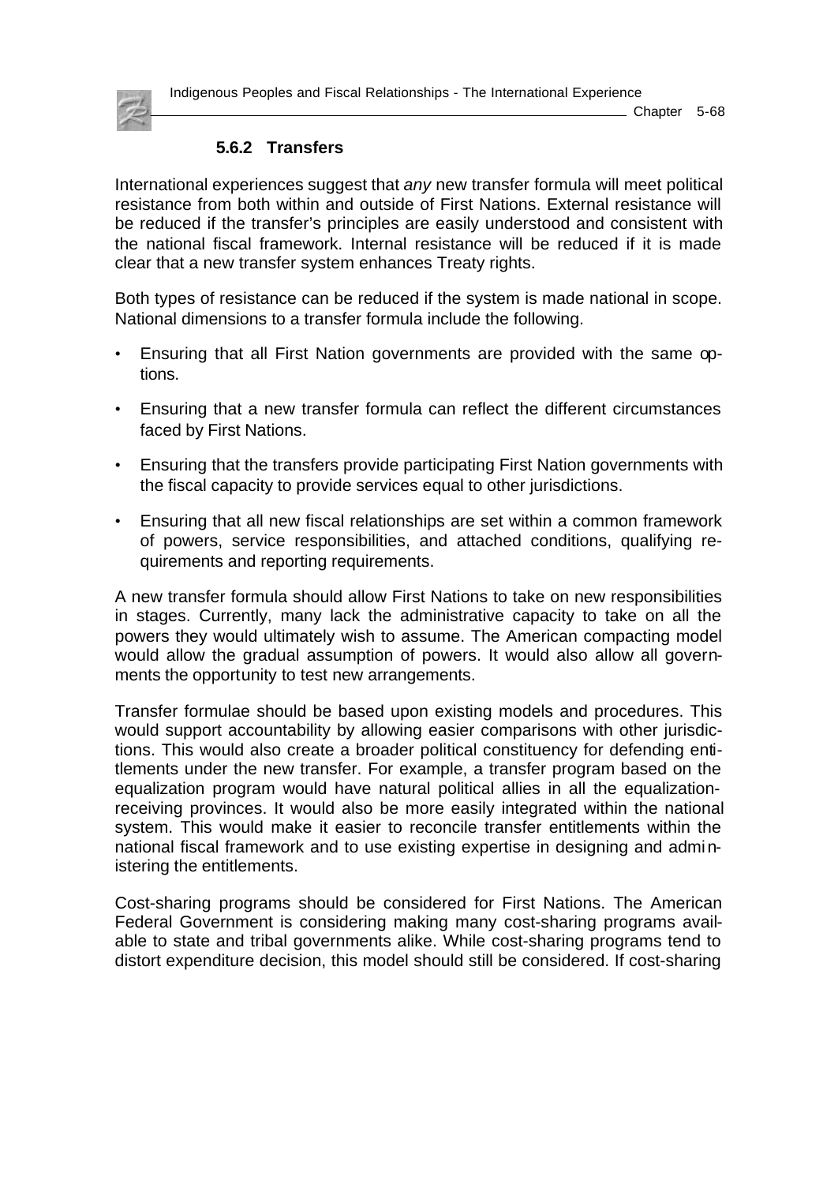### 5.6.2 Transfers

International experiences suggest that *any* new transfer formula will meet political resistance from both within and outside of First Nations. External resistance will be reduced if the transfer's principles are easily understood and consistent with the national fiscal framework. Internal resistance will be reduced if it is made clear that a new transfer system enhances Treaty rights.

Both types of resistance can be reduced if the system is made national in scope. National dimensions to a transfer formula include the following.

- Ensuring that all First Nation governments are provided with the same options.
- Ensuring that a new transfer formula can reflect the different circumstances faced by First Nations.
- Ensuring that the transfers provide participating First Nation governments with the fiscal capacity to provide services equal to other jurisdictions.
- Ensuring that all new fiscal relationships are set within a common framework of powers, service responsibilities, and attached conditions, qualifying requirements and reporting requirements.

A new transfer formula should allow First Nations to take on new responsibilities in stages. Currently, many lack the administrative capacity to take on all the powers they would ultimately wish to assume. The American compacting model would allow the gradual assumption of powers. It would also allow all governments the opportunity to test new arrangements.

Transfer formulae should be based upon existing models and procedures. This would support accountability by allowing easier comparisons with other jurisdictions. This would also create a broader political constituency for defending entitlements under the new transfer. For example, a transfer program based on the equalization program would have natural political allies in all the equalization-receiving provinces. It would also be more easily integrated within the national system. This would make it easier to reconcile transfer entitlements within the national fiscal framework and to use existing expertise in designing and administering the entitlements.

Cost-sharing programs should be considered for First Nations. The American Federal Government is considering making many cost-sharing programs available to state and tribal governments alike. While cost-sharing programs tend to distort expenditure decision, this model should still be considered. If cost-sharing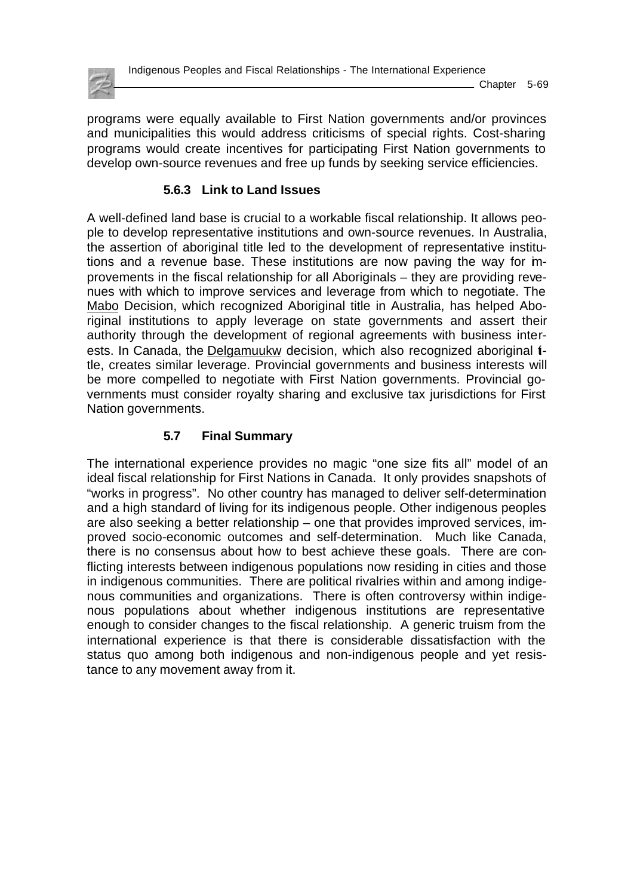programs were equally available to First Nation governments and/or provinces and municipalities this would address criticisms of special rights. Cost-sharing programs would create incentives for participating First Nation governments to develop own-source revenues and free up funds by seeking service efficiencies.

### 5.6.3 Link to Land Issues

A well-defined land base is crucial to a workable fiscal relationship. It allows people to develop representative institutions and own-source revenues. In Australia, the assertion of aboriginal title led to the development of representative institutions and a revenue base. These institutions are now paving the way for improvements in the fiscal relationship for all Aboriginals – they are providing revenues with which to improve services and leverage from which to negotiate. The Mabo Decision, which recognized Aboriginal title in Australia, has helped Aboriginal institutions to apply leverage on state governments and assert their authority through the development of regional agreements with business interests. In Canada, the Delgamuukw decision, which also recognized aboriginal title, creates similar leverage. Provincial governments and business interests will be more compelled to negotiate with First Nation governments. Provincial governments must consider royalty sharing and exclusive tax jurisdictions for First Nation governments.

## 5.7 Final Summary

The international experience provides no magic "one size fits all" model of an ideal fiscal relationship for First Nations in Canada. It only provides snapshots of "works in progress". No other country has managed to deliver self-determination and a high standard of living for its indigenous people. Other indigenous peoples are also seeking a better relationship – one that provides improved services, improved socio-economic outcomes and self-determination. Much like Canada, there is no consensus about how to best achieve these goals. There are conflicting interests between indigenous populations now residing in cities and those in indigenous communities. There are political rivalries within and among indigenous communities and organizations. There is often controversy within indigenous populations about whether indigenous institutions are representative enough to consider changes to the fiscal relationship. A generic truism from the international experience is that there is considerable dissatisfaction with the status quo among both indigenous and non-indigenous people and yet resistance to any movement away from it.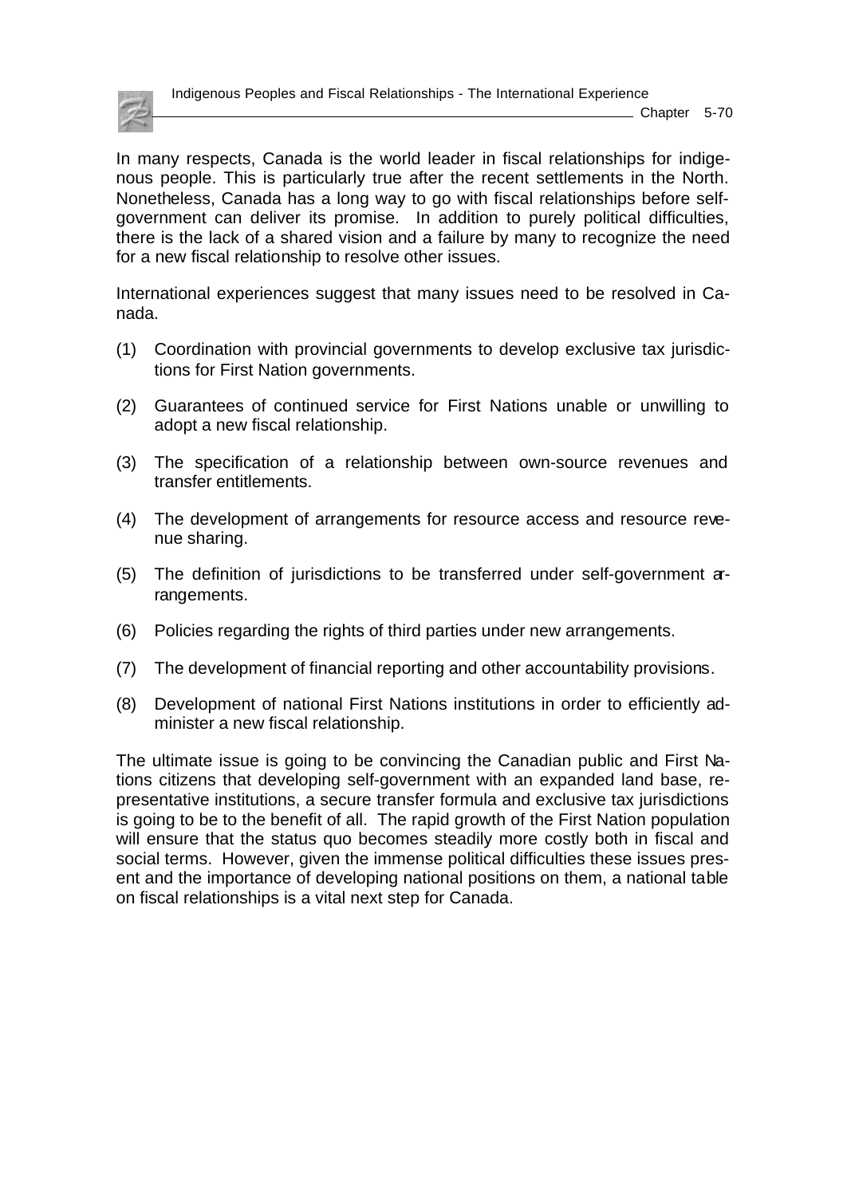In many respects, Canada is the world leader in fiscal relationships for indigenous people. This is particularly true after the recent settlements in the North. Nonetheless, Canada has a long way to go with fiscal relationships before self-government can deliver its promise. In addition to purely political difficulties, there is the lack of a shared vision and a failure by many to recognize the need for a new fiscal relationship to resolve other issues.

International experiences suggest that many issues need to be resolved in Canada.

(1) Coordination with provincial governments to develop exclusive tax jurisdictions for First Nation governments.

(2) Guarantees of continued service for First Nations unable or unwilling to adopt a new fiscal relationship.

(3) The specification of a relationship between own-source revenues and transfer entitlements.

(4) The development of arrangements for resource access and resource revenue sharing.

(5) The definition of jurisdictions to be transferred under self-government arrangements.

(6) Policies regarding the rights of third parties under new arrangements.

(7) The development of financial reporting and other accountability provisions.

(8) Development of national First Nations institutions in order to efficiently administer a new fiscal relationship.

The ultimate issue is going to be convincing the Canadian public and First Nations citizens that developing self-government with an expanded land base, representative institutions, a secure transfer formula and exclusive tax jurisdictions is going to be to the benefit of all. The rapid growth of the First Nation population will ensure that the status quo becomes steadily more costly both in fiscal and social terms. However, given the immense political difficulties these issues present and the importance of developing national positions on them, a national table on fiscal relationships is a vital next step for Canada.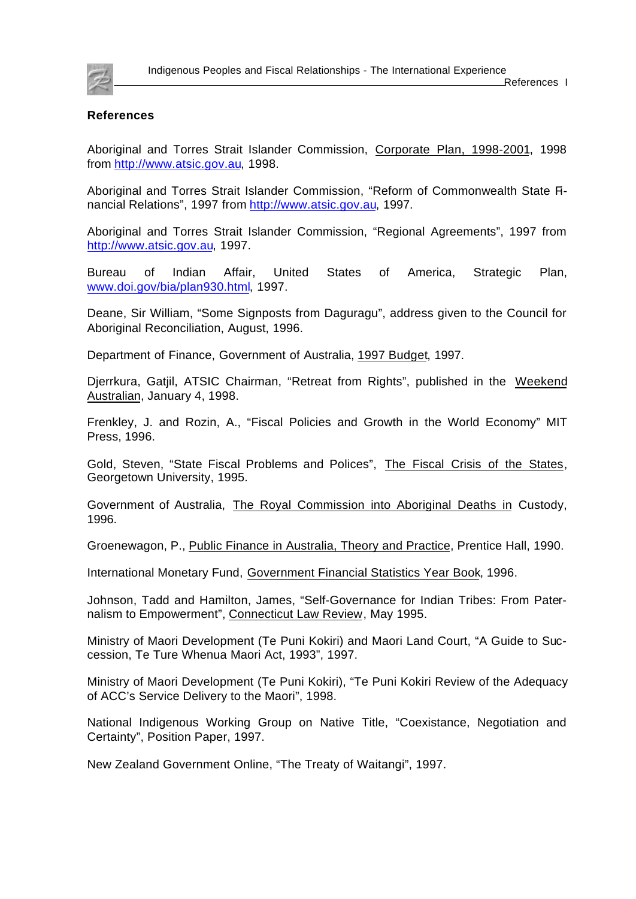## References

Aboriginal and Torres Strait Islander Commission, Corporate Plan, 1998-2001, 1998 from http://www.atsic.gov.au, 1998.

Aboriginal and Torres Strait Islander Commission, “Reform of Commonwealth State Financial Relations”, 1997 from http://www.atsic.gov.au, 1997.

Aboriginal and Torres Strait Islander Commission, “Regional Agreements”, 1997 from http://www.atsic.gov.au, 1997.

Bureau of Indian Affair, United States of America, Strategic Plan, www.doi.gov/bia/plan930.html, 1997.

Deane, Sir William, “Some Signposts from Daguragu”, address given to the Council for Aboriginal Reconciliation, August, 1996.

Department of Finance, Government of Australia, 1997 Budget, 1997.

Djerrkura, Gatjil, ATSIC Chairman, “Retreat from Rights”, published in the Weekend Australian, January 4, 1998.

Frenkley, J. and Rozin, A., “Fiscal Policies and Growth in the World Economy” MIT Press, 1996.

Gold, Steven, “State Fiscal Problems and Polices”, The Fiscal Crisis of the States, Georgetown University, 1995.

Government of Australia, The Royal Commission into Aboriginal Deaths in Custody, 1996.

Groenewagon, P., Public Finance in Australia, Theory and Practice, Prentice Hall, 1990.

International Monetary Fund, Government Financial Statistics Year Book, 1996.

Johnson, Tadd and Hamilton, James, “Self-Governance for Indian Tribes: From Paternalism to Empowerment”, Connecticut Law Review, May 1995.

Ministry of Maori Development (Te Puni Kokiri) and Maori Land Court, “A Guide to Succession, Te Ture Whenua Maori Act, 1993”, 1997.

Ministry of Maori Development (Te Puni Kokiri), “Te Puni Kokiri Review of the Adequacy of ACC’s Service Delivery to the Maori”, 1998.

National Indigenous Working Group on Native Title, “Coexistance, Negotiation and Certainty”, Position Paper, 1997.

New Zealand Government Online, “The Treaty of Waitangi”, 1997.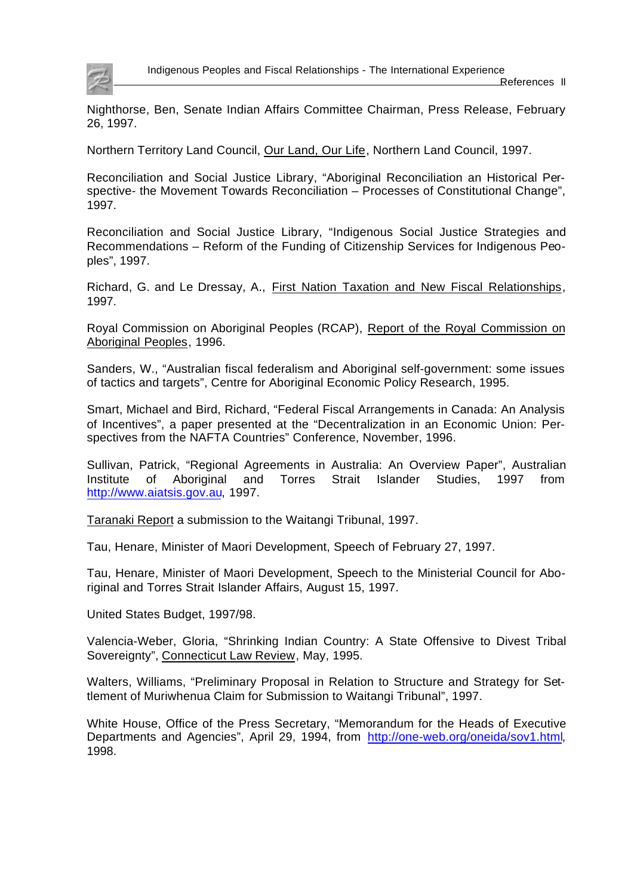Nighthorse, Ben, Senate Indian Affairs Committee Chairman, Press Release, February 26, 1997.

Northern Territory Land Council, Our Land, Our Life, Northern Land Council, 1997.

Reconciliation and Social Justice Library, “Aboriginal Reconciliation an Historical Perspective- the Movement Towards Reconciliation – Processes of Constitutional Change”, 1997.

Reconciliation and Social Justice Library, “Indigenous Social Justice Strategies and Recommendations – Reform of the Funding of Citizenship Services for Indigenous Peoples”, 1997.

Richard, G. and Le Dressay, A., First Nation Taxation and New Fiscal Relationships, 1997.

Royal Commission on Aboriginal Peoples (RCAP), Report of the Royal Commission on Aboriginal Peoples, 1996.

Sanders, W., “Australian fiscal federalism and Aboriginal self-government: some issues of tactics and targets”, Centre for Aboriginal Economic Policy Research, 1995.

Smart, Michael and Bird, Richard, “Federal Fiscal Arrangements in Canada: An Analysis of Incentives”, a paper presented at the “Decentralization in an Economic Union: Perspectives from the NAFTA Countries” Conference, November, 1996.

Sullivan, Patrick, “Regional Agreements in Australia: An Overview Paper”, Australian Institute of Aboriginal and Torres Strait Islander Studies, 1997 from http://www.aiatsis.gov.au, 1997.

Taranaki Report a submission to the Waitangi Tribunal, 1997.

Tau, Henare, Minister of Maori Development, Speech of February 27, 1997.

Tau, Henare, Minister of Maori Development, Speech to the Ministerial Council for Aboriginal and Torres Strait Islander Affairs, August 15, 1997.

United States Budget, 1997/98.

Valencia-Weber, Gloria, “Shrinking Indian Country: A State Offensive to Divest Tribal Sovereignty”, Connecticut Law Review, May, 1995.

Walters, Williams, “Preliminary Proposal in Relation to Structure and Strategy for Settlement of Muriwhenua Claim for Submission to Waitangi Tribunal”, 1997.

White House, Office of the Press Secretary, “Memorandum for the Heads of Executive Departments and Agencies”, April 29, 1994, from http://one-web.org/oneida/sov1.html, 1998.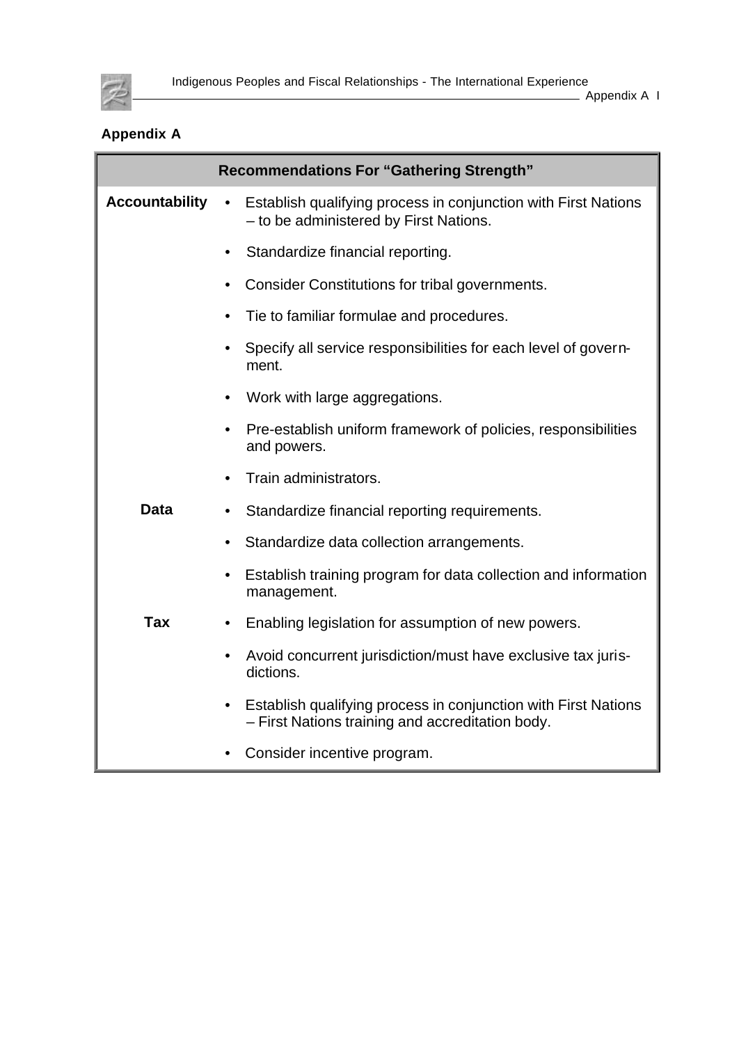## Appendix A

| Recommendations For "Gathering Strength" | |
|---|---|
| **Accountability** | • Establish qualifying process in conjunction with First Nations – to be administered by First Nations. |
| | • Standardize financial reporting. |
| | • Consider Constitutions for tribal governments. |
| | • Tie to familiar formulae and procedures. |
| | • Specify all service responsibilities for each level of government. |
| | • Work with large aggregations. |
| | • Pre-establish uniform framework of policies, responsibilities and powers. |
| | • Train administrators. |
| **Data** | • Standardize financial reporting requirements. |
| | • Standardize data collection arrangements. |
| | • Establish training program for data collection and information management. |
| **Tax** | • Enabling legislation for assumption of new powers. |
| | • Avoid concurrent jurisdiction/must have exclusive tax jurisdictions. |
| | • Establish qualifying process in conjunction with First Nations – First Nations training and accreditation body. |
| | • Consider incentive program. |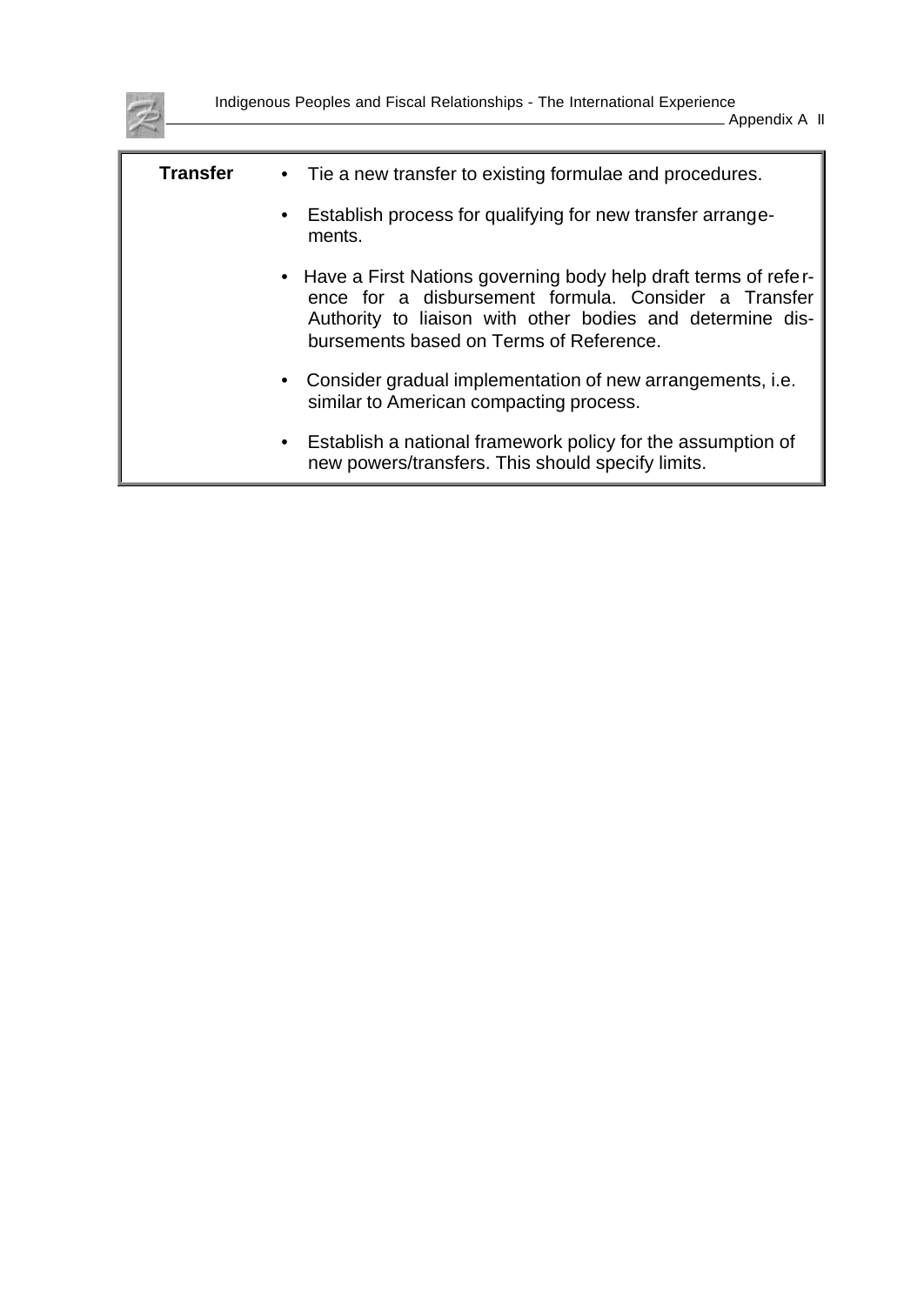| Transfer | • Tie a new transfer to existing formulae and procedures.<br>• Establish process for qualifying for new transfer arrangements.<br>• Have a First Nations governing body help draft terms of reference for a disbursement formula. Consider a Transfer Authority to liaison with other bodies and determine disbursements based on Terms of Reference.<br>• Consider gradual implementation of new arrangements, i.e. similar to American compacting process.<br>• Establish a national framework policy for the assumption of new powers/transfers. This should specify limits. |
|---|---|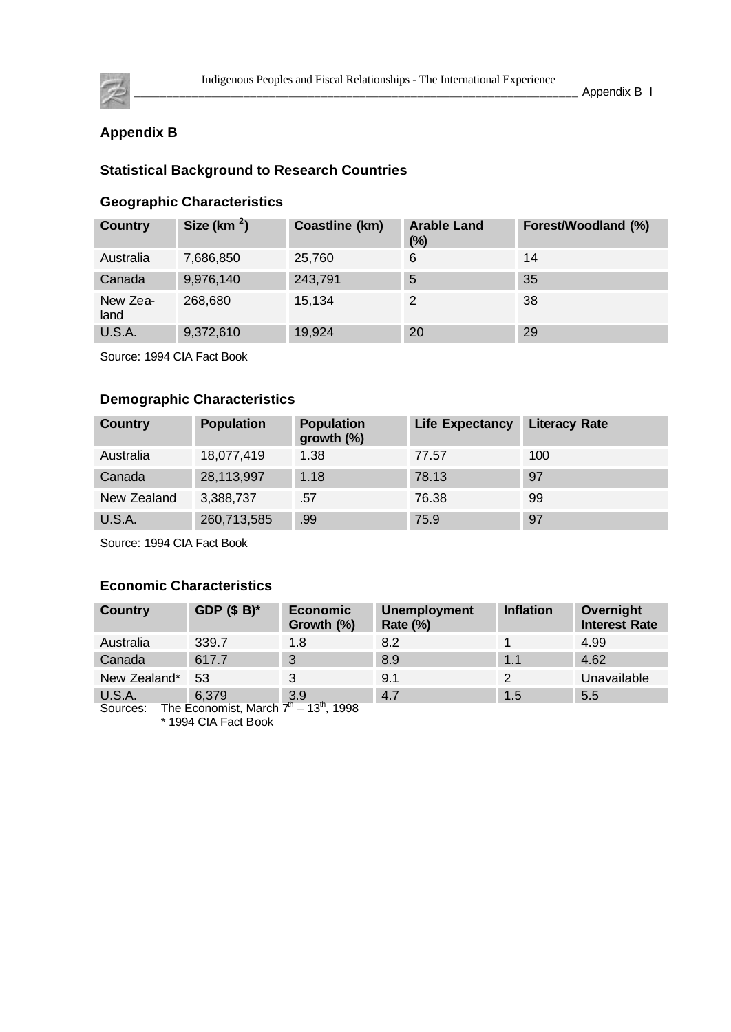## Appendix B

### Statistical Background to Research Countries

#### Geographic Characteristics

| Country | Size (km $^2$) | Coastline (km) | Arable Land (%) | Forest/Woodland (%) |
|---|---|---|---|---|
| Australia | 7,686,850 | 25,760 | 6 | 14 |
| Canada | 9,976,140 | 243,791 | 5 | 35 |
| New Zealand | 268,680 | 15,134 | 2 | 38 |
| U.S.A. | 9,372,610 | 19,924 | 20 | 29 |

Source: 1994 CIA Fact Book

#### Demographic Characteristics

| Country | Population | Population growth (%) | Life Expectancy | Literacy Rate |
|---|---|---|---|---|
| Australia | 18,077,419 | 1.38 | 77.57 | 100 |
| Canada | 28,113,997 | 1.18 | 78.13 | 97 |
| New Zealand | 3,388,737 | .57 | 76.38 | 99 |
| U.S.A. | 260,713,585 | .99 | 75.9 | 97 |

Source: 1994 CIA Fact Book

#### Economic Characteristics

| Country | GDP ($ B)* | Economic Growth (%) | Unemployment Rate (%) | Inflation | Overnight Interest Rate |
|---|---|---|---|---|---|
| Australia | 339.7 | 1.8 | 8.2 | 1 | 4.99 |
| Canada | 617.7 | 3 | 8.9 | 1.1 | 4.62 |
| New Zealand* | 53 | 3 | 9.1 | 2 | Unavailable |
| U.S.A. | 6,379 | 3.9 | 4.7 | 1.5 | 5.5 |

Sources: The Economist, March 7th – 13th, 1998
\* 1994 CIA Fact Book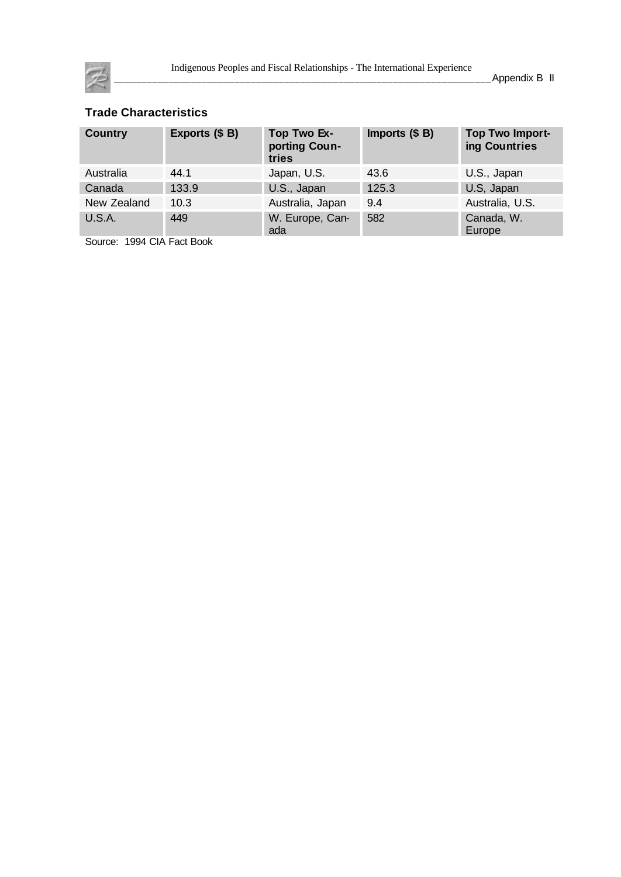## Trade Characteristics

| Country | Exports ($ B) | Top Two Exporting Countries | Imports ($ B) | Top Two Importing Countries |
|---|---|---|---|---|
| Australia | 44.1 | Japan, U.S. | 43.6 | U.S., Japan |
| Canada | 133.9 | U.S., Japan | 125.3 | U.S, Japan |
| New Zealand | 10.3 | Australia, Japan | 9.4 | Australia, U.S. |
| U.S.A. | 449 | W. Europe, Canada | 582 | Canada, W. Europe |

Source: 1994 CIA Fact Book